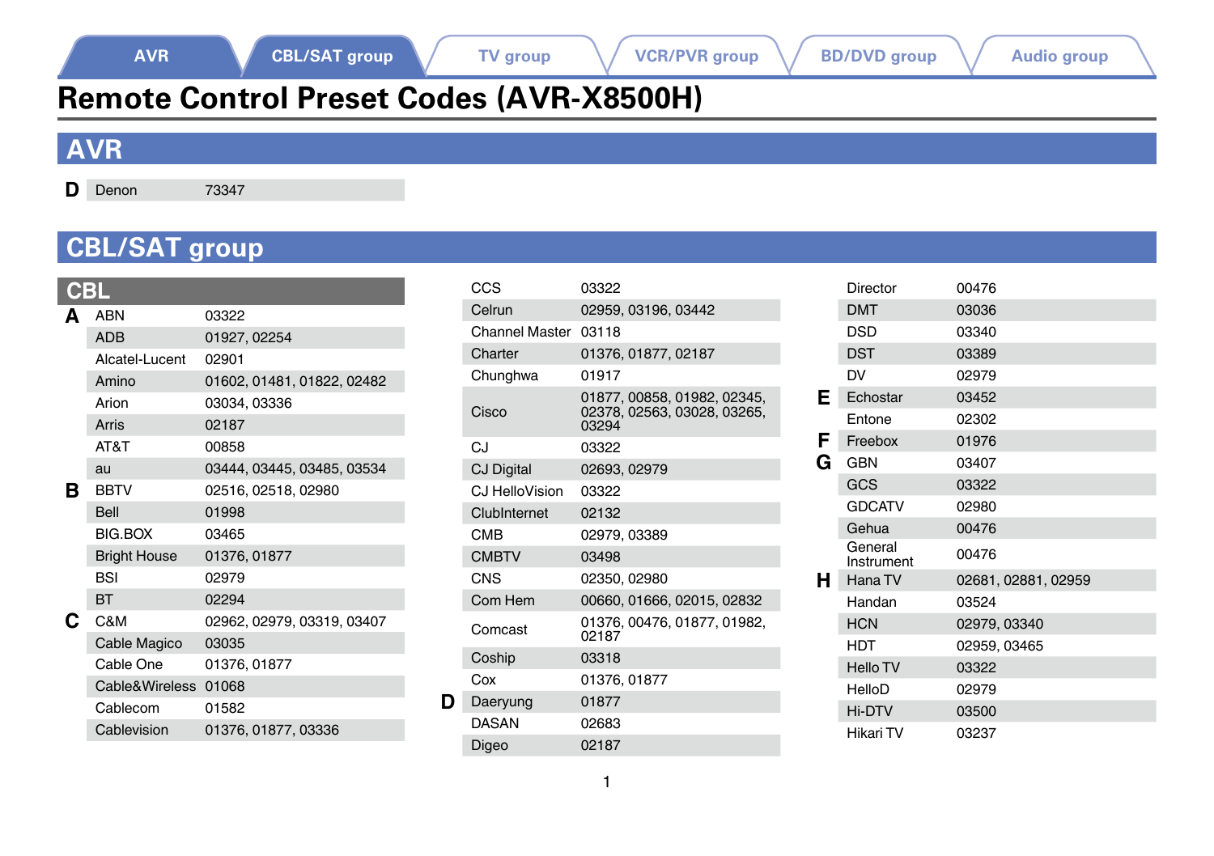AVR | CBL/SAT group | TV group | VCR/PVR group | BD/DVD group | Audio group

# Remote Control Preset Codes (AVR-X8500H)

## AVR

| | Brand | Code |
|---|---|---|
| D | Denon | 73347 |

## CBL/SAT group

### CBL

| | Brand | Code |
|---|---|---|
| A | ABN | 03322 |
| | ADB | 01927, 02254 |
| | Alcatel-Lucent | 02901 |
| | Amino | 01602, 01481, 01822, 02482 |
| | Arion | 03034, 03336 |
| | Arris | 02187 |
| | AT&T | 00858 |
| | au | 03444, 03445, 03485, 03534 |
| B | BBTV | 02516, 02518, 02980 |
| | Bell | 01998 |
| | BIG.BOX | 03465 |
| | Bright House | 01376, 01877 |
| | BSI | 02979 |
| | BT | 02294 |
| C | C&M | 02962, 02979, 03319, 03407 |
| | Cable Magico | 03035 |
| | Cable One | 01376, 01877 |
| | Cable&Wireless | 01068 |
| | Cablecom | 01582 |
| | Cablevision | 01376, 01877, 03336 |
| | CCS | 03322 |
| | Celrun | 02959, 03196, 03442 |
| | Channel Master | 03118 |
| | Charter | 01376, 01877, 02187 |
| | Chunghwa | 01917 |
| | Cisco | 01877, 00858, 01982, 02345, 02378, 02563, 03028, 03265, 03294 |
| | CJ | 03322 |
| | CJ Digital | 02693, 02979 |
| | CJ HelloVision | 03322 |
| | ClubInternet | 02132 |
| | CMB | 02979, 03389 |
| | CMBTV | 03498 |
| | CNS | 02350, 02980 |
| | Com Hem | 00660, 01666, 02015, 02832 |
| | Comcast | 01376, 00476, 01877, 01982, 02187 |
| | Coship | 03318 |
| | Cox | 01376, 01877 |
| D | Daeryung | 01877 |
| | DASAN | 02683 |
| | Digeo | 02187 |
| | Director | 00476 |
| | DMT | 03036 |
| | DSD | 03340 |
| | DST | 03389 |
| | DV | 02979 |
| E | Echostar | 03452 |
| | Entone | 02302 |
| F | Freebox | 01976 |
| G | GBN | 03407 |
| | GCS | 03322 |
| | GDCATV | 02980 |
| | Gehua | 00476 |
| | General Instrument | 00476 |
| H | Hana TV | 02681, 02881, 02959 |
| | Handan | 03524 |
| | HCN | 02979, 03340 |
| | HDT | 02959, 03465 |
| | Hello TV | 03322 |
| | HelloD | 02979 |
| | Hi-DTV | 03500 |
| | Hikari TV | 03237 |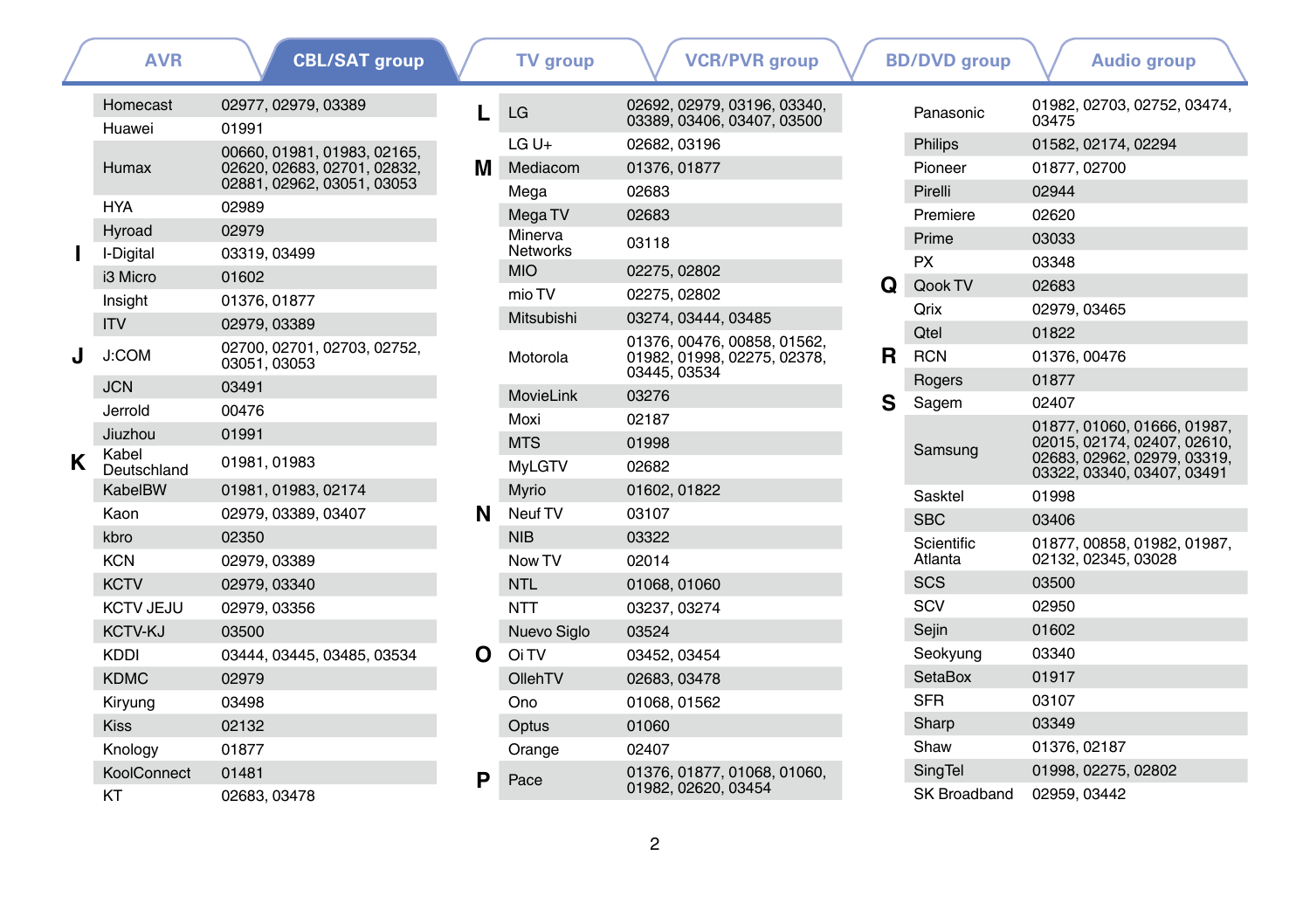AVR | **CBL/SAT group** | TV group | VCR/PVR group | BD/DVD group | Audio group

| | Brand | Code |
|---|---|---|
| | Homecast | 02977, 02979, 03389 |
| | Huawei | 01991 |
| | Humax | 00660, 01981, 01983, 02165, 02620, 02683, 02701, 02832, 02881, 02962, 03051, 03053 |
| | HYA | 02989 |
| | Hyroad | 02979 |
| I | I-Digital | 03319, 03499 |
| | i3 Micro | 01602 |
| | Insight | 01376, 01877 |
| | ITV | 02979, 03389 |
| J | J:COM | 02700, 02701, 02703, 02752, 03051, 03053 |
| | JCN | 03491 |
| | Jerrold | 00476 |
| | Jiuzhou | 01991 |
| K | Kabel Deutschland | 01981, 01983 |
| | KabelBW | 01981, 01983, 02174 |
| | Kaon | 02979, 03389, 03407 |
| | kbro | 02350 |
| | KCN | 02979, 03389 |
| | KCTV | 02979, 03340 |
| | KCTV JEJU | 02979, 03356 |
| | KCTV-KJ | 03500 |
| | KDDI | 03444, 03445, 03485, 03534 |
| | KDMC | 02979 |
| | Kiryung | 03498 |
| | Kiss | 02132 |
| | Knology | 01877 |
| | KoolConnect | 01481 |
| | KT | 02683, 03478 |
| L | LG | 02692, 02979, 03196, 03340, 03389, 03406, 03407, 03500 |
| | LG U+ | 02682, 03196 |
| M | Mediacom | 01376, 01877 |
| | Mega | 02683 |
| | Mega TV | 02683 |
| | Minerva Networks | 03118 |
| | MIO | 02275, 02802 |
| | mio TV | 02275, 02802 |
| | Mitsubishi | 03274, 03444, 03485 |
| | Motorola | 01376, 00476, 00858, 01562, 01982, 01998, 02275, 02378, 03445, 03534 |
| | MovieLink | 03276 |
| | Moxi | 02187 |
| | MTS | 01998 |
| | MyLGTV | 02682 |
| | Myrio | 01602, 01822 |
| N | Neuf TV | 03107 |
| | NIB | 03322 |
| | Now TV | 02014 |
| | NTL | 01068, 01060 |
| | NTT | 03237, 03274 |
| | Nuevo Siglo | 03524 |
| O | Oi TV | 03452, 03454 |
| | OllehTV | 02683, 03478 |
| | Ono | 01068, 01562 |
| | Optus | 01060 |
| | Orange | 02407 |
| P | Pace | 01376, 01877, 01068, 01060, 01982, 02620, 03454 |
| | Panasonic | 01982, 02703, 02752, 03474, 03475 |
| | Philips | 01582, 02174, 02294 |
| | Pioneer | 01877, 02700 |
| | Pirelli | 02944 |
| | Premiere | 02620 |
| | Prime | 03033 |
| | PX | 03348 |
| Q | Qook TV | 02683 |
| | Qrix | 02979, 03465 |
| | Qtel | 01822 |
| R | RCN | 01376, 00476 |
| | Rogers | 01877 |
| S | Sagem | 02407 |
| | Samsung | 01877, 01060, 01666, 01987, 02015, 02174, 02407, 02610, 02683, 02962, 02979, 03319, 03322, 03340, 03407, 03491 |
| | Sasktel | 01998 |
| | SBC | 03406 |
| | Scientific Atlanta | 01877, 00858, 01982, 01987, 02132, 02345, 03028 |
| | SCS | 03500 |
| | SCV | 02950 |
| | Sejin | 01602 |
| | Seokyung | 03340 |
| | SetaBox | 01917 |
| | SFR | 03107 |
| | Sharp | 03349 |
| | Shaw | 01376, 02187 |
| | SingTel | 01998, 02275, 02802 |
| | SK Broadband | 02959, 03442 |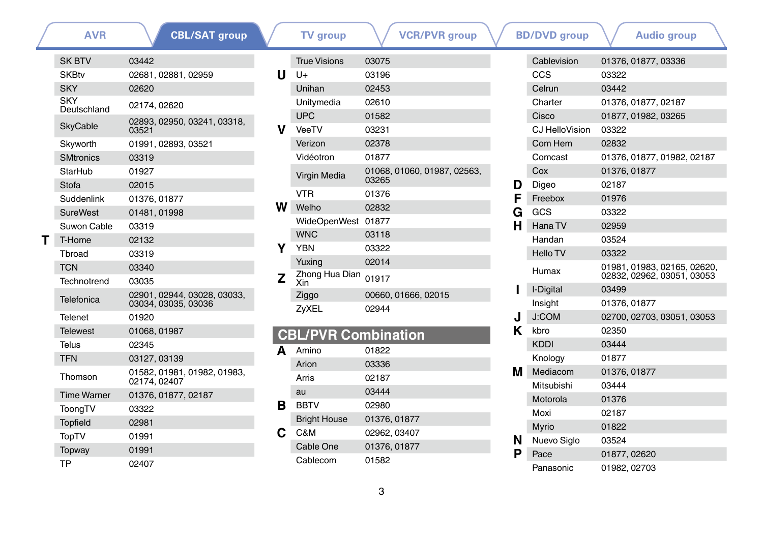AVR | **CBL/SAT group** | TV group | VCR/PVR group | BD/DVD group | Audio group

| | Brand | Code |
|---|---|---|
| | SK BTV | 03442 |
| | SKBtv | 02681, 02881, 02959 |
| | SKY | 02620 |
| | SKY Deutschland | 02174, 02620 |
| | SkyCable | 02893, 02950, 03241, 03318, 03521 |
| | Skyworth | 01991, 02893, 03521 |
| | SMtronics | 03319 |
| | StarHub | 01927 |
| | Stofa | 02015 |
| | Suddenlink | 01376, 01877 |
| | SureWest | 01481, 01998 |
| | Suwon Cable | 03319 |
| **T** | T-Home | 02132 |
| | Tbroad | 03319 |
| | TCN | 03340 |
| | Technotrend | 03035 |
| | Telefonica | 02901, 02944, 03028, 03033, 03034, 03035, 03036 |
| | Telenet | 01920 |
| | Telewest | 01068, 01987 |
| | Telus | 02345 |
| | TFN | 03127, 03139 |
| | Thomson | 01582, 01981, 01982, 01983, 02174, 02407 |
| | Time Warner | 01376, 01877, 02187 |
| | ToongTV | 03322 |
| | Topfield | 02981 |
| | TopTV | 01991 |
| | Topway | 01991 |
| | TP | 02407 |
| | True Visions | 03075 |
| **U** | U+ | 03196 |
| | Unihan | 02453 |
| | Unitymedia | 02610 |
| | UPC | 01582 |
| **V** | VeeTV | 03231 |
| | Verizon | 02378 |
| | Vidéotron | 01877 |
| | Virgin Media | 01068, 01060, 01987, 02563, 03265 |
| | VTR | 01376 |
| **W** | Welho | 02832 |
| | WideOpenWest | 01877 |
| | WNC | 03118 |
| **Y** | YBN | 03322 |
| | Yuxing | 02014 |
| **Z** | Zhong Hua Dian Xin | 01917 |
| | Ziggo | 00660, 01666, 02015 |
| | ZyXEL | 02944 |

## CBL/PVR Combination

| | Brand | Code |
|---|---|---|
| **A** | Amino | 01822 |
| | Arion | 03336 |
| | Arris | 02187 |
| | au | 03444 |
| **B** | BBTV | 02980 |
| | Bright House | 01376, 01877 |
| **C** | C&M | 02962, 03407 |
| | Cable One | 01376, 01877 |
| | Cablecom | 01582 |
| | Cablevision | 01376, 01877, 03336 |
| | CCS | 03322 |
| | Celrun | 03442 |
| | Charter | 01376, 01877, 02187 |
| | Cisco | 01877, 01982, 03265 |
| | CJ HelloVision | 03322 |
| | Com Hem | 02832 |
| | Comcast | 01376, 01877, 01982, 02187 |
| | Cox | 01376, 01877 |
| **D** | Digeo | 02187 |
| **F** | Freebox | 01976 |
| **G** | GCS | 03322 |
| **H** | Hana TV | 02959 |
| | Handan | 03524 |
| | Hello TV | 03322 |
| | Humax | 01981, 01983, 02165, 02620, 02832, 02962, 03051, 03053 |
| **I** | I-Digital | 03499 |
| | Insight | 01376, 01877 |
| **J** | J:COM | 02700, 02703, 03051, 03053 |
| **K** | kbro | 02350 |
| | KDDI | 03444 |
| | Knology | 01877 |
| **M** | Mediacom | 01376, 01877 |
| | Mitsubishi | 03444 |
| | Motorola | 01376 |
| | Moxi | 02187 |
| | Myrio | 01822 |
| **N** | Nuevo Siglo | 03524 |
| **P** | Pace | 01877, 02620 |
| | Panasonic | 01982, 02703 |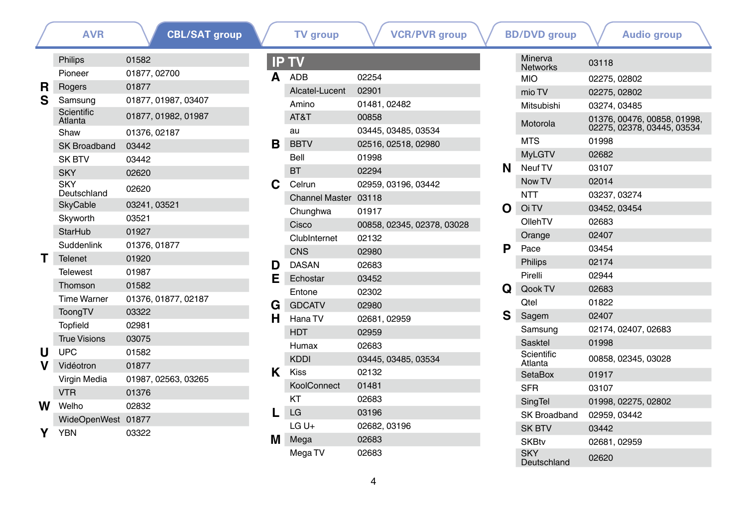AVR | **CBL/SAT group** | TV group | VCR/PVR group | BD/DVD group | Audio group

| | | |
|---|---|---|
| | Philips | 01582 |
| | Pioneer | 01877, 02700 |
| **R** | Rogers | 01877 |
| **S** | Samsung | 01877, 01987, 03407 |
| | Scientific Atlanta | 01877, 01982, 01987 |
| | Shaw | 01376, 02187 |
| | SK Broadband | 03442 |
| | SK BTV | 03442 |
| | SKY | 02620 |
| | SKY Deutschland | 02620 |
| | SkyCable | 03241, 03521 |
| | Skyworth | 03521 |
| | StarHub | 01927 |
| | Suddenlink | 01376, 01877 |
| **T** | Telenet | 01920 |
| | Telewest | 01987 |
| | Thomson | 01582 |
| | Time Warner | 01376, 01877, 02187 |
| | ToongTV | 03322 |
| | Topfield | 02981 |
| | True Visions | 03075 |
| **U** | UPC | 01582 |
| **V** | Vidéotron | 01877 |
| | Virgin Media | 01987, 02563, 03265 |
| | VTR | 01376 |
| **W** | Welho | 02832 |
| | WideOpenWest | 01877 |
| **Y** | YBN | 03322 |

## IP TV

| | | |
|---|---|---|
| **A** | ADB | 02254 |
| | Alcatel-Lucent | 02901 |
| | Amino | 01481, 02482 |
| | AT&T | 00858 |
| | au | 03445, 03485, 03534 |
| **B** | BBTV | 02516, 02518, 02980 |
| | Bell | 01998 |
| | BT | 02294 |
| **C** | Celrun | 02959, 03196, 03442 |
| | Channel Master | 03118 |
| | Chunghwa | 01917 |
| | Cisco | 00858, 02345, 02378, 03028 |
| | ClubInternet | 02132 |
| | CNS | 02980 |
| **D** | DASAN | 02683 |
| **E** | Echostar | 03452 |
| | Entone | 02302 |
| **G** | GDCATV | 02980 |
| **H** | Hana TV | 02681, 02959 |
| | HDT | 02959 |
| | Humax | 02683 |
| | KDDI | 03445, 03485, 03534 |
| **K** | Kiss | 02132 |
| | KoolConnect | 01481 |
| | KT | 02683 |
| **L** | LG | 03196 |
| | LG U+ | 02682, 03196 |
| **M** | Mega | 02683 |
| | Mega TV | 02683 |
| | Minerva Networks | 03118 |
| | MIO | 02275, 02802 |
| | mio TV | 02275, 02802 |
| | Mitsubishi | 03274, 03485 |
| | Motorola | 01376, 00476, 00858, 01998, 02275, 02378, 03445, 03534 |
| | MTS | 01998 |
| | MyLGTV | 02682 |
| **N** | Neuf TV | 03107 |
| | Now TV | 02014 |
| | NTT | 03237, 03274 |
| **O** | Oi TV | 03452, 03454 |
| | OllehTV | 02683 |
| | Orange | 02407 |
| **P** | Pace | 03454 |
| | Philips | 02174 |
| | Pirelli | 02944 |
| **Q** | Qook TV | 02683 |
| | Qtel | 01822 |
| **S** | Sagem | 02407 |
| | Samsung | 02174, 02407, 02683 |
| | Sasktel | 01998 |
| | Scientific Atlanta | 00858, 02345, 03028 |
| | SetaBox | 01917 |
| | SFR | 03107 |
| | SingTel | 01998, 02275, 02802 |
| | SK Broadband | 02959, 03442 |
| | SK BTV | 03442 |
| | SKBtv | 02681, 02959 |
| | SKY Deutschland | 02620 |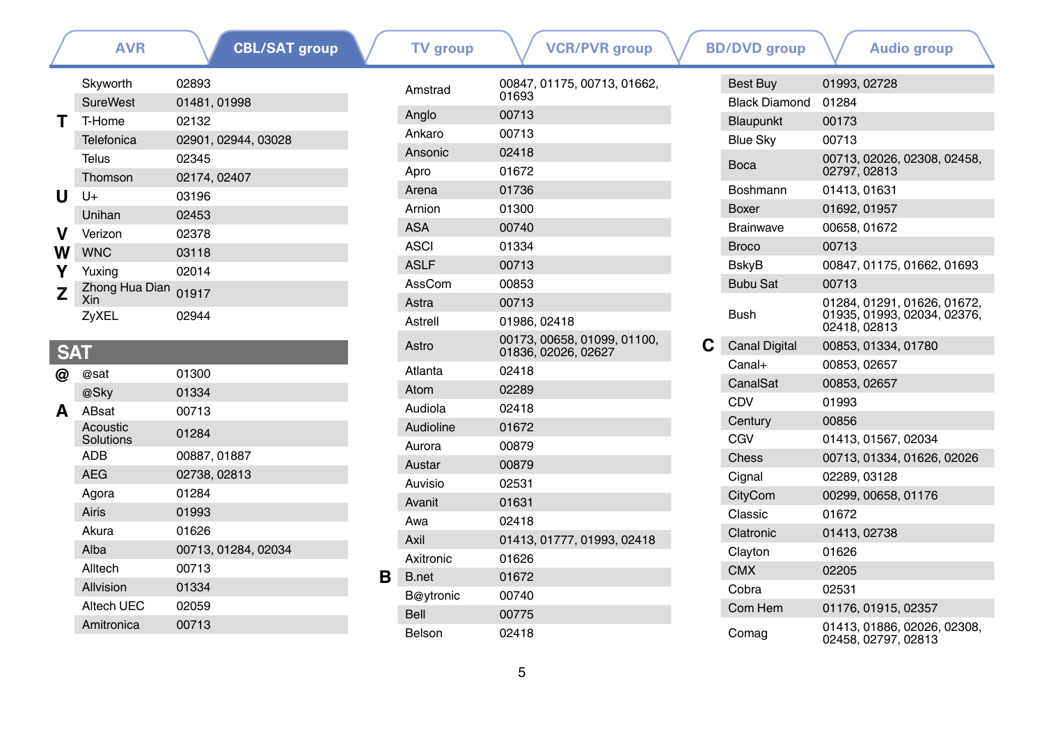AVR | **CBL/SAT group** | TV group | VCR/PVR group | BD/DVD group | Audio group

| | | |
|---|---|---|
| | Skyworth | 02893 |
| | SureWest | 01481, 01998 |
| **T** | T-Home | 02132 |
| | Telefonica | 02901, 02944, 03028 |
| | Telus | 02345 |
| | Thomson | 02174, 02407 |
| **U** | U+ | 03196 |
| | Unihan | 02453 |
| **V** | Verizon | 02378 |
| **W** | WNC | 03118 |
| **Y** | Yuxing | 02014 |
| **Z** | Zhong Hua Dian Xin | 01917 |
| | ZyXEL | 02944 |

## SAT

| | | |
|---|---|---|
| **@** | @sat | 01300 |
| | @Sky | 01334 |
| **A** | ABsat | 00713 |
| | Acoustic Solutions | 01284 |
| | ADB | 00887, 01887 |
| | AEG | 02738, 02813 |
| | Agora | 01284 |
| | Airis | 01993 |
| | Akura | 01626 |
| | Alba | 00713, 01284, 02034 |
| | Alltech | 00713 |
| | Allvision | 01334 |
| | Altech UEC | 02059 |
| | Amitronica | 00713 |
| | Amstrad | 00847, 01175, 00713, 01662, 01693 |
| | Anglo | 00713 |
| | Ankaro | 00713 |
| | Ansonic | 02418 |
| | Apro | 01672 |
| | Arena | 01736 |
| | Arnion | 01300 |
| | ASA | 00740 |
| | ASCI | 01334 |
| | ASLF | 00713 |
| | AssCom | 00853 |
| | Astra | 00713 |
| | Astrell | 01986, 02418 |
| | Astro | 00173, 00658, 01099, 01100, 01836, 02026, 02627 |
| | Atlanta | 02418 |
| | Atom | 02289 |
| | Audiola | 02418 |
| | Audioline | 01672 |
| | Aurora | 00879 |
| | Austar | 00879 |
| | Auvisio | 02531 |
| | Avanit | 01631 |
| | Awa | 02418 |
| | Axil | 01413, 01777, 01993, 02418 |
| | Axitronic | 01626 |
| **B** | B.net | 01672 |
| | B@ytronic | 00740 |
| | Bell | 00775 |
| | Belson | 02418 |
| | Best Buy | 01993, 02728 |
| | Black Diamond | 01284 |
| | Blaupunkt | 00173 |
| | Blue Sky | 00713 |
| | Boca | 00713, 02026, 02308, 02458, 02797, 02813 |
| | Boshmann | 01413, 01631 |
| | Boxer | 01692, 01957 |
| | Brainwave | 00658, 01672 |
| | Broco | 00713 |
| | BskyB | 00847, 01175, 01662, 01693 |
| | Bubu Sat | 00713 |
| | Bush | 01284, 01291, 01626, 01672, 01935, 01993, 02034, 02376, 02418, 02813 |
| **C** | Canal Digital | 00853, 01334, 01780 |
| | Canal+ | 00853, 02657 |
| | CanalSat | 00853, 02657 |
| | CDV | 01993 |
| | Century | 00856 |
| | CGV | 01413, 01567, 02034 |
| | Chess | 00713, 01334, 01626, 02026 |
| | Cignal | 02289, 03128 |
| | CityCom | 00299, 00658, 01176 |
| | Classic | 01672 |
| | Clatronic | 01413, 02738 |
| | Clayton | 01626 |
| | CMX | 02205 |
| | Cobra | 02531 |
| | Com Hem | 01176, 01915, 02357 |
| | Comag | 01413, 01886, 02026, 02308, 02458, 02797, 02813 |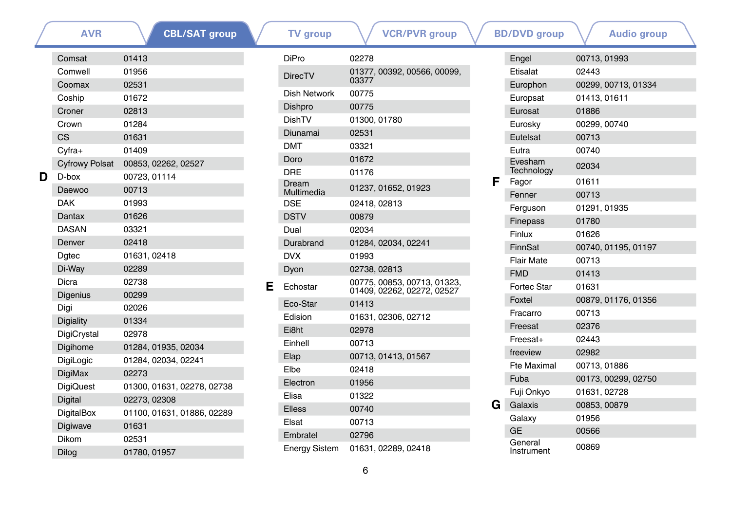AVR | **CBL/SAT group** | TV group | VCR/PVR group | BD/DVD group | Audio group

| | Brand | Code |
|---|---|---|
| | Comsat | 01413 |
| | Comwell | 01956 |
| | Coomax | 02531 |
| | Coship | 01672 |
| | Croner | 02813 |
| | Crown | 01284 |
| | CS | 01631 |
| | Cyfra+ | 01409 |
| | Cyfrowy Polsat | 00853, 02262, 02527 |
| **D** | D-box | 00723, 01114 |
| | Daewoo | 00713 |
| | DAK | 01993 |
| | Dantax | 01626 |
| | DASAN | 03321 |
| | Denver | 02418 |
| | Dgtec | 01631, 02418 |
| | Di-Way | 02289 |
| | Dicra | 02738 |
| | Digenius | 00299 |
| | Digi | 02026 |
| | Digiality | 01334 |
| | DigiCrystal | 02978 |
| | Digihome | 01284, 01935, 02034 |
| | DigiLogic | 01284, 02034, 02241 |
| | DigiMax | 02273 |
| | DigiQuest | 01300, 01631, 02278, 02738 |
| | Digital | 02273, 02308 |
| | DigitalBox | 01100, 01631, 01886, 02289 |
| | Digiwave | 01631 |
| | Dikom | 02531 |
| | Dilog | 01780, 01957 |
| | DiPro | 02278 |
| | DirecTV | 01377, 00392, 00566, 00099, 03377 |
| | Dish Network | 00775 |
| | Dishpro | 00775 |
| | DishTV | 01300, 01780 |
| | Diunamai | 02531 |
| | DMT | 03321 |
| | Doro | 01672 |
| | DRE | 01176 |
| | Dream Multimedia | 01237, 01652, 01923 |
| | DSE | 02418, 02813 |
| | DSTV | 00879 |
| | Dual | 02034 |
| | Durabrand | 01284, 02034, 02241 |
| | DVX | 01993 |
| | Dyon | 02738, 02813 |
| **E** | Echostar | 00775, 00853, 00713, 01323, 01409, 02262, 02272, 02527 |
| | Eco-Star | 01413 |
| | Edision | 01631, 02306, 02712 |
| | Ei8ht | 02978 |
| | Einhell | 00713 |
| | Elap | 00713, 01413, 01567 |
| | Elbe | 02418 |
| | Electron | 01956 |
| | Elisa | 01322 |
| | Elless | 00740 |
| | Elsat | 00713 |
| | Embratel | 02796 |
| | Energy Sistem | 01631, 02289, 02418 |
| | Engel | 00713, 01993 |
| | Etisalat | 02443 |
| | Europhon | 00299, 00713, 01334 |
| | Europsat | 01413, 01611 |
| | Eurosat | 01886 |
| | Eurosky | 00299, 00740 |
| | Eutelsat | 00713 |
| | Eutra | 00740 |
| | Evesham Technology | 02034 |
| **F** | Fagor | 01611 |
| | Fenner | 00713 |
| | Ferguson | 01291, 01935 |
| | Finepass | 01780 |
| | Finlux | 01626 |
| | FinnSat | 00740, 01195, 01197 |
| | Flair Mate | 00713 |
| | FMD | 01413 |
| | Fortec Star | 01631 |
| | Foxtel | 00879, 01176, 01356 |
| | Fracarro | 00713 |
| | Freesat | 02376 |
| | Freesat+ | 02443 |
| | freeview | 02982 |
| | Fte Maximal | 00713, 01886 |
| | Fuba | 00173, 00299, 02750 |
| | Fuji Onkyo | 01631, 02728 |
| **G** | Galaxis | 00853, 00879 |
| | Galaxy | 01956 |
| | GE | 00566 |
| | General Instrument | 00869 |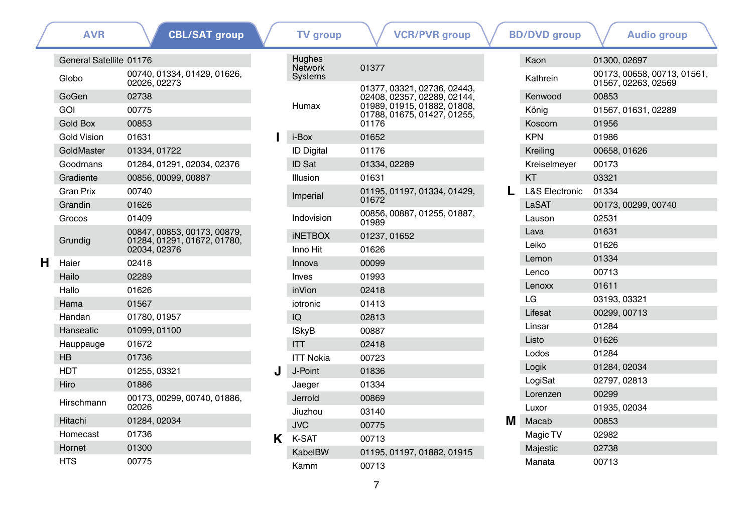AVR | **CBL/SAT group** | TV group | VCR/PVR group | BD/DVD group | Audio group

| | Brand | Code |
|---|---|---|
| | General Satellite | 01176 |
| | Globo | 00740, 01334, 01429, 01626, 02026, 02273 |
| | GoGen | 02738 |
| | GOI | 00775 |
| | Gold Box | 00853 |
| | Gold Vision | 01631 |
| | GoldMaster | 01334, 01722 |
| | Goodmans | 01284, 01291, 02034, 02376 |
| | Gradiente | 00856, 00099, 00887 |
| | Gran Prix | 00740 |
| | Grandin | 01626 |
| | Grocos | 01409 |
| | Grundig | 00847, 00853, 00173, 00879, 01284, 01291, 01672, 01780, 02034, 02376 |
| **H** | Haier | 02418 |
| | Hailo | 02289 |
| | Hallo | 01626 |
| | Hama | 01567 |
| | Handan | 01780, 01957 |
| | Hanseatic | 01099, 01100 |
| | Hauppauge | 01672 |
| | HB | 01736 |
| | HDT | 01255, 03321 |
| | Hiro | 01886 |
| | Hirschmann | 00173, 00299, 00740, 01886, 02026 |
| | Hitachi | 01284, 02034 |
| | Homecast | 01736 |
| | Hornet | 01300 |
| | HTS | 00775 |
| | Hughes Network Systems | 01377 |
| | Humax | 01377, 03321, 02736, 02443, 02408, 02357, 02289, 02144, 01989, 01915, 01882, 01808, 01788, 01675, 01427, 01255, 01176 |
| **I** | i-Box | 01652 |
| | ID Digital | 01176 |
| | ID Sat | 01334, 02289 |
| | Illusion | 01631 |
| | Imperial | 01195, 01197, 01334, 01429, 01672 |
| | Indovision | 00856, 00887, 01255, 01887, 01989 |
| | iNETBOX | 01237, 01652 |
| | Inno Hit | 01626 |
| | Innova | 00099 |
| | Inves | 01993 |
| | inVion | 02418 |
| | iotronic | 01413 |
| | IQ | 02813 |
| | ISkyB | 00887 |
| | ITT | 02418 |
| | ITT Nokia | 00723 |
| **J** | J-Point | 01836 |
| | Jaeger | 01334 |
| | Jerrold | 00869 |
| | Jiuzhou | 03140 |
| | JVC | 00775 |
| **K** | K-SAT | 00713 |
| | KabelBW | 01195, 01197, 01882, 01915 |
| | Kamm | 00713 |
| | Kaon | 01300, 02697 |
| | Kathrein | 00173, 00658, 00713, 01561, 01567, 02263, 02569 |
| | Kenwood | 00853 |
| | König | 01567, 01631, 02289 |
| | Koscom | 01956 |
| | KPN | 01986 |
| | Kreiling | 00658, 01626 |
| | Kreiselmeyer | 00173 |
| | KT | 03321 |
| **L** | L&S Electronic | 01334 |
| | LaSAT | 00173, 00299, 00740 |
| | Lauson | 02531 |
| | Lava | 01631 |
| | Leiko | 01626 |
| | Lemon | 01334 |
| | Lenco | 00713 |
| | Lenoxx | 01611 |
| | LG | 03193, 03321 |
| | Lifesat | 00299, 00713 |
| | Linsar | 01284 |
| | Listo | 01626 |
| | Lodos | 01284 |
| | Logik | 01284, 02034 |
| | LogiSat | 02797, 02813 |
| | Lorenzen | 00299 |
| | Luxor | 01935, 02034 |
| **M** | Macab | 00853 |
| | Magic TV | 02982 |
| | Majestic | 02738 |
| | Manata | 00713 |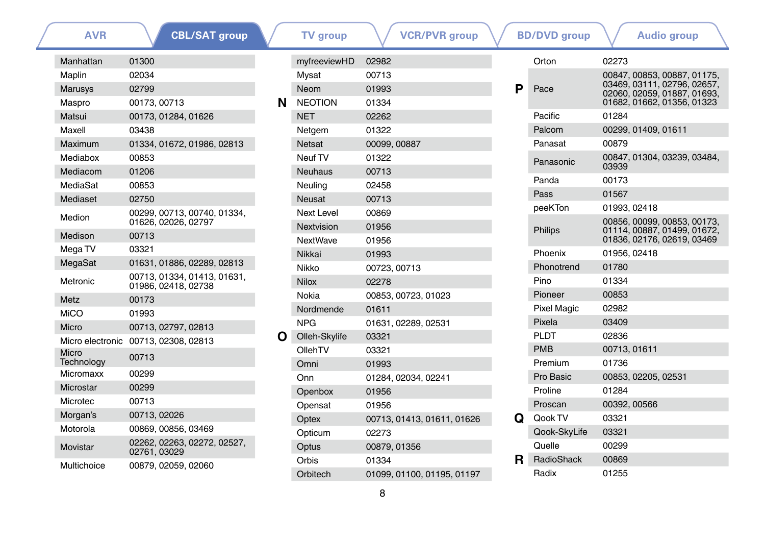AVR | **CBL/SAT group** | TV group | VCR/PVR group | BD/DVD group | Audio group

| | Brand | Code |
|---|---|---|
| | Manhattan | 01300 |
| | Maplin | 02034 |
| | Marusys | 02799 |
| | Maspro | 00173, 00713 |
| | Matsui | 00173, 01284, 01626 |
| | Maxell | 03438 |
| | Maximum | 01334, 01672, 01986, 02813 |
| | Mediabox | 00853 |
| | Mediacom | 01206 |
| | MediaSat | 00853 |
| | Mediaset | 02750 |
| | Medion | 00299, 00713, 00740, 01334, 01626, 02026, 02797 |
| | Medison | 00713 |
| | Mega TV | 03321 |
| | MegaSat | 01631, 01886, 02289, 02813 |
| | Metronic | 00713, 01334, 01413, 01631, 01986, 02418, 02738 |
| | Metz | 00173 |
| | MiCO | 01993 |
| | Micro | 00713, 02797, 02813 |
| | Micro electronic | 00713, 02308, 02813 |
| | Micro Technology | 00713 |
| | Micromaxx | 00299 |
| | Microstar | 00299 |
| | Microtec | 00713 |
| | Morgan's | 00713, 02026 |
| | Motorola | 00869, 00856, 03469 |
| | Movistar | 02262, 02263, 02272, 02527, 02761, 03029 |
| | Multichoice | 00879, 02059, 02060 |
| | myfreeviewHD | 02982 |
| | Mysat | 00713 |
| | Neom | 01993 |
| **N** | NEOTION | 01334 |
| | NET | 02262 |
| | Netgem | 01322 |
| | Netsat | 00099, 00887 |
| | Neuf TV | 01322 |
| | Neuhaus | 00713 |
| | Neuling | 02458 |
| | Neusat | 00713 |
| | Next Level | 00869 |
| | Nextvision | 01956 |
| | NextWave | 01956 |
| | Nikkai | 01993 |
| | Nikko | 00723, 00713 |
| | Nilox | 02278 |
| | Nokia | 00853, 00723, 01023 |
| | Nordmende | 01611 |
| | NPG | 01631, 02289, 02531 |
| **O** | Olleh-Skylife | 03321 |
| | OllehTV | 03321 |
| | Omni | 01993 |
| | Onn | 01284, 02034, 02241 |
| | Openbox | 01956 |
| | Opensat | 01956 |
| | Optex | 00713, 01413, 01611, 01626 |
| | Opticum | 02273 |
| | Optus | 00879, 01356 |
| | Orbis | 01334 |
| | Orbitech | 01099, 01100, 01195, 01197 |
| | Orton | 02273 |
| **P** | Pace | 00847, 00853, 00887, 01175, 03469, 03111, 02796, 02657, 02060, 02059, 01887, 01693, 01682, 01662, 01356, 01323 |
| | Pacific | 01284 |
| | Palcom | 00299, 01409, 01611 |
| | Panasat | 00879 |
| | Panasonic | 00847, 01304, 03239, 03484, 03939 |
| | Panda | 00173 |
| | Pass | 01567 |
| | peeKTon | 01993, 02418 |
| | Philips | 00856, 00099, 00853, 00173, 01114, 00887, 01499, 01672, 01836, 02176, 02619, 03469 |
| | Phoenix | 01956, 02418 |
| | Phonotrend | 01780 |
| | Pino | 01334 |
| | Pioneer | 00853 |
| | Pixel Magic | 02982 |
| | Pixela | 03409 |
| | PLDT | 02836 |
| | PMB | 00713, 01611 |
| | Premium | 01736 |
| | Pro Basic | 00853, 02205, 02531 |
| | Proline | 01284 |
| | Proscan | 00392, 00566 |
| **Q** | Qook TV | 03321 |
| | Qook-SkyLife | 03321 |
| | Quelle | 00299 |
| **R** | RadioShack | 00869 |
| | Radix | 01255 |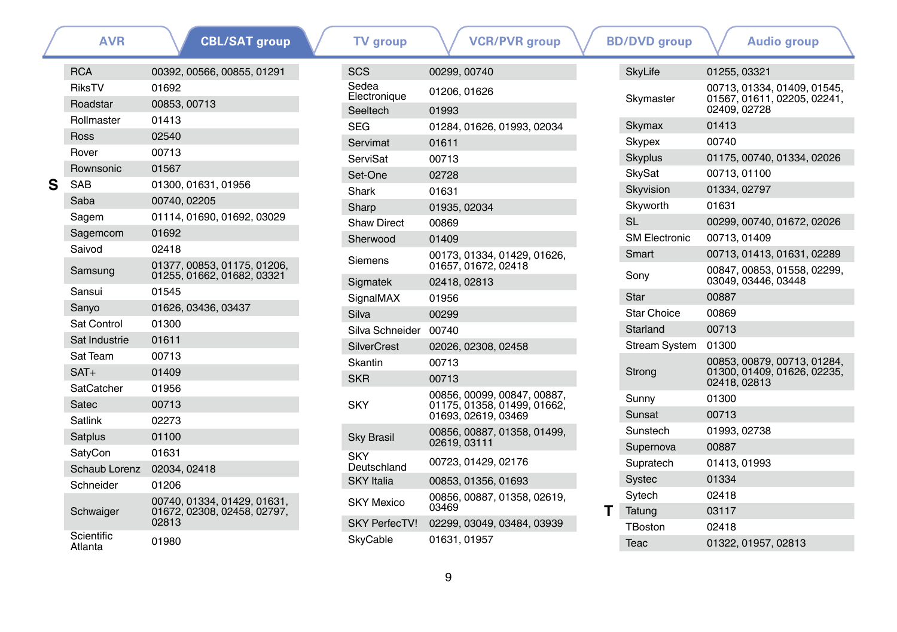AVR | **CBL/SAT group** | TV group | VCR/PVR group | BD/DVD group | Audio group

| | Brand | Code |
|---|---|---|
| | RCA | 00392, 00566, 00855, 01291 |
| | RiksTV | 01692 |
| | Roadstar | 00853, 00713 |
| | Rollmaster | 01413 |
| | Ross | 02540 |
| | Rover | 00713 |
| | Rownsonic | 01567 |
| **S** | SAB | 01300, 01631, 01956 |
| | Saba | 00740, 02205 |
| | Sagem | 01114, 01690, 01692, 03029 |
| | Sagemcom | 01692 |
| | Saivod | 02418 |
| | Samsung | 01377, 00853, 01175, 01206, 01255, 01662, 01682, 03321 |
| | Sansui | 01545 |
| | Sanyo | 01626, 03436, 03437 |
| | Sat Control | 01300 |
| | Sat Industrie | 01611 |
| | Sat Team | 00713 |
| | SAT+ | 01409 |
| | SatCatcher | 01956 |
| | Satec | 00713 |
| | Satlink | 02273 |
| | Satplus | 01100 |
| | SatyCon | 01631 |
| | Schaub Lorenz | 02034, 02418 |
| | Schneider | 01206 |
| | Schwaiger | 00740, 01334, 01429, 01631, 01672, 02308, 02458, 02797, 02813 |
| | Scientific Atlanta | 01980 |
| | SCS | 00299, 00740 |
| | Sedea Electronique | 01206, 01626 |
| | Seeltech | 01993 |
| | SEG | 01284, 01626, 01993, 02034 |
| | Servimat | 01611 |
| | ServiSat | 00713 |
| | Set-One | 02728 |
| | Shark | 01631 |
| | Sharp | 01935, 02034 |
| | Shaw Direct | 00869 |
| | Sherwood | 01409 |
| | Siemens | 00173, 01334, 01429, 01626, 01657, 01672, 02418 |
| | Sigmatek | 02418, 02813 |
| | SignalMAX | 01956 |
| | Silva | 00299 |
| | Silva Schneider | 00740 |
| | SilverCrest | 02026, 02308, 02458 |
| | Skantin | 00713 |
| | SKR | 00713 |
| | SKY | 00856, 00099, 00847, 00887, 01175, 01358, 01499, 01662, 01693, 02619, 03469 |
| | Sky Brasil | 00856, 00887, 01358, 01499, 02619, 03111 |
| | SKY Deutschland | 00723, 01429, 02176 |
| | SKY Italia | 00853, 01356, 01693 |
| | SKY Mexico | 00856, 00887, 01358, 02619, 03469 |
| | SKY PerfecTV! | 02299, 03049, 03484, 03939 |
| | SkyCable | 01631, 01957 |
| | SkyLife | 01255, 03321 |
| | Skymaster | 00713, 01334, 01409, 01545, 01567, 01611, 02205, 02241, 02409, 02728 |
| | Skymax | 01413 |
| | Skypex | 00740 |
| | Skyplus | 01175, 00740, 01334, 02026 |
| | SkySat | 00713, 01100 |
| | Skyvision | 01334, 02797 |
| | Skyworth | 01631 |
| | SL | 00299, 00740, 01672, 02026 |
| | SM Electronic | 00713, 01409 |
| | Smart | 00713, 01413, 01631, 02289 |
| | Sony | 00847, 00853, 01558, 02299, 03049, 03446, 03448 |
| | Star | 00887 |
| | Star Choice | 00869 |
| | Starland | 00713 |
| | Stream System | 01300 |
| | Strong | 00853, 00879, 00713, 01284, 01300, 01409, 01626, 02235, 02418, 02813 |
| | Sunny | 01300 |
| | Sunsat | 00713 |
| | Sunstech | 01993, 02738 |
| | Supernova | 00887 |
| | Supratech | 01413, 01993 |
| | Systec | 01334 |
| | Sytech | 02418 |
| **T** | Tatung | 03117 |
| | TBoston | 02418 |
| | Teac | 01322, 01957, 02813 |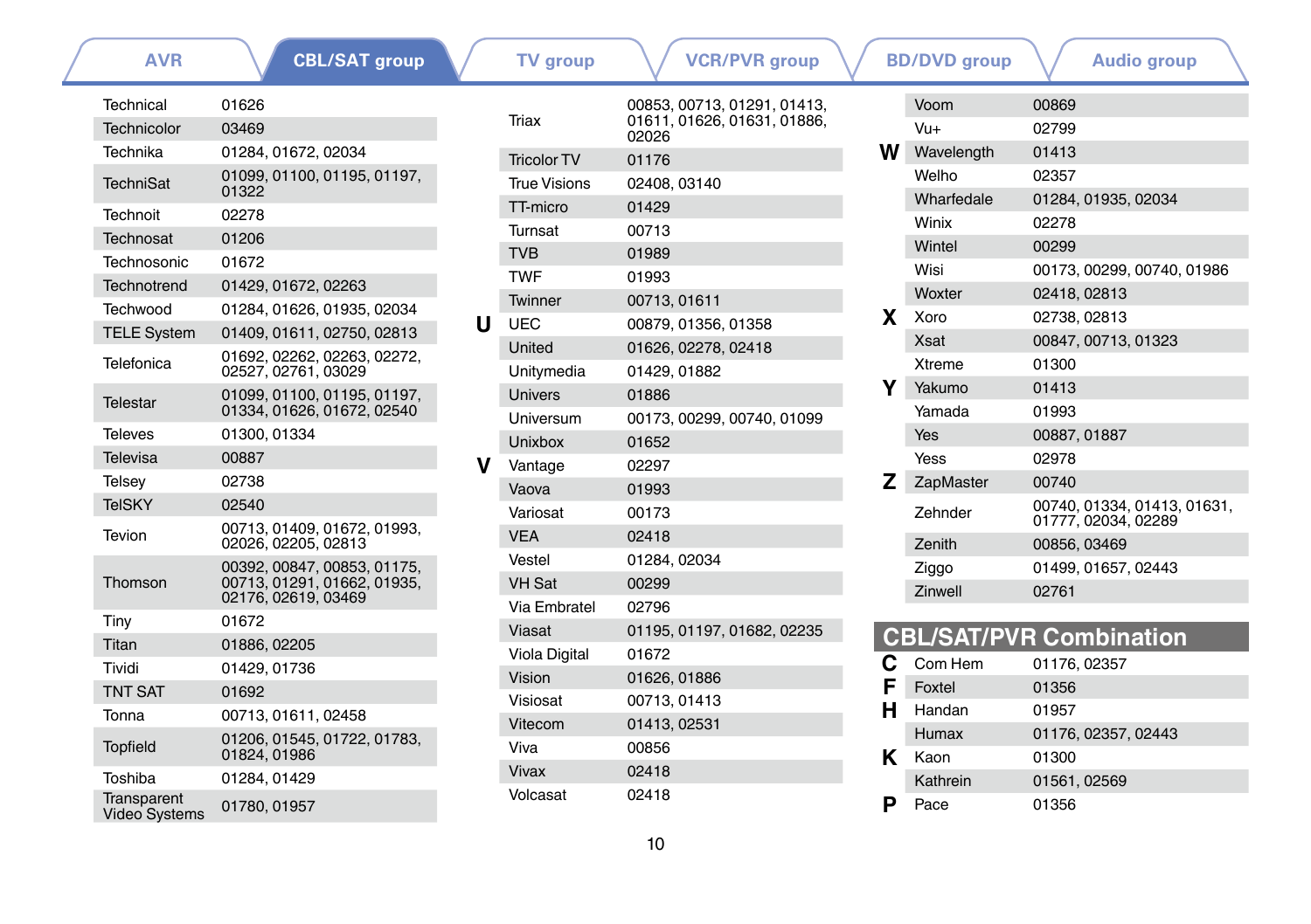AVR | **CBL/SAT group** | TV group | VCR/PVR group | BD/DVD group | Audio group

| | Brand | Code |
|---|---|---|
| | Technical | 01626 |
| | Technicolor | 03469 |
| | Technika | 01284, 01672, 02034 |
| | TechniSat | 01099, 01100, 01195, 01197, 01322 |
| | Technoit | 02278 |
| | Technosat | 01206 |
| | Technosonic | 01672 |
| | Technotrend | 01429, 01672, 02263 |
| | Techwood | 01284, 01626, 01935, 02034 |
| | TELE System | 01409, 01611, 02750, 02813 |
| | Telefonica | 01692, 02262, 02263, 02272, 02527, 02761, 03029 |
| | Telestar | 01099, 01100, 01195, 01197, 01334, 01626, 01672, 02540 |
| | Televes | 01300, 01334 |
| | Televisa | 00887 |
| | Telsey | 02738 |
| | TelSKY | 02540 |
| | Tevion | 00713, 01409, 01672, 01993, 02026, 02205, 02813 |
| | Thomson | 00392, 00847, 00853, 01175, 00713, 01291, 01662, 01935, 02176, 02619, 03469 |
| | Tiny | 01672 |
| | Titan | 01886, 02205 |
| | Tividi | 01429, 01736 |
| | TNT SAT | 01692 |
| | Tonna | 00713, 01611, 02458 |
| | Topfield | 01206, 01545, 01722, 01783, 01824, 01986 |
| | Toshiba | 01284, 01429 |
| | Transparent Video Systems | 01780, 01957 |
| | Triax | 00853, 00713, 01291, 01413, 01611, 01626, 01631, 01886, 02026 |
| | Tricolor TV | 01176 |
| | True Visions | 02408, 03140 |
| | TT-micro | 01429 |
| | Turnsat | 00713 |
| | TVB | 01989 |
| | TWF | 01993 |
| | Twinner | 00713, 01611 |
| **U** | UEC | 00879, 01356, 01358 |
| | United | 01626, 02278, 02418 |
| | Unitymedia | 01429, 01882 |
| | Univers | 01886 |
| | Universum | 00173, 00299, 00740, 01099 |
| | Unixbox | 01652 |
| **V** | Vantage | 02297 |
| | Vaova | 01993 |
| | Variosat | 00173 |
| | VEA | 02418 |
| | Vestel | 01284, 02034 |
| | VH Sat | 00299 |
| | Via Embratel | 02796 |
| | Viasat | 01195, 01197, 01682, 02235 |
| | Viola Digital | 01672 |
| | Vision | 01626, 01886 |
| | Visiosat | 00713, 01413 |
| | Vitecom | 01413, 02531 |
| | Viva | 00856 |
| | Vivax | 02418 |
| | Volcasat | 02418 |
| | Voom | 00869 |
| | Vu+ | 02799 |
| **W** | Wavelength | 01413 |
| | Welho | 02357 |
| | Wharfedale | 01284, 01935, 02034 |
| | Winix | 02278 |
| | Wintel | 00299 |
| | Wisi | 00173, 00299, 00740, 01986 |
| | Woxter | 02418, 02813 |
| **X** | Xoro | 02738, 02813 |
| | Xsat | 00847, 00713, 01323 |
| | Xtreme | 01300 |
| **Y** | Yakumo | 01413 |
| | Yamada | 01993 |
| | Yes | 00887, 01887 |
| | Yess | 02978 |
| **Z** | ZapMaster | 00740 |
| | Zehnder | 00740, 01334, 01413, 01631, 01777, 02034, 02289 |
| | Zenith | 00856, 03469 |
| | Ziggo | 01499, 01657, 02443 |
| | Zinwell | 02761 |

## CBL/SAT/PVR Combination

| | Brand | Code |
|---|---|---|
| **C** | Com Hem | 01176, 02357 |
| **F** | Foxtel | 01356 |
| **H** | Handan | 01957 |
| | Humax | 01176, 02357, 02443 |
| **K** | Kaon | 01300 |
| | Kathrein | 01561, 02569 |
| **P** | Pace | 01356 |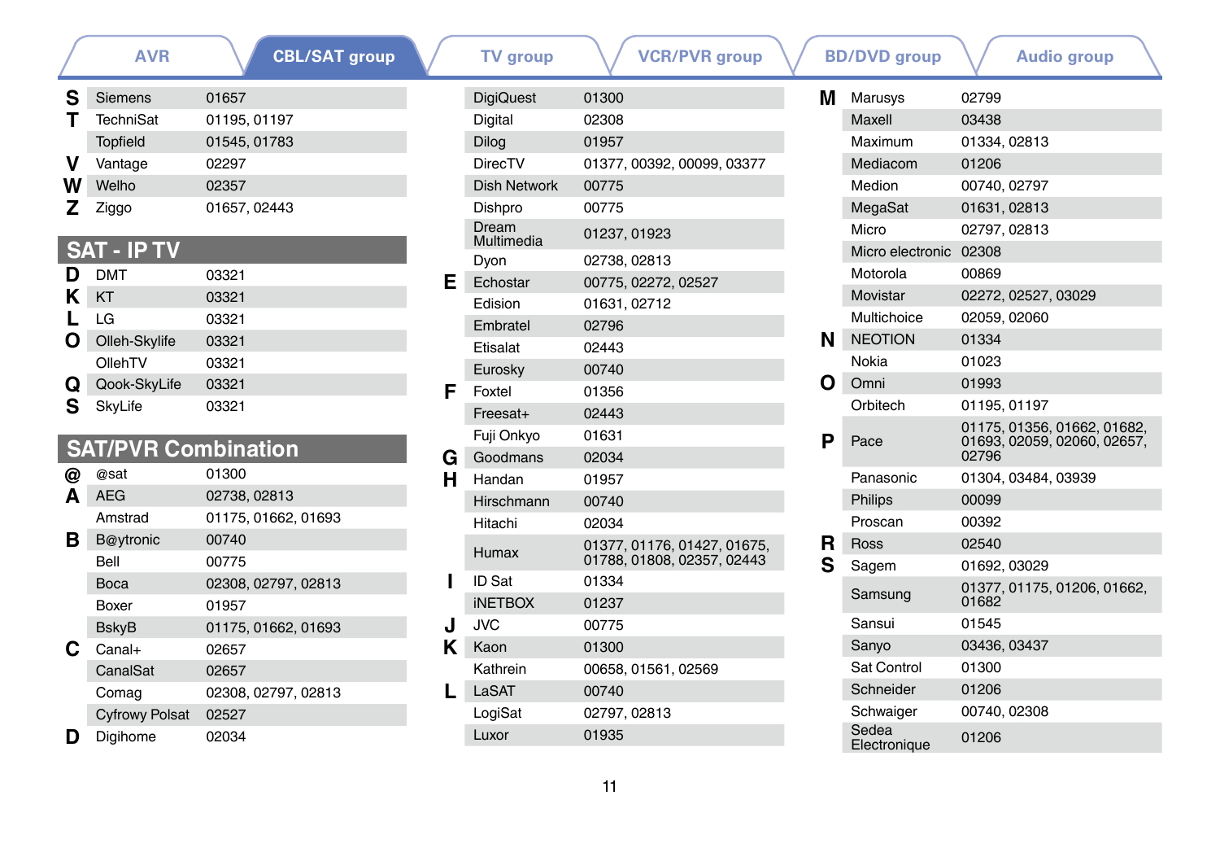AVR | **CBL/SAT group** | TV group | VCR/PVR group | BD/DVD group | Audio group

| | Brand | Code |
|---|---|---|
| S | Siemens | 01657 |
| T | TechniSat | 01195, 01197 |
| | Topfield | 01545, 01783 |
| V | Vantage | 02297 |
| W | Welho | 02357 |
| Z | Ziggo | 01657, 02443 |

## SAT - IP TV

| | Brand | Code |
|---|---|---|
| D | DMT | 03321 |
| K | KT | 03321 |
| L | LG | 03321 |
| O | Olleh-Skylife | 03321 |
| | OllehTV | 03321 |
| Q | Qook-SkyLife | 03321 |
| S | SkyLife | 03321 |

## SAT/PVR Combination

| | Brand | Code |
|---|---|---|
| @ | @sat | 01300 |
| A | AEG | 02738, 02813 |
| | Amstrad | 01175, 01662, 01693 |
| B | B@ytronic | 00740 |
| | Bell | 00775 |
| | Boca | 02308, 02797, 02813 |
| | Boxer | 01957 |
| | BskyB | 01175, 01662, 01693 |
| C | Canal+ | 02657 |
| | CanalSat | 02657 |
| | Comag | 02308, 02797, 02813 |
| | Cyfrowy Polsat | 02527 |
| D | Digihome | 02034 |
| | DigiQuest | 01300 |
| | Digital | 02308 |
| | Dilog | 01957 |
| | DirecTV | 01377, 00392, 00099, 03377 |
| | Dish Network | 00775 |
| | Dishpro | 00775 |
| | Dream Multimedia | 01237, 01923 |
| | Dyon | 02738, 02813 |
| E | Echostar | 00775, 02272, 02527 |
| | Edision | 01631, 02712 |
| | Embratel | 02796 |
| | Etisalat | 02443 |
| | Eurosky | 00740 |
| F | Foxtel | 01356 |
| | Freesat+ | 02443 |
| | Fuji Onkyo | 01631 |
| G | Goodmans | 02034 |
| H | Handan | 01957 |
| | Hirschmann | 00740 |
| | Hitachi | 02034 |
| | Humax | 01377, 01176, 01427, 01675, 01788, 01808, 02357, 02443 |
| I | ID Sat | 01334 |
| | iNETBOX | 01237 |
| J | JVC | 00775 |
| K | Kaon | 01300 |
| | Kathrein | 00658, 01561, 02569 |
| L | LaSAT | 00740 |
| | LogiSat | 02797, 02813 |
| | Luxor | 01935 |
| M | Marusys | 02799 |
| | Maxell | 03438 |
| | Maximum | 01334, 02813 |
| | Mediacom | 01206 |
| | Medion | 00740, 02797 |
| | MegaSat | 01631, 02813 |
| | Micro | 02797, 02813 |
| | Micro electronic | 02308 |
| | Motorola | 00869 |
| | Movistar | 02272, 02527, 03029 |
| | Multichoice | 02059, 02060 |
| N | NEOTION | 01334 |
| | Nokia | 01023 |
| O | Omni | 01993 |
| | Orbitech | 01195, 01197 |
| P | Pace | 01175, 01356, 01662, 01682, 01693, 02059, 02060, 02657, 02796 |
| | Panasonic | 01304, 03484, 03939 |
| | Philips | 00099 |
| | Proscan | 00392 |
| R | Ross | 02540 |
| S | Sagem | 01692, 03029 |
| | Samsung | 01377, 01175, 01206, 01662, 01682 |
| | Sansui | 01545 |
| | Sanyo | 03436, 03437 |
| | Sat Control | 01300 |
| | Schneider | 01206 |
| | Schwaiger | 00740, 02308 |
| | Sedea Electronique | 01206 |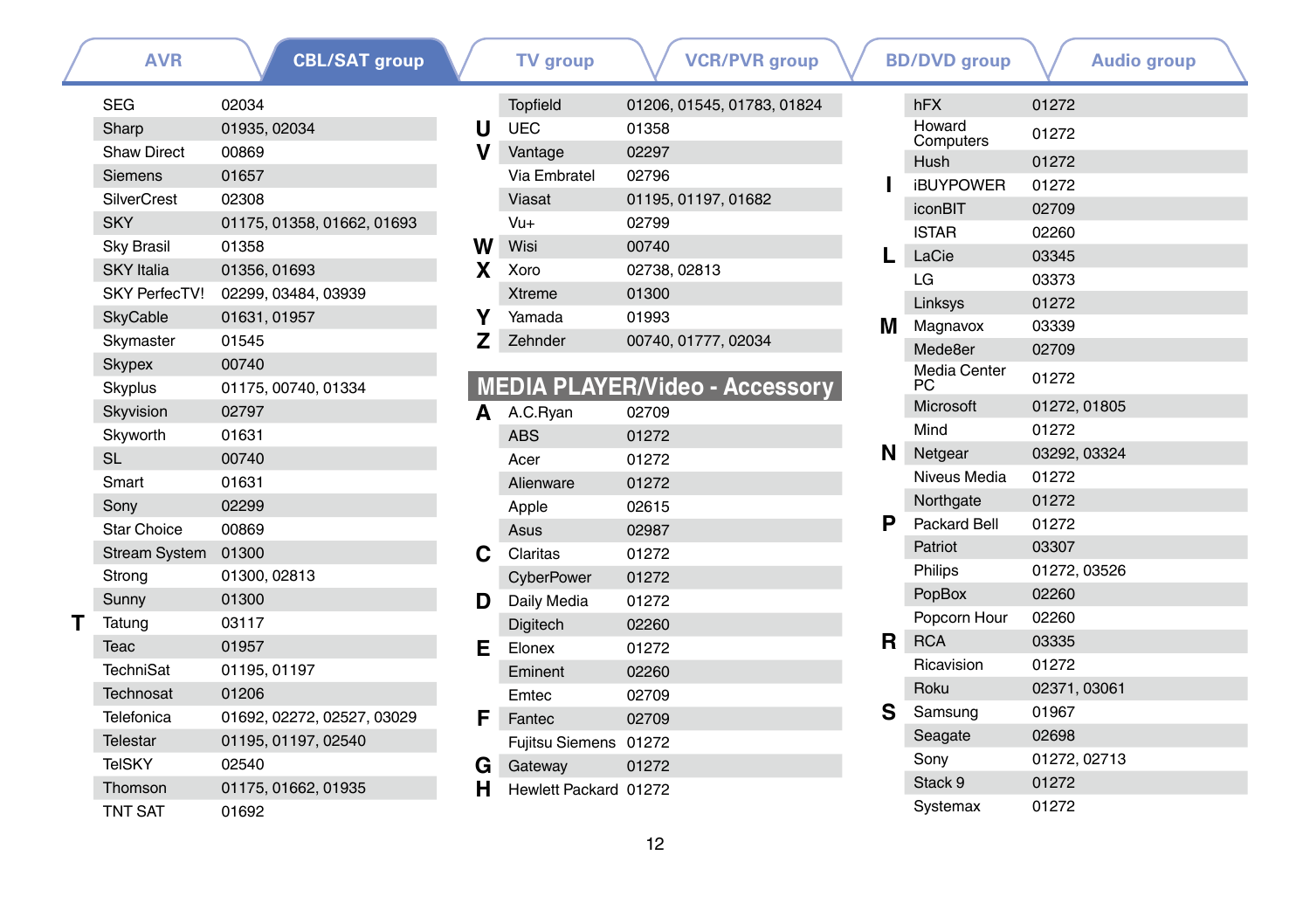AVR | **CBL/SAT group** | TV group | VCR/PVR group | BD/DVD group | Audio group

| | Brand | Code |
|---|---|---|
| | SEG | 02034 |
| | Sharp | 01935, 02034 |
| | Shaw Direct | 00869 |
| | Siemens | 01657 |
| | SilverCrest | 02308 |
| | SKY | 01175, 01358, 01662, 01693 |
| | Sky Brasil | 01358 |
| | SKY Italia | 01356, 01693 |
| | SKY PerfecTV! | 02299, 03484, 03939 |
| | SkyCable | 01631, 01957 |
| | Skymaster | 01545 |
| | Skypex | 00740 |
| | Skyplus | 01175, 00740, 01334 |
| | Skyvision | 02797 |
| | Skyworth | 01631 |
| | SL | 00740 |
| | Smart | 01631 |
| | Sony | 02299 |
| | Star Choice | 00869 |
| | Stream System | 01300 |
| | Strong | 01300, 02813 |
| | Sunny | 01300 |
| **T** | Tatung | 03117 |
| | Teac | 01957 |
| | TechniSat | 01195, 01197 |
| | Technosat | 01206 |
| | Telefonica | 01692, 02272, 02527, 03029 |
| | Telestar | 01195, 01197, 02540 |
| | TelSKY | 02540 |
| | Thomson | 01175, 01662, 01935 |
| | TNT SAT | 01692 |
| | Topfield | 01206, 01545, 01783, 01824 |
| **U** | UEC | 01358 |
| **V** | Vantage | 02297 |
| | Via Embratel | 02796 |
| | Viasat | 01195, 01197, 01682 |
| | Vu+ | 02799 |
| **W** | Wisi | 00740 |
| **X** | Xoro | 02738, 02813 |
| | Xtreme | 01300 |
| **Y** | Yamada | 01993 |
| **Z** | Zehnder | 00740, 01777, 02034 |

## MEDIA PLAYER/Video - Accessory

| | Brand | Code |
|---|---|---|
| **A** | A.C.Ryan | 02709 |
| | ABS | 01272 |
| | Acer | 01272 |
| | Alienware | 01272 |
| | Apple | 02615 |
| | Asus | 02987 |
| **C** | Claritas | 01272 |
| | CyberPower | 01272 |
| **D** | Daily Media | 01272 |
| | Digitech | 02260 |
| **E** | Elonex | 01272 |
| | Eminent | 02260 |
| | Emtec | 02709 |
| **F** | Fantec | 02709 |
| | Fujitsu Siemens | 01272 |
| **G** | Gateway | 01272 |
| **H** | Hewlett Packard | 01272 |
| | hFX | 01272 |
| | Howard Computers | 01272 |
| | Hush | 01272 |
| **I** | iBUYPOWER | 01272 |
| | iconBIT | 02709 |
| | ISTAR | 02260 |
| **L** | LaCie | 03345 |
| | LG | 03373 |
| | Linksys | 01272 |
| **M** | Magnavox | 03339 |
| | Mede8er | 02709 |
| | Media Center PC | 01272 |
| | Microsoft | 01272, 01805 |
| | Mind | 01272 |
| **N** | Netgear | 03292, 03324 |
| | Niveus Media | 01272 |
| | Northgate | 01272 |
| **P** | Packard Bell | 01272 |
| | Patriot | 03307 |
| | Philips | 01272, 03526 |
| | PopBox | 02260 |
| | Popcorn Hour | 02260 |
| **R** | RCA | 03335 |
| | Ricavision | 01272 |
| | Roku | 02371, 03061 |
| **S** | Samsung | 01967 |
| | Seagate | 02698 |
| | Sony | 01272, 02713 |
| | Stack 9 | 01272 |
| | Systemax | 01272 |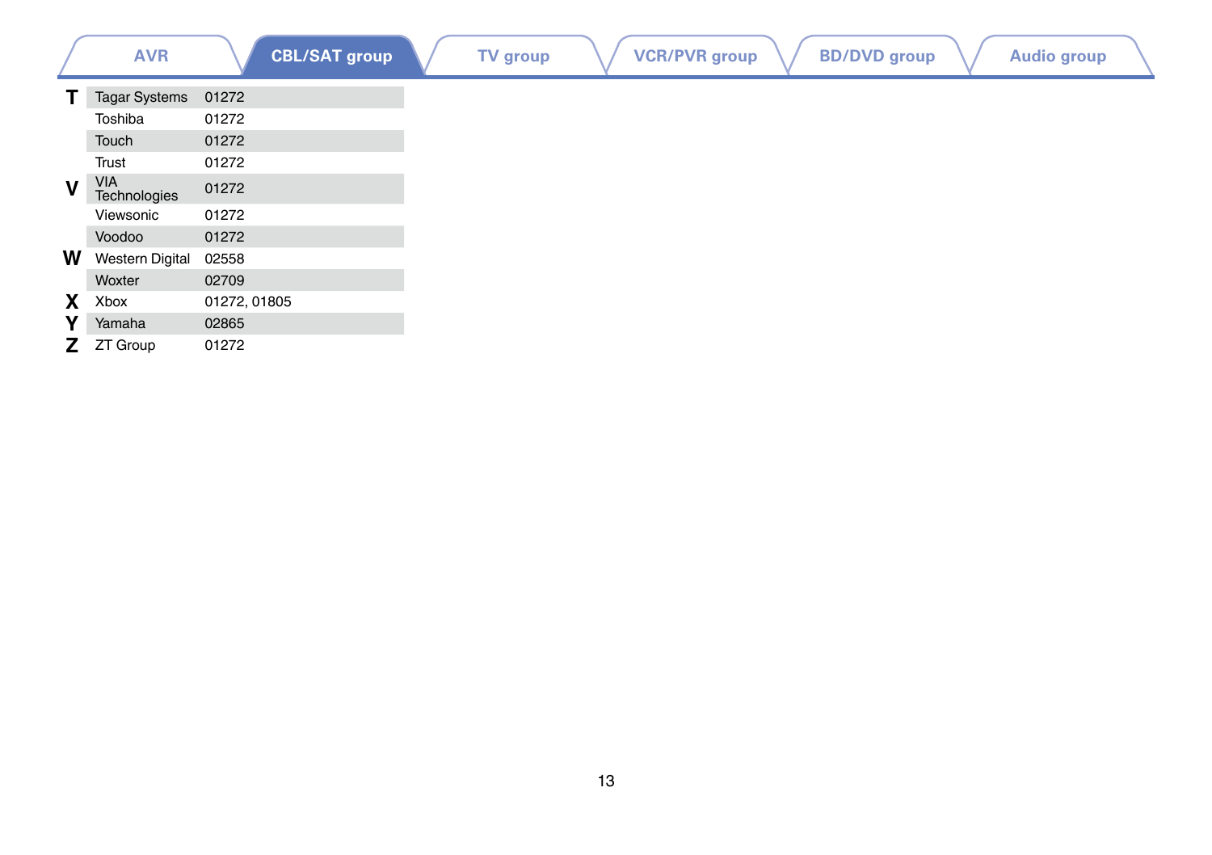AVR | **CBL/SAT group** | TV group | VCR/PVR group | BD/DVD group | Audio group

| | Brand | Code |
|---|---|---|
| **T** | Tagar Systems | 01272 |
| | Toshiba | 01272 |
| | Touch | 01272 |
| | Trust | 01272 |
| **V** | VIA Technologies | 01272 |
| | Viewsonic | 01272 |
| | Voodoo | 01272 |
| **W** | Western Digital | 02558 |
| | Woxter | 02709 |
| **X** | Xbox | 01272, 01805 |
| **Y** | Yamaha | 02865 |
| **Z** | ZT Group | 01272 |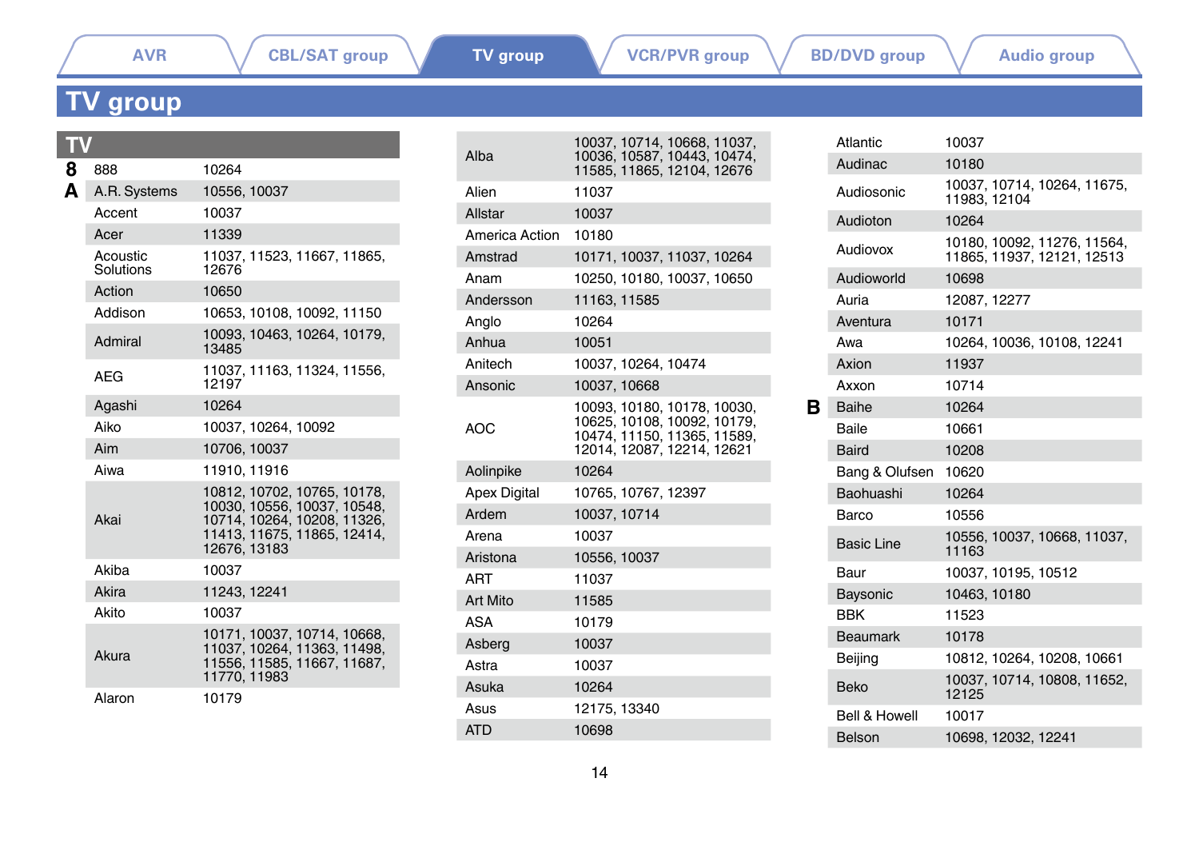AVR | CBL/SAT group | TV group | VCR/PVR group | BD/DVD group | Audio group

# TV group

## TV

| | Brand | Code |
|---|---|---|
| 8 | 888 | 10264 |
| A | A.R. Systems | 10556, 10037 |
| | Accent | 10037 |
| | Acer | 11339 |
| | Acoustic Solutions | 11037, 11523, 11667, 11865, 12676 |
| | Action | 10650 |
| | Addison | 10653, 10108, 10092, 11150 |
| | Admiral | 10093, 10463, 10264, 10179, 13485 |
| | AEG | 11037, 11163, 11324, 11556, 12197 |
| | Agashi | 10264 |
| | Aiko | 10037, 10264, 10092 |
| | Aim | 10706, 10037 |
| | Aiwa | 11910, 11916 |
| | Akai | 10812, 10702, 10765, 10178, 10030, 10556, 10037, 10548, 10714, 10264, 10208, 11326, 11413, 11675, 11865, 12414, 12676, 13183 |
| | Akiba | 10037 |
| | Akira | 11243, 12241 |
| | Akito | 10037 |
| | Akura | 10171, 10037, 10714, 10668, 11037, 10264, 11363, 11498, 11556, 11585, 11667, 11687, 11770, 11983 |
| | Alaron | 10179 |
| | Alba | 10037, 10714, 10668, 11037, 10036, 10587, 10443, 10474, 11585, 11865, 12104, 12676 |
| | Alien | 11037 |
| | Allstar | 10037 |
| | America Action | 10180 |
| | Amstrad | 10171, 10037, 11037, 10264 |
| | Anam | 10250, 10180, 10037, 10650 |
| | Andersson | 11163, 11585 |
| | Anglo | 10264 |
| | Anhua | 10051 |
| | Anitech | 10037, 10264, 10474 |
| | Ansonic | 10037, 10668 |
| | AOC | 10093, 10180, 10178, 10030, 10625, 10108, 10092, 10179, 10474, 11150, 11365, 11589, 12014, 12087, 12214, 12621 |
| | Aolinpike | 10264 |
| | Apex Digital | 10765, 10767, 12397 |
| | Ardem | 10037, 10714 |
| | Arena | 10037 |
| | Aristona | 10556, 10037 |
| | ART | 11037 |
| | Art Mito | 11585 |
| | ASA | 10179 |
| | Asberg | 10037 |
| | Astra | 10037 |
| | Asuka | 10264 |
| | Asus | 12175, 13340 |
| | ATD | 10698 |
| | Atlantic | 10037 |
| | Audinac | 10180 |
| | Audiosonic | 10037, 10714, 10264, 11675, 11983, 12104 |
| | Audioton | 10264 |
| | Audiovox | 10180, 10092, 11276, 11564, 11865, 11937, 12121, 12513 |
| | Audioworld | 10698 |
| | Auria | 12087, 12277 |
| | Aventura | 10171 |
| | Awa | 10264, 10036, 10108, 12241 |
| | Axion | 11937 |
| | Axxon | 10714 |
| B | Baihe | 10264 |
| | Baile | 10661 |
| | Baird | 10208 |
| | Bang & Olufsen | 10620 |
| | Baohuashi | 10264 |
| | Barco | 10556 |
| | Basic Line | 10556, 10037, 10668, 11037, 11163 |
| | Baur | 10037, 10195, 10512 |
| | Baysonic | 10463, 10180 |
| | BBK | 11523 |
| | Beaumark | 10178 |
| | Beijing | 10812, 10264, 10208, 10661 |
| | Beko | 10037, 10714, 10808, 11652, 12125 |
| | Bell & Howell | 10017 |
| | Belson | 10698, 12032, 12241 |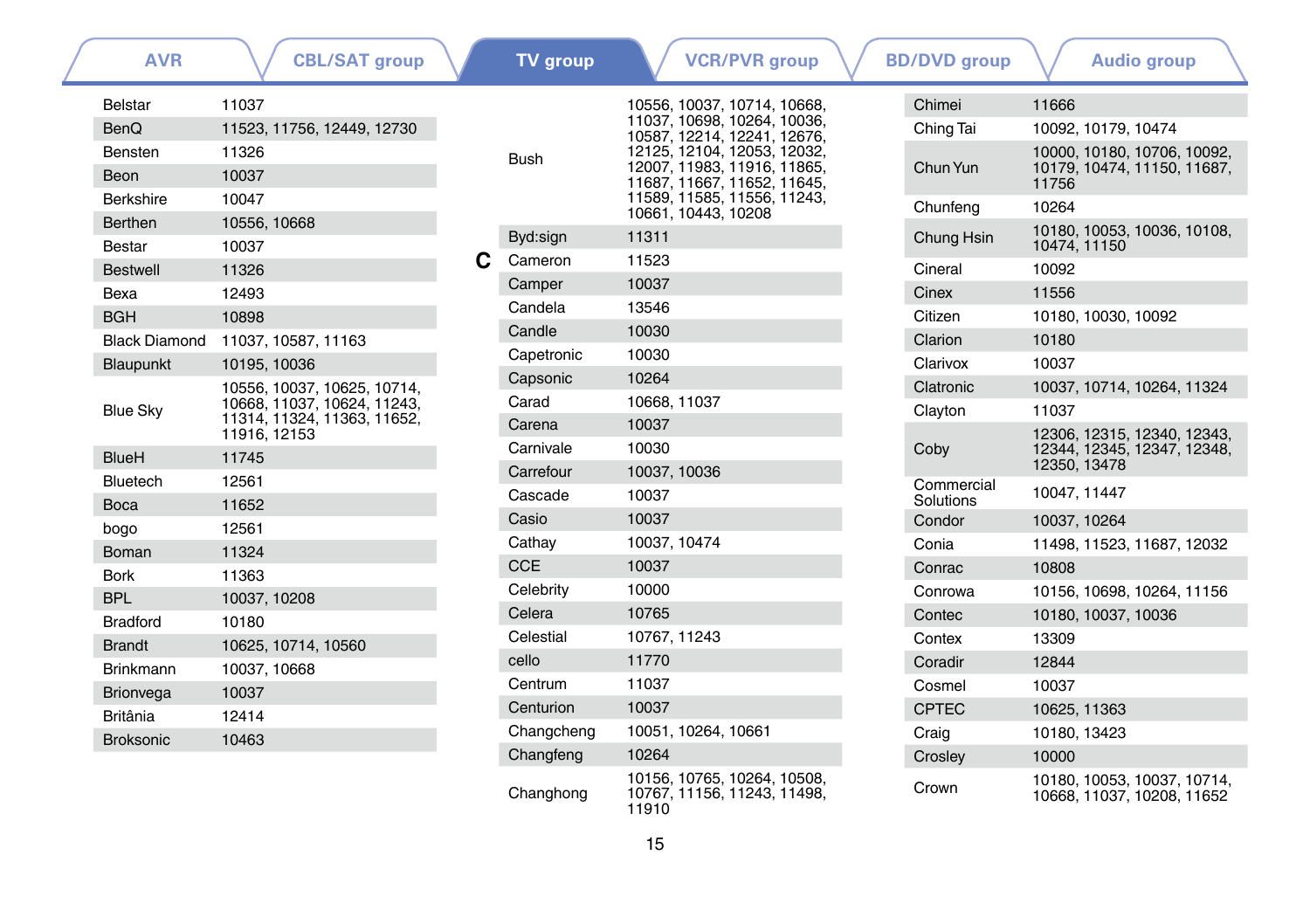AVR | CBL/SAT group | **TV group** | VCR/PVR group | BD/DVD group | Audio group

| Brand | Code |
|---|---|
| Belstar | 11037 |
| BenQ | 11523, 11756, 12449, 12730 |
| Bensten | 11326 |
| Beon | 10037 |
| Berkshire | 10047 |
| Berthen | 10556, 10668 |
| Bestar | 10037 |
| Bestwell | 11326 |
| Bexa | 12493 |
| BGH | 10898 |
| Black Diamond | 11037, 10587, 11163 |
| Blaupunkt | 10195, 10036 |
| Blue Sky | 10556, 10037, 10625, 10714, 10668, 11037, 10624, 11243, 11314, 11324, 11363, 11652, 11916, 12153 |
| BlueH | 11745 |
| Bluetech | 12561 |
| Boca | 11652 |
| bogo | 12561 |
| Boman | 11324 |
| Bork | 11363 |
| BPL | 10037, 10208 |
| Bradford | 10180 |
| Brandt | 10625, 10714, 10560 |
| Brinkmann | 10037, 10668 |
| Brionvega | 10037 |
| Britânia | 12414 |
| Broksonic | 10463 |
| Bush | 10556, 10037, 10714, 10668, 11037, 10698, 10264, 10036, 10587, 12214, 12241, 12676, 12125, 12104, 12053, 12032, 12007, 11983, 11916, 11865, 11687, 11667, 11652, 11645, 11589, 11585, 11556, 11243, 10661, 10443, 10208 |
| Byd:sign | 11311 |

**C**

| Brand | Code |
|---|---|
| Cameron | 11523 |
| Camper | 10037 |
| Candela | 13546 |
| Candle | 10030 |
| Capetronic | 10030 |
| Capsonic | 10264 |
| Carad | 10668, 11037 |
| Carena | 10037 |
| Carnivale | 10030 |
| Carrefour | 10037, 10036 |
| Cascade | 10037 |
| Casio | 10037 |
| Cathay | 10037, 10474 |
| CCE | 10037 |
| Celebrity | 10000 |
| Celera | 10765 |
| Celestial | 10767, 11243 |
| cello | 11770 |
| Centrum | 11037 |
| Centurion | 10037 |
| Changcheng | 10051, 10264, 10661 |
| Changfeng | 10264 |
| Changhong | 10156, 10765, 10264, 10508, 10767, 11156, 11243, 11498, 11910 |
| Chimei | 11666 |
| Ching Tai | 10092, 10179, 10474 |
| Chun Yun | 10000, 10180, 10706, 10092, 10179, 10474, 11150, 11687, 11756 |
| Chunfeng | 10264 |
| Chung Hsin | 10180, 10053, 10036, 10108, 10474, 11150 |
| Cineral | 10092 |
| Cinex | 11556 |
| Citizen | 10180, 10030, 10092 |
| Clarion | 10180 |
| Clarivox | 10037 |
| Clatronic | 10037, 10714, 10264, 11324 |
| Clayton | 11037 |
| Coby | 12306, 12315, 12340, 12343, 12344, 12345, 12347, 12348, 12350, 13478 |
| Commercial Solutions | 10047, 11447 |
| Condor | 10037, 10264 |
| Conia | 11498, 11523, 11687, 12032 |
| Conrac | 10808 |
| Conrowa | 10156, 10698, 10264, 11156 |
| Contec | 10180, 10037, 10036 |
| Contex | 13309 |
| Coradir | 12844 |
| Cosmel | 10037 |
| CPTEC | 10625, 11363 |
| Craig | 10180, 13423 |
| Crosley | 10000 |
| Crown | 10180, 10053, 10037, 10714, 10668, 11037, 10208, 11652 |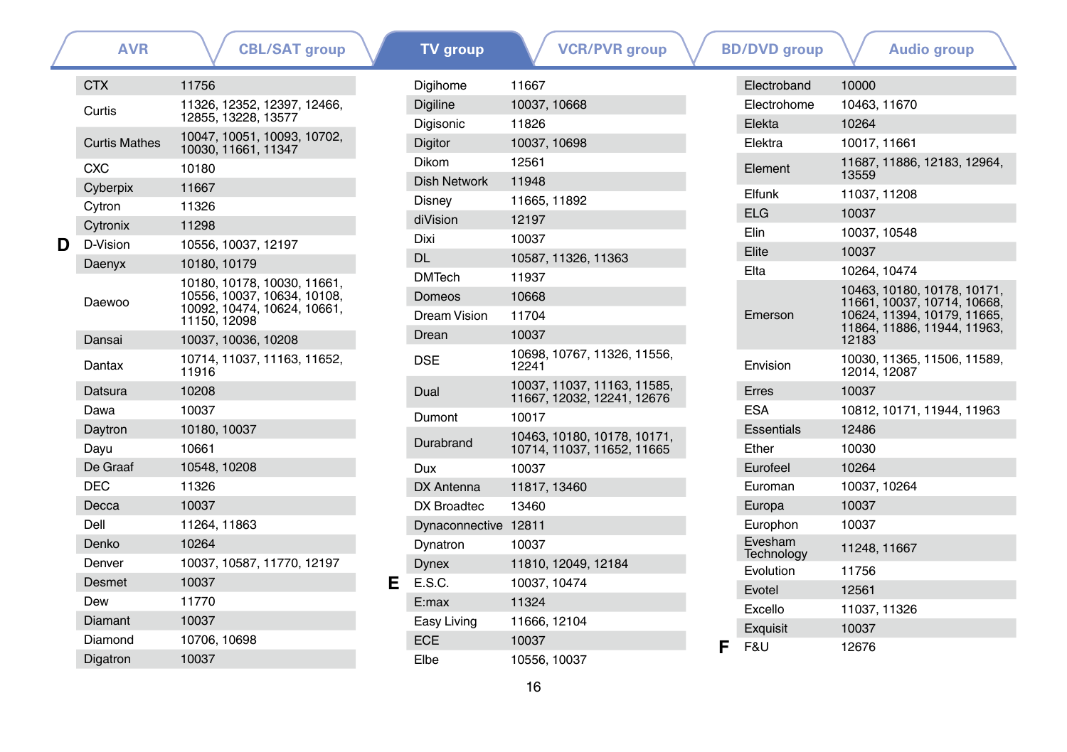AVR | CBL/SAT group | **TV group** | VCR/PVR group | BD/DVD group | Audio group

| | Brand | Code |
|---|---|---|
| | CTX | 11756 |
| | Curtis | 11326, 12352, 12397, 12466, 12855, 13228, 13577 |
| | Curtis Mathes | 10047, 10051, 10093, 10702, 10030, 11661, 11347 |
| | CXC | 10180 |
| | Cyberpix | 11667 |
| | Cytron | 11326 |
| | Cytronix | 11298 |
| **D** | D-Vision | 10556, 10037, 12197 |
| | Daenyx | 10180, 10179 |
| | Daewoo | 10180, 10178, 10030, 11661, 10556, 10037, 10634, 10108, 10092, 10474, 10624, 10661, 11150, 12098 |
| | Dansai | 10037, 10036, 10208 |
| | Dantax | 10714, 11037, 11163, 11652, 11916 |
| | Datsura | 10208 |
| | Dawa | 10037 |
| | Daytron | 10180, 10037 |
| | Dayu | 10661 |
| | De Graaf | 10548, 10208 |
| | DEC | 11326 |
| | Decca | 10037 |
| | Dell | 11264, 11863 |
| | Denko | 10264 |
| | Denver | 10037, 10587, 11770, 12197 |
| | Desmet | 10037 |
| | Dew | 11770 |
| | Diamant | 10037 |
| | Diamond | 10706, 10698 |
| | Digatron | 10037 |
| | Digihome | 11667 |
| | Digiline | 10037, 10668 |
| | Digisonic | 11826 |
| | Digitor | 10037, 10698 |
| | Dikom | 12561 |
| | Dish Network | 11948 |
| | Disney | 11665, 11892 |
| | diVision | 12197 |
| | Dixi | 10037 |
| | DL | 10587, 11326, 11363 |
| | DMTech | 11937 |
| | Domeos | 10668 |
| | Dream Vision | 11704 |
| | Drean | 10037 |
| | DSE | 10698, 10767, 11326, 11556, 12241 |
| | Dual | 10037, 11037, 11163, 11585, 11667, 12032, 12241, 12676 |
| | Dumont | 10017 |
| | Durabrand | 10463, 10180, 10178, 10171, 10714, 11037, 11652, 11665 |
| | Dux | 10037 |
| | DX Antenna | 11817, 13460 |
| | DX Broadtec | 13460 |
| | Dynaconnective | 12811 |
| | Dynatron | 10037 |
| | Dynex | 11810, 12049, 12184 |
| **E** | E.S.C. | 10037, 10474 |
| | E:max | 11324 |
| | Easy Living | 11666, 12104 |
| | ECE | 10037 |
| | Elbe | 10556, 10037 |
| | Electroband | 10000 |
| | Electrohome | 10463, 11670 |
| | Elekta | 10264 |
| | Elektra | 10017, 11661 |
| | Element | 11687, 11886, 12183, 12964, 13559 |
| | Elfunk | 11037, 11208 |
| | ELG | 10037 |
| | Elin | 10037, 10548 |
| | Elite | 10037 |
| | Elta | 10264, 10474 |
| | Emerson | 10463, 10180, 10178, 10171, 11661, 10037, 10714, 10668, 10624, 11394, 10179, 11665, 11864, 11886, 11944, 11963, 12183 |
| | Envision | 10030, 11365, 11506, 11589, 12014, 12087 |
| | Erres | 10037 |
| | ESA | 10812, 10171, 11944, 11963 |
| | Essentials | 12486 |
| | Ether | 10030 |
| | Eurofeel | 10264 |
| | Euroman | 10037, 10264 |
| | Europa | 10037 |
| | Europhon | 10037 |
| | Evesham Technology | 11248, 11667 |
| | Evolution | 11756 |
| | Evotel | 12561 |
| | Excello | 11037, 11326 |
| | Exquisit | 10037 |
| **F** | F&U | 12676 |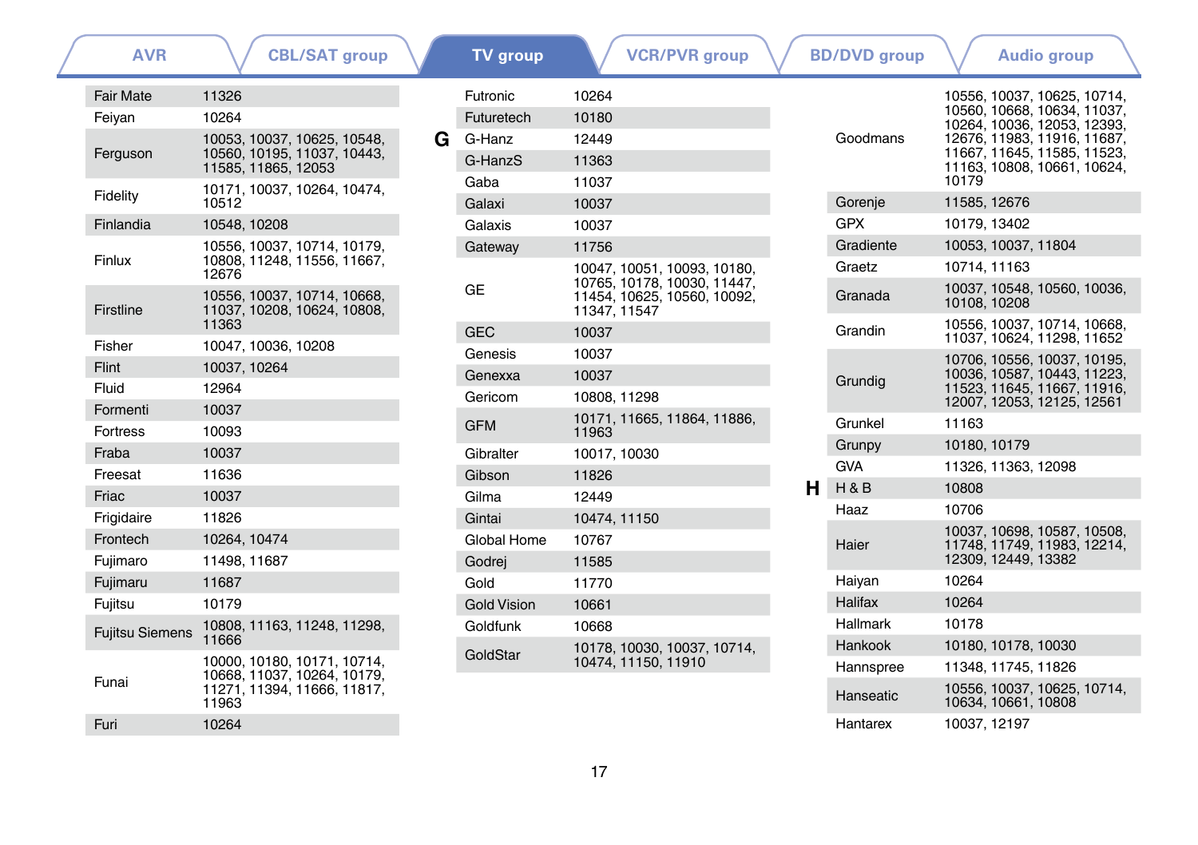AVR | CBL/SAT group | **TV group** | VCR/PVR group | BD/DVD group | Audio group

| Brand | Code |
|---|---|
| Fair Mate | 11326 |
| Feiyan | 10264 |
| Ferguson | 10053, 10037, 10625, 10548, 10560, 10195, 11037, 10443, 11585, 11865, 12053 |
| Fidelity | 10171, 10037, 10264, 10474, 10512 |
| Finlandia | 10548, 10208 |
| Finlux | 10556, 10037, 10714, 10179, 10808, 11248, 11556, 11667, 12676 |
| Firstline | 10556, 10037, 10714, 10668, 11037, 10208, 10624, 10808, 11363 |
| Fisher | 10047, 10036, 10208 |
| Flint | 10037, 10264 |
| Fluid | 12964 |
| Formenti | 10037 |
| Fortress | 10093 |
| Fraba | 10037 |
| Freesat | 11636 |
| Friac | 10037 |
| Frigidaire | 11826 |
| Frontech | 10264, 10474 |
| Fujimaro | 11498, 11687 |
| Fujimaru | 11687 |
| Fujitsu | 10179 |
| Fujitsu Siemens | 10808, 11163, 11248, 11298, 11666 |
| Funai | 10000, 10180, 10171, 10714, 10668, 11037, 10264, 10179, 11271, 11394, 11666, 11817, 11963 |
| Furi | 10264 |
| Futronic | 10264 |
| Futuretech | 10180 |

**G**

| Brand | Code |
|---|---|
| G-Hanz | 12449 |
| G-HanzS | 11363 |
| Gaba | 11037 |
| Galaxi | 10037 |
| Galaxis | 10037 |
| Gateway | 11756 |
| GE | 10047, 10051, 10093, 10180, 10765, 10178, 10030, 11447, 11454, 10625, 10560, 10092, 11347, 11547 |
| GEC | 10037 |
| Genesis | 10037 |
| Genexxa | 10037 |
| Gericom | 10808, 11298 |
| GFM | 10171, 11665, 11864, 11886, 11963 |
| Gibralter | 10017, 10030 |
| Gibson | 11826 |
| Gilma | 12449 |
| Gintai | 10474, 11150 |
| Global Home | 10767 |
| Godrej | 11585 |
| Gold | 11770 |
| Gold Vision | 10661 |
| Goldfunk | 10668 |
| GoldStar | 10178, 10030, 10037, 10714, 10474, 11150, 11910 |
| Goodmans | 10556, 10037, 10625, 10714, 10560, 10668, 10634, 11037, 10264, 10036, 12053, 12393, 12676, 11983, 11916, 11687, 11667, 11645, 11585, 11523, 11163, 10808, 10661, 10624, 10179 |
| Gorenje | 11585, 12676 |
| GPX | 10179, 13402 |
| Gradiente | 10053, 10037, 11804 |
| Graetz | 10714, 11163 |
| Granada | 10037, 10548, 10560, 10036, 10108, 10208 |
| Grandin | 10556, 10037, 10714, 10668, 11037, 10624, 11298, 11652 |
| Grundig | 10706, 10556, 10037, 10195, 10036, 10587, 10443, 11223, 11523, 11645, 11667, 11916, 12007, 12053, 12125, 12561 |
| Grunkel | 11163 |
| Grunpy | 10180, 10179 |
| GVA | 11326, 11363, 12098 |

**H**

| Brand | Code |
|---|---|
| H & B | 10808 |
| Haaz | 10706 |
| Haier | 10037, 10698, 10587, 10508, 11748, 11749, 11983, 12214, 12309, 12449, 13382 |
| Haiyan | 10264 |
| Halifax | 10264 |
| Hallmark | 10178 |
| Hankook | 10180, 10178, 10030 |
| Hannspree | 11348, 11745, 11826 |
| Hanseatic | 10556, 10037, 10625, 10714, 10634, 10661, 10808 |
| Hantarex | 10037, 12197 |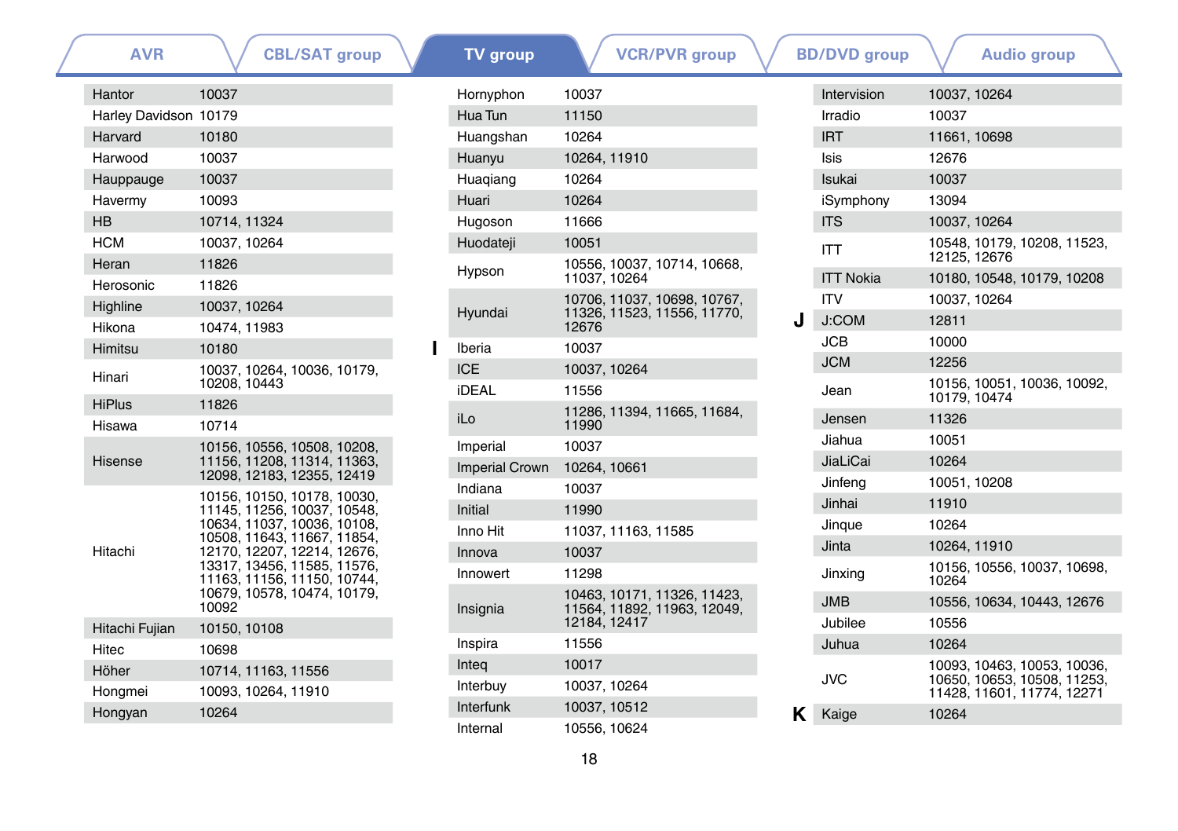AVR | CBL/SAT group | **TV group** | VCR/PVR group | BD/DVD group | Audio group

| Brand | Code |
|---|---|
| Hantor | 10037 |
| Harley Davidson | 10179 |
| Harvard | 10180 |
| Harwood | 10037 |
| Hauppauge | 10037 |
| Havermy | 10093 |
| HB | 10714, 11324 |
| HCM | 10037, 10264 |
| Heran | 11826 |
| Herosonic | 11826 |
| Highline | 10037, 10264 |
| Hikona | 10474, 11983 |
| Himitsu | 10180 |
| Hinari | 10037, 10264, 10036, 10179, 10208, 10443 |
| HiPlus | 11826 |
| Hisawa | 10714 |
| Hisense | 10156, 10556, 10508, 10208, 11156, 11208, 11314, 11363, 12098, 12183, 12355, 12419 |
| Hitachi | 10156, 10150, 10178, 10030, 11145, 11256, 10037, 10548, 10634, 11037, 10036, 10108, 10508, 11643, 11667, 11854, 12170, 12207, 12214, 12676, 13317, 13456, 11585, 11576, 11163, 11156, 11150, 10744, 10679, 10578, 10474, 10179, 10092 |
| Hitachi Fujian | 10150, 10108 |
| Hitec | 10698 |
| Höher | 10714, 11163, 11556 |
| Hongmei | 10093, 10264, 11910 |
| Hongyan | 10264 |
| Hornyphon | 10037 |
| Hua Tun | 11150 |
| Huangshan | 10264 |
| Huanyu | 10264, 11910 |
| Huaqiang | 10264 |
| Huari | 10264 |
| Hugoson | 11666 |
| Huodateji | 10051 |
| Hypson | 10556, 10037, 10714, 10668, 11037, 10264 |
| Hyundai | 10706, 11037, 10698, 10767, 11326, 11523, 11556, 11770, 12676 |

**I**

| Brand | Code |
|---|---|
| Iberia | 10037 |
| ICE | 10037, 10264 |
| iDEAL | 11556 |
| iLo | 11286, 11394, 11665, 11684, 11990 |
| Imperial | 10037 |
| Imperial Crown | 10264, 10661 |
| Indiana | 10037 |
| Initial | 11990 |
| Inno Hit | 11037, 11163, 11585 |
| Innova | 10037 |
| Innowert | 11298 |
| Insignia | 10463, 10171, 11326, 11423, 11564, 11892, 11963, 12049, 12184, 12417 |
| Inspira | 11556 |
| Inteq | 10017 |
| Interbuy | 10037, 10264 |
| Interfunk | 10037, 10512 |
| Internal | 10556, 10624 |
| Intervision | 10037, 10264 |
| Irradio | 10037 |
| IRT | 11661, 10698 |
| Isis | 12676 |
| Isukai | 10037 |
| iSymphony | 13094 |
| ITS | 10037, 10264 |
| ITT | 10548, 10179, 10208, 11523, 12125, 12676 |
| ITT Nokia | 10180, 10548, 10179, 10208 |
| ITV | 10037, 10264 |

**J**

| Brand | Code |
|---|---|
| J:COM | 12811 |
| JCB | 10000 |
| JCM | 12256 |
| Jean | 10156, 10051, 10036, 10092, 10179, 10474 |
| Jensen | 11326 |
| Jiahua | 10051 |
| JiaLiCai | 10264 |
| Jinfeng | 10051, 10208 |
| Jinhai | 11910 |
| Jinque | 10264 |
| Jinta | 10264, 11910 |
| Jinxing | 10156, 10556, 10037, 10698, 10264 |
| JMB | 10556, 10634, 10443, 12676 |
| Jubilee | 10556 |
| Juhua | 10264 |
| JVC | 10093, 10463, 10053, 10036, 10650, 10653, 10508, 11253, 11428, 11601, 11774, 12271 |

**K**

| Brand | Code |
|---|---|
| Kaige | 10264 |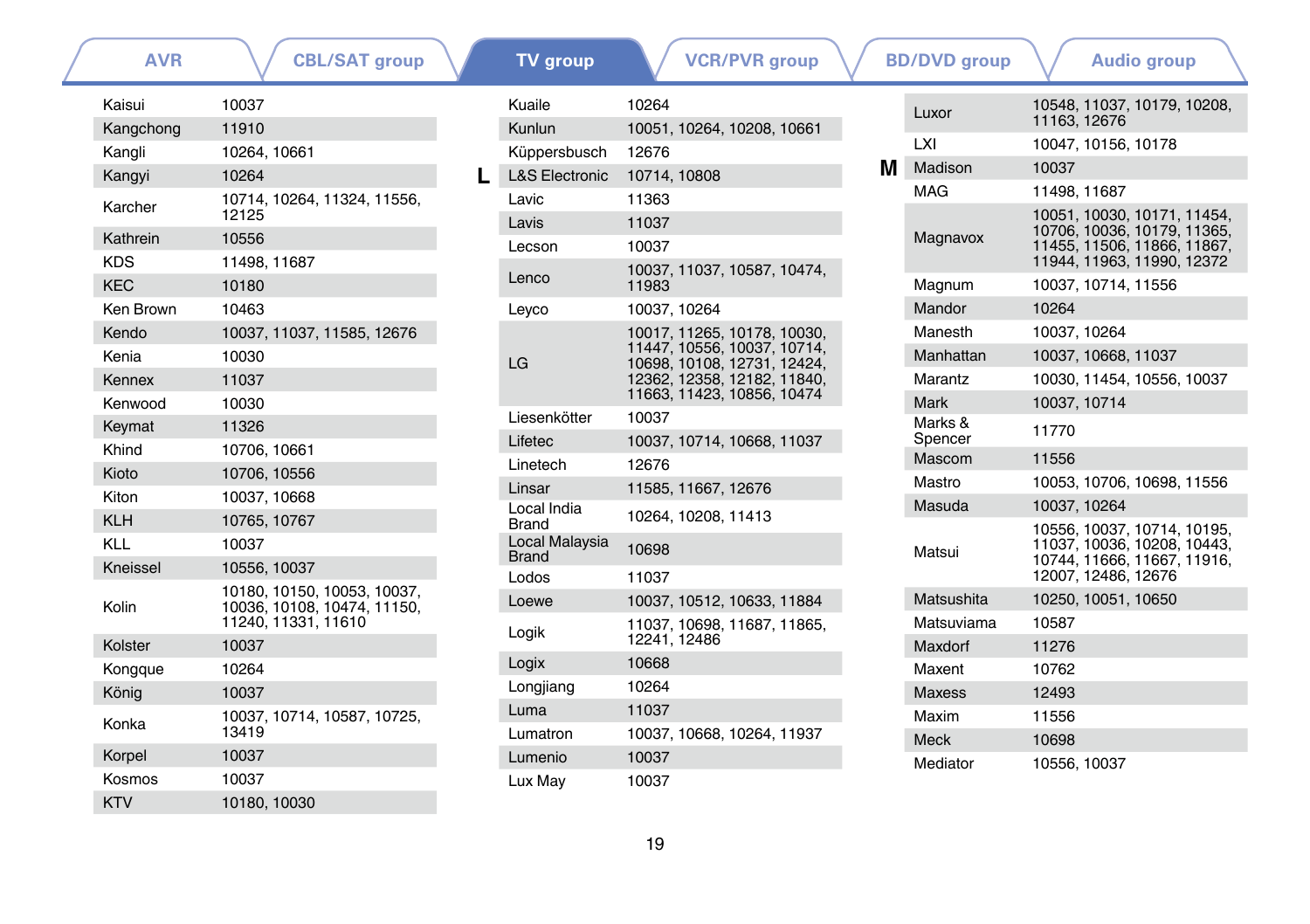AVR | CBL/SAT group | **TV group** | VCR/PVR group | BD/DVD group | Audio group

| Brand | Code |
|---|---|
| Kaisui | 10037 |
| Kangchong | 11910 |
| Kangli | 10264, 10661 |
| Kangyi | 10264 |
| Karcher | 10714, 10264, 11324, 11556, 12125 |
| Kathrein | 10556 |
| KDS | 11498, 11687 |
| KEC | 10180 |
| Ken Brown | 10463 |
| Kendo | 10037, 11037, 11585, 12676 |
| Kenia | 10030 |
| Kennex | 11037 |
| Kenwood | 10030 |
| Keymat | 11326 |
| Khind | 10706, 10661 |
| Kioto | 10706, 10556 |
| Kiton | 10037, 10668 |
| KLH | 10765, 10767 |
| KLL | 10037 |
| Kneissel | 10556, 10037 |
| Kolin | 10180, 10150, 10053, 10037, 10036, 10108, 10474, 11150, 11240, 11331, 11610 |
| Kolster | 10037 |
| Kongque | 10264 |
| König | 10037 |
| Konka | 10037, 10714, 10587, 10725, 13419 |
| Korpel | 10037 |
| Kosmos | 10037 |
| KTV | 10180, 10030 |
| Kuaile | 10264 |
| Kunlun | 10051, 10264, 10208, 10661 |
| Küppersbusch | 12676 |

**L**

| Brand | Code |
|---|---|
| L&S Electronic | 10714, 10808 |
| Lavic | 11363 |
| Lavis | 11037 |
| Lecson | 10037 |
| Lenco | 10037, 11037, 10587, 10474, 11983 |
| Leyco | 10037, 10264 |
| LG | 10017, 11265, 10178, 10030, 11447, 10556, 10037, 10714, 10698, 10108, 12731, 12424, 12362, 12358, 12182, 11840, 11663, 11423, 10856, 10474 |
| Liesenkötter | 10037 |
| Lifetec | 10037, 10714, 10668, 11037 |
| Linetech | 12676 |
| Linsar | 11585, 11667, 12676 |
| Local India Brand | 10264, 10208, 11413 |
| Local Malaysia Brand | 10698 |
| Lodos | 11037 |
| Loewe | 10037, 10512, 10633, 11884 |
| Logik | 11037, 10698, 11687, 11865, 12241, 12486 |
| Logix | 10668 |
| Longjiang | 10264 |
| Luma | 11037 |
| Lumatron | 10037, 10668, 10264, 11937 |
| Lumenio | 10037 |
| Lux May | 10037 |
| Luxor | 10548, 11037, 10179, 10208, 11163, 12676 |
| LXI | 10047, 10156, 10178 |

**M**

| Brand | Code |
|---|---|
| Madison | 10037 |
| MAG | 11498, 11687 |
| Magnavox | 10051, 10030, 10171, 11454, 10706, 10036, 10179, 11365, 11455, 11506, 11866, 11867, 11944, 11963, 11990, 12372 |
| Magnum | 10037, 10714, 11556 |
| Mandor | 10264 |
| Manesth | 10037, 10264 |
| Manhattan | 10037, 10668, 11037 |
| Marantz | 10030, 11454, 10556, 10037 |
| Mark | 10037, 10714 |
| Marks & Spencer | 11770 |
| Mascom | 11556 |
| Mastro | 10053, 10706, 10698, 11556 |
| Masuda | 10037, 10264 |
| Matsui | 10556, 10037, 10714, 10195, 11037, 10036, 10208, 10443, 10744, 11666, 11667, 11916, 12007, 12486, 12676 |
| Matsushita | 10250, 10051, 10650 |
| Matsuviama | 10587 |
| Maxdorf | 11276 |
| Maxent | 10762 |
| Maxess | 12493 |
| Maxim | 11556 |
| Meck | 10698 |
| Mediator | 10556, 10037 |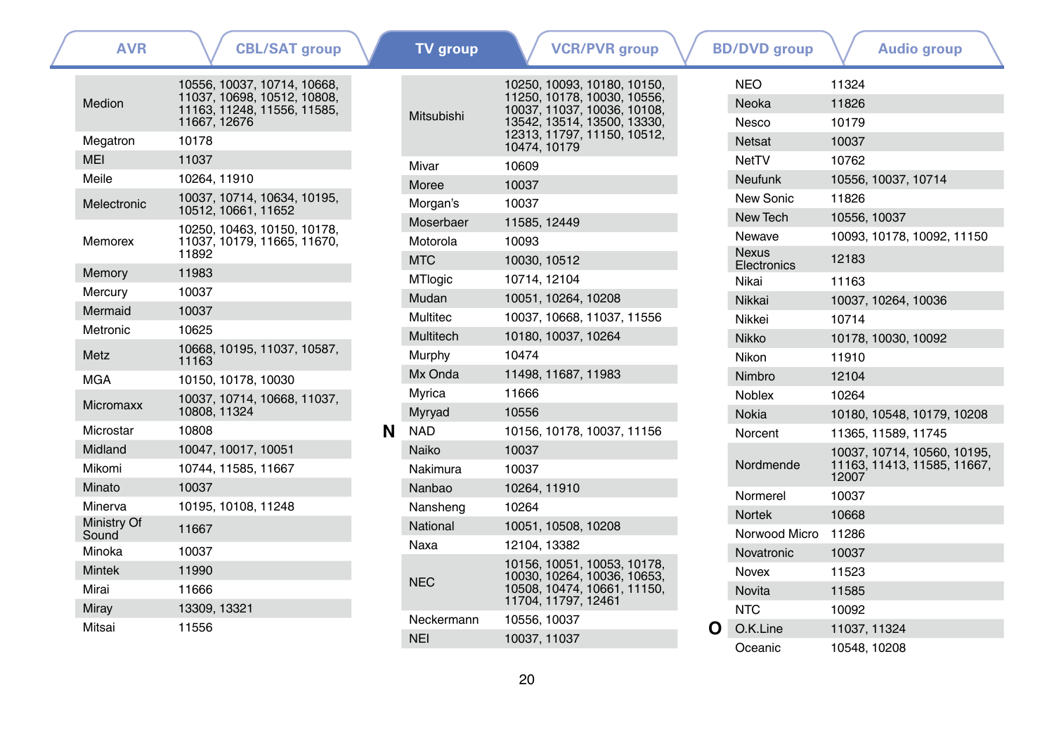AVR | CBL/SAT group | **TV group** | VCR/PVR group | BD/DVD group | Audio group

| Brand | Codes |
|---|---|
| Medion | 10556, 10037, 10714, 10668, 11037, 10698, 10512, 10808, 11163, 11248, 11556, 11585, 11667, 12676 |
| Megatron | 10178 |
| MEI | 11037 |
| Meile | 10264, 11910 |
| Melectronic | 10037, 10714, 10634, 10195, 10512, 10661, 11652 |
| Memorex | 10250, 10463, 10150, 10178, 11037, 10179, 11665, 11670, 11892 |
| Memory | 11983 |
| Mercury | 10037 |
| Mermaid | 10037 |
| Metronic | 10625 |
| Metz | 10668, 10195, 11037, 10587, 11163 |
| MGA | 10150, 10178, 10030 |
| Micromaxx | 10037, 10714, 10668, 11037, 10808, 11324 |
| Microstar | 10808 |
| Midland | 10047, 10017, 10051 |
| Mikomi | 10744, 11585, 11667 |
| Minato | 10037 |
| Minerva | 10195, 10108, 11248 |
| Ministry Of Sound | 11667 |
| Minoka | 10037 |
| Mintek | 11990 |
| Mirai | 11666 |
| Miray | 13309, 13321 |
| Mitsai | 11556 |
| Mitsubishi | 10250, 10093, 10180, 10150, 11250, 10178, 10030, 10556, 10037, 11037, 10036, 10108, 13542, 13514, 13500, 13330, 12313, 11797, 11150, 10512, 10474, 10179 |
| Mivar | 10609 |
| Moree | 10037 |
| Morgan's | 10037 |
| Moserbaer | 11585, 12449 |
| Motorola | 10093 |
| MTC | 10030, 10512 |
| MTlogic | 10714, 12104 |
| Mudan | 10051, 10264, 10208 |
| Multitec | 10037, 10668, 11037, 11556 |
| Multitech | 10180, 10037, 10264 |
| Murphy | 10474 |
| Mx Onda | 11498, 11687, 11983 |
| Myrica | 11666 |
| Myryad | 10556 |

**N**

| Brand | Codes |
|---|---|
| NAD | 10156, 10178, 10037, 11156 |
| Naiko | 10037 |
| Nakimura | 10037 |
| Nanbao | 10264, 11910 |
| Nansheng | 10264 |
| National | 10051, 10508, 10208 |
| Naxa | 12104, 13382 |
| NEC | 10156, 10051, 10053, 10178, 10030, 10264, 10036, 10653, 10508, 10474, 10661, 11150, 11704, 11797, 12461 |
| Neckermann | 10556, 10037 |
| NEI | 10037, 11037 |
| NEO | 11324 |
| Neoka | 11826 |
| Nesco | 10179 |
| Netsat | 10037 |
| NetTV | 10762 |
| Neufunk | 10556, 10037, 10714 |
| New Sonic | 11826 |
| New Tech | 10556, 10037 |
| Neware | 10093, 10178, 10092, 11150 |
| Nexus Electronics | 12183 |
| Nikai | 11163 |
| Nikkai | 10037, 10264, 10036 |
| Nikkei | 10714 |
| Nikko | 10178, 10030, 10092 |
| Nikon | 11910 |
| Nimbro | 12104 |
| Noblex | 10264 |
| Nokia | 10180, 10548, 10179, 10208 |
| Norcent | 11365, 11589, 11745 |
| Nordmende | 10037, 10714, 10560, 10195, 11163, 11413, 11585, 11667, 12007 |
| Normerel | 10037 |
| Nortek | 10668 |
| Norwood Micro | 11286 |
| Novatronic | 10037 |
| Novex | 11523 |
| Novita | 11585 |
| NTC | 10092 |

**O**

| Brand | Codes |
|---|---|
| O.K.Line | 11037, 11324 |
| Oceanic | 10548, 10208 |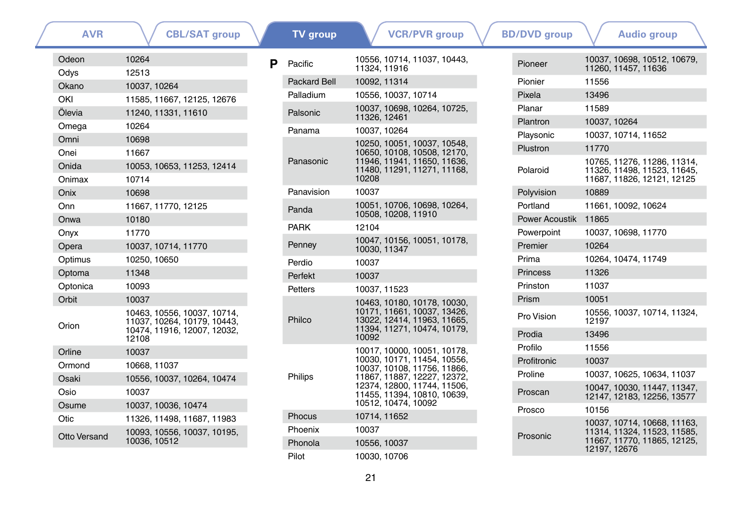AVR | CBL/SAT group | **TV group** | VCR/PVR group | BD/DVD group | Audio group

| Brand | Code |
|---|---|
| Odeon | 10264 |
| Odys | 12513 |
| Okano | 10037, 10264 |
| OKI | 11585, 11667, 12125, 12676 |
| Ölevia | 11240, 11331, 11610 |
| Omega | 10264 |
| Omni | 10698 |
| Onei | 11667 |
| Onida | 10053, 10653, 11253, 12414 |
| Onimax | 10714 |
| Onix | 10698 |
| Onn | 11667, 11770, 12125 |
| Onwa | 10180 |
| Onyx | 11770 |
| Opera | 10037, 10714, 11770 |
| Optimus | 10250, 10650 |
| Optoma | 11348 |
| Optonica | 10093 |
| Orbit | 10037 |
| Orion | 10463, 10556, 10037, 10714, 11037, 10264, 10179, 10443, 10474, 11916, 12007, 12032, 12108 |
| Orline | 10037 |
| Ormond | 10668, 11037 |
| Osaki | 10556, 10037, 10264, 10474 |
| Osio | 10037 |
| Osume | 10037, 10036, 10474 |
| Otic | 11326, 11498, 11687, 11983 |
| Otto Versand | 10093, 10556, 10037, 10195, 10036, 10512 |

## P

| Brand | Code |
|---|---|
| Pacific | 10556, 10714, 11037, 10443, 11324, 11916 |
| Packard Bell | 10092, 11314 |
| Palladium | 10556, 10037, 10714 |
| Palsonic | 10037, 10698, 10264, 10725, 11326, 12461 |
| Panama | 10037, 10264 |
| Panasonic | 10250, 10051, 10037, 10548, 10650, 10108, 10508, 12170, 11946, 11941, 11650, 11636, 11480, 11291, 11271, 11168, 10208 |
| Panavision | 10037 |
| Panda | 10051, 10706, 10698, 10264, 10508, 10208, 11910 |
| PARK | 12104 |
| Penney | 10047, 10156, 10051, 10178, 10030, 11347 |
| Perdio | 10037 |
| Perfekt | 10037 |
| Petters | 10037, 11523 |
| Philco | 10463, 10180, 10178, 10030, 10171, 11661, 10037, 13426, 13022, 12414, 11963, 11665, 11394, 11271, 10474, 10179, 10092 |
| Philips | 10017, 10000, 10051, 10178, 10030, 10171, 11454, 10556, 10037, 10108, 11756, 11866, 11867, 11887, 12227, 12372, 12374, 12800, 11744, 11506, 11455, 11394, 10810, 10639, 10512, 10474, 10092 |
| Phocus | 10714, 11652 |
| Phoenix | 10037 |
| Phonola | 10556, 10037 |
| Pilot | 10030, 10706 |
| Pioneer | 10037, 10698, 10512, 10679, 11260, 11457, 11636 |
| Pionier | 11556 |
| Pixela | 13496 |
| Planar | 11589 |
| Plantron | 10037, 10264 |
| Playsonic | 10037, 10714, 11652 |
| Plustron | 11770 |
| Polaroid | 10765, 11276, 11286, 11314, 11326, 11498, 11523, 11645, 11687, 11826, 12121, 12125 |
| Polyvision | 10889 |
| Portland | 11661, 10092, 10624 |
| Power Acoustik | 11865 |
| Powerpoint | 10037, 10698, 11770 |
| Premier | 10264 |
| Prima | 10264, 10474, 11749 |
| Princess | 11326 |
| Prinston | 11037 |
| Prism | 10051 |
| Pro Vision | 10556, 10037, 10714, 11324, 12197 |
| Prodia | 13496 |
| Profilo | 11556 |
| Profitronic | 10037 |
| Proline | 10037, 10625, 10634, 11037 |
| Proscan | 10047, 10030, 11447, 11347, 12147, 12183, 12256, 13577 |
| Prosco | 10156 |
| Prosonic | 10037, 10714, 10668, 11163, 11314, 11324, 11523, 11585, 11667, 11770, 11865, 12125, 12197, 12676 |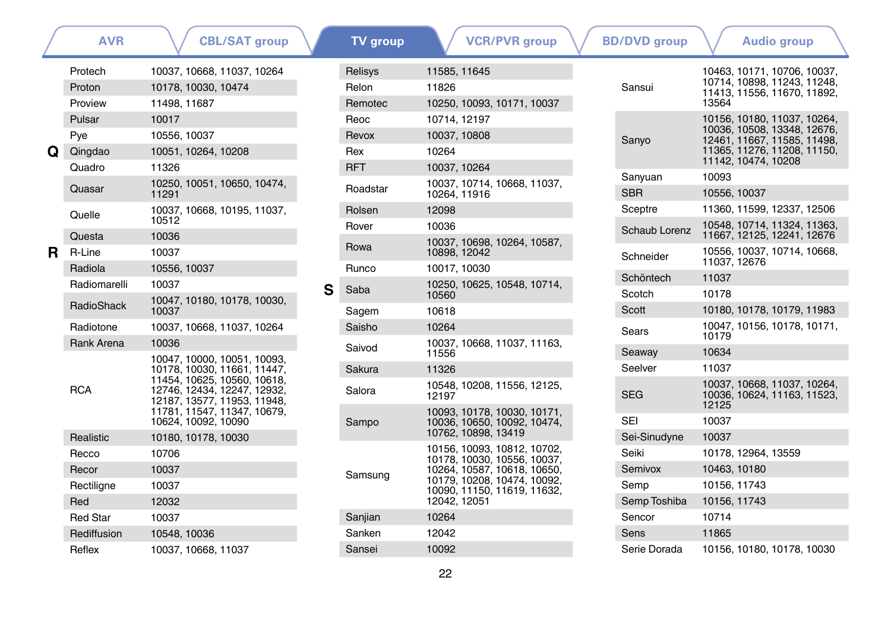AVR | CBL/SAT group | **TV group** | VCR/PVR group | BD/DVD group | Audio group

| | Brand | Code |
|---|---|---|
| | Protech | 10037, 10668, 11037, 10264 |
| | Proton | 10178, 10030, 10474 |
| | Proview | 11498, 11687 |
| | Pulsar | 10017 |
| | Pye | 10556, 10037 |
| **Q** | Qingdao | 10051, 10264, 10208 |
| | Quadro | 11326 |
| | Quasar | 10250, 10051, 10650, 10474, 11291 |
| | Quelle | 10037, 10668, 10195, 11037, 10512 |
| | Questa | 10036 |
| **R** | R-Line | 10037 |
| | Radiola | 10556, 10037 |
| | Radiomarelli | 10037 |
| | RadioShack | 10047, 10180, 10178, 10030, 10037 |
| | Radiotone | 10037, 10668, 11037, 10264 |
| | Rank Arena | 10036 |
| | RCA | 10047, 10000, 10051, 10093, 10178, 10030, 11661, 11447, 11454, 10625, 10560, 10618, 12746, 12434, 12247, 12932, 12187, 13577, 11953, 11948, 11781, 11547, 11347, 10679, 10624, 10092, 10090 |
| | Realistic | 10180, 10178, 10030 |
| | Recco | 10706 |
| | Recor | 10037 |
| | Rectiligne | 10037 |
| | Red | 12032 |
| | Red Star | 10037 |
| | Rediffusion | 10548, 10036 |
| | Reflex | 10037, 10668, 11037 |
| | Relisys | 11585, 11645 |
| | Relon | 11826 |
| | Remotec | 10250, 10093, 10171, 10037 |
| | Reoc | 10714, 12197 |
| | Revox | 10037, 10808 |
| | Rex | 10264 |
| | RFT | 10037, 10264 |
| | Roadstar | 10037, 10714, 10668, 11037, 10264, 11916 |
| | Rolsen | 12098 |
| | Rover | 10036 |
| | Rowa | 10037, 10698, 10264, 10587, 10898, 12042 |
| | Runco | 10017, 10030 |
| **S** | Saba | 10250, 10625, 10548, 10714, 10560 |
| | Sagem | 10618 |
| | Saisho | 10264 |
| | Saivod | 10037, 10668, 11037, 11163, 11556 |
| | Sakura | 11326 |
| | Salora | 10548, 10208, 11556, 12125, 12197 |
| | Sampo | 10093, 10178, 10030, 10171, 10036, 10650, 10092, 10474, 10762, 10898, 13419 |
| | Samsung | 10156, 10093, 10812, 10702, 10178, 10030, 10556, 10037, 10264, 10587, 10618, 10650, 10179, 10208, 10474, 10092, 10090, 11150, 11619, 11632, 12042, 12051 |
| | Sanjian | 10264 |
| | Sanken | 12042 |
| | Sansei | 10092 |
| | Sansui | 10463, 10171, 10706, 10037, 10714, 10898, 11243, 11248, 11413, 11556, 11670, 11892, 13564 |
| | Sanyo | 10156, 10180, 11037, 10264, 10036, 10508, 13348, 12676, 12461, 11667, 11585, 11498, 11365, 11276, 11208, 11150, 11142, 10474, 10208 |
| | Sanyuan | 10093 |
| | SBR | 10556, 10037 |
| | Sceptre | 11360, 11599, 12337, 12506 |
| | Schaub Lorenz | 10548, 10714, 11324, 11363, 11667, 12125, 12241, 12676 |
| | Schneider | 10556, 10037, 10714, 10668, 11037, 12676 |
| | Schöntech | 11037 |
| | Scotch | 10178 |
| | Scott | 10180, 10178, 10179, 11983 |
| | Sears | 10047, 10156, 10178, 10171, 10179 |
| | Seaway | 10634 |
| | Seelver | 11037 |
| | SEG | 10037, 10668, 11037, 10264, 10036, 10624, 11163, 11523, 12125 |
| | SEI | 10037 |
| | Sei-Sinudyne | 10037 |
| | Seiki | 10178, 12964, 13559 |
| | Semivox | 10463, 10180 |
| | Semp | 10156, 11743 |
| | Semp Toshiba | 10156, 11743 |
| | Sencor | 10714 |
| | Sens | 11865 |
| | Serie Dorada | 10156, 10180, 10178, 10030 |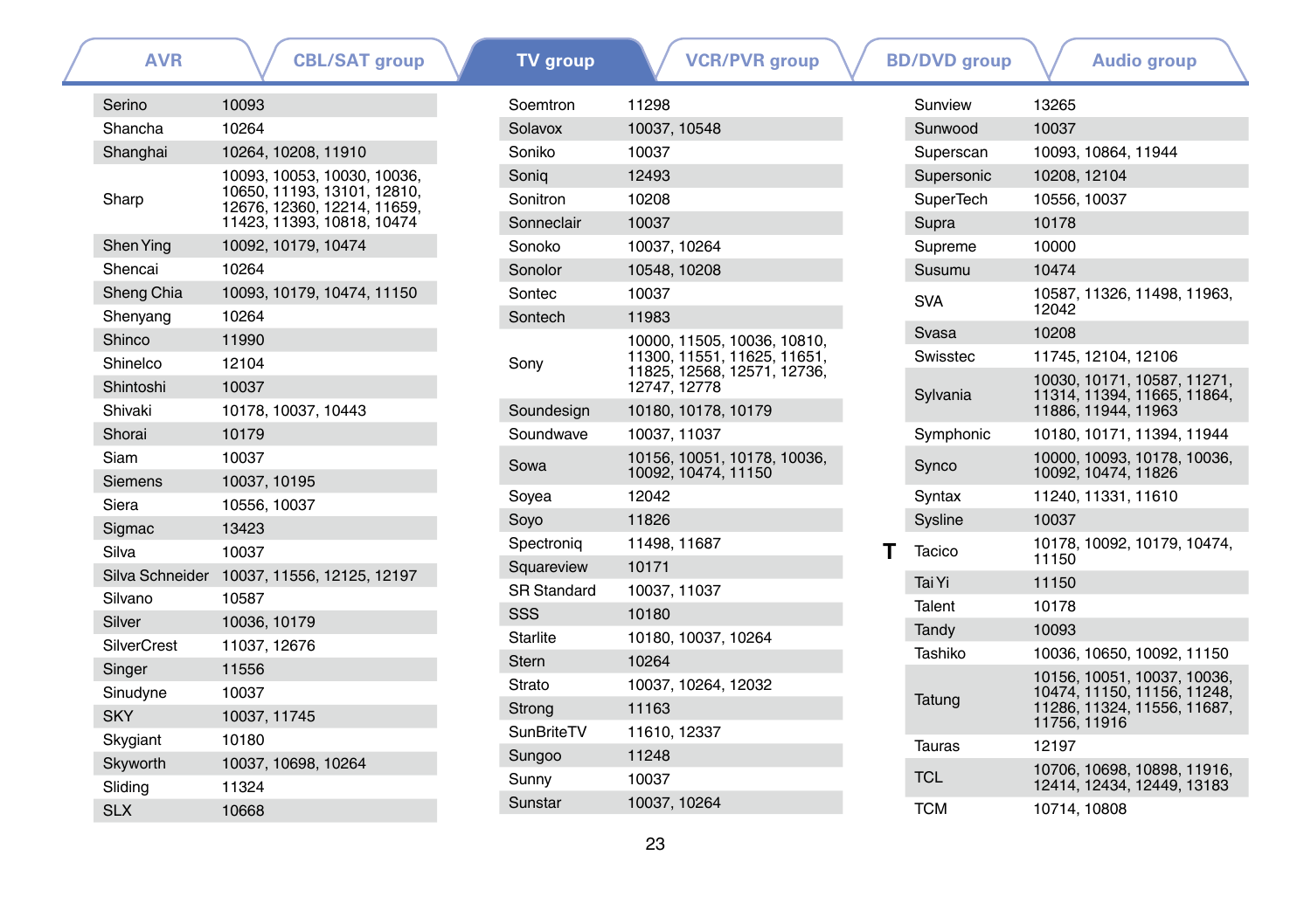AVR | CBL/SAT group | **TV group** | VCR/PVR group | BD/DVD group | Audio group

| Brand | Codes |
| --- | --- |
| Serino | 10093 |
| Shancha | 10264 |
| Shanghai | 10264, 10208, 11910 |
| Sharp | 10093, 10053, 10030, 10036, 10650, 11193, 13101, 12810, 12676, 12360, 12214, 11659, 11423, 11393, 10818, 10474 |
| Shen Ying | 10092, 10179, 10474 |
| Shencai | 10264 |
| Sheng Chia | 10093, 10179, 10474, 11150 |
| Shenyang | 10264 |
| Shinco | 11990 |
| Shinelco | 12104 |
| Shintoshi | 10037 |
| Shivaki | 10178, 10037, 10443 |
| Shorai | 10179 |
| Siam | 10037 |
| Siemens | 10037, 10195 |
| Siera | 10556, 10037 |
| Sigmac | 13423 |
| Silva | 10037 |
| Silva Schneider | 10037, 11556, 12125, 12197 |
| Silvano | 10587 |
| Silver | 10036, 10179 |
| SilverCrest | 11037, 12676 |
| Singer | 11556 |
| Sinudyne | 10037 |
| SKY | 10037, 11745 |
| Skygiant | 10180 |
| Skyworth | 10037, 10698, 10264 |
| Sliding | 11324 |
| SLX | 10668 |
| Soemtron | 11298 |
| Solavox | 10037, 10548 |
| Soniko | 10037 |
| Soniq | 12493 |
| Sonitron | 10208 |
| Sonneclair | 10037 |
| Sonoko | 10037, 10264 |
| Sonolor | 10548, 10208 |
| Sontec | 10037 |
| Sontech | 11983 |
| Sony | 10000, 11505, 10036, 10810, 11300, 11551, 11625, 11651, 11825, 12568, 12571, 12736, 12747, 12778 |
| Soundesign | 10180, 10178, 10179 |
| Soundwave | 10037, 11037 |
| Sowa | 10156, 10051, 10178, 10036, 10092, 10474, 11150 |
| Soyea | 12042 |
| Soyo | 11826 |
| Spectroniq | 11498, 11687 |
| Squareview | 10171 |
| SR Standard | 10037, 11037 |
| SSS | 10180 |
| Starlite | 10180, 10037, 10264 |
| Stern | 10264 |
| Strato | 10037, 10264, 12032 |
| Strong | 11163 |
| SunBriteTV | 11610, 12337 |
| Sungoo | 11248 |
| Sunny | 10037 |
| Sunstar | 10037, 10264 |
| Sunview | 13265 |
| Sunwood | 10037 |
| Superscan | 10093, 10864, 11944 |
| Supersonic | 10208, 12104 |
| SuperTech | 10556, 10037 |
| Supra | 10178 |
| Supreme | 10000 |
| Susumu | 10474 |
| SVA | 10587, 11326, 11498, 11963, 12042 |
| Svasa | 10208 |
| Swisstec | 11745, 12104, 12106 |
| Sylvania | 10030, 10171, 10587, 11271, 11314, 11394, 11665, 11864, 11886, 11944, 11963 |
| Symphonic | 10180, 10171, 11394, 11944 |
| Synco | 10000, 10093, 10178, 10036, 10092, 10474, 11826 |
| Syntax | 11240, 11331, 11610 |
| Sysline | 10037 |

**T**

| Brand | Codes |
| --- | --- |
| Tacico | 10178, 10092, 10179, 10474, 11150 |
| Tai Yi | 11150 |
| Talent | 10178 |
| Tandy | 10093 |
| Tashiko | 10036, 10650, 10092, 11150 |
| Tatung | 10156, 10051, 10037, 10036, 10474, 11150, 11156, 11248, 11286, 11324, 11556, 11687, 11756, 11916 |
| Tauras | 12197 |
| TCL | 10706, 10698, 10898, 11916, 12414, 12434, 12449, 13183 |
| TCM | 10714, 10808 |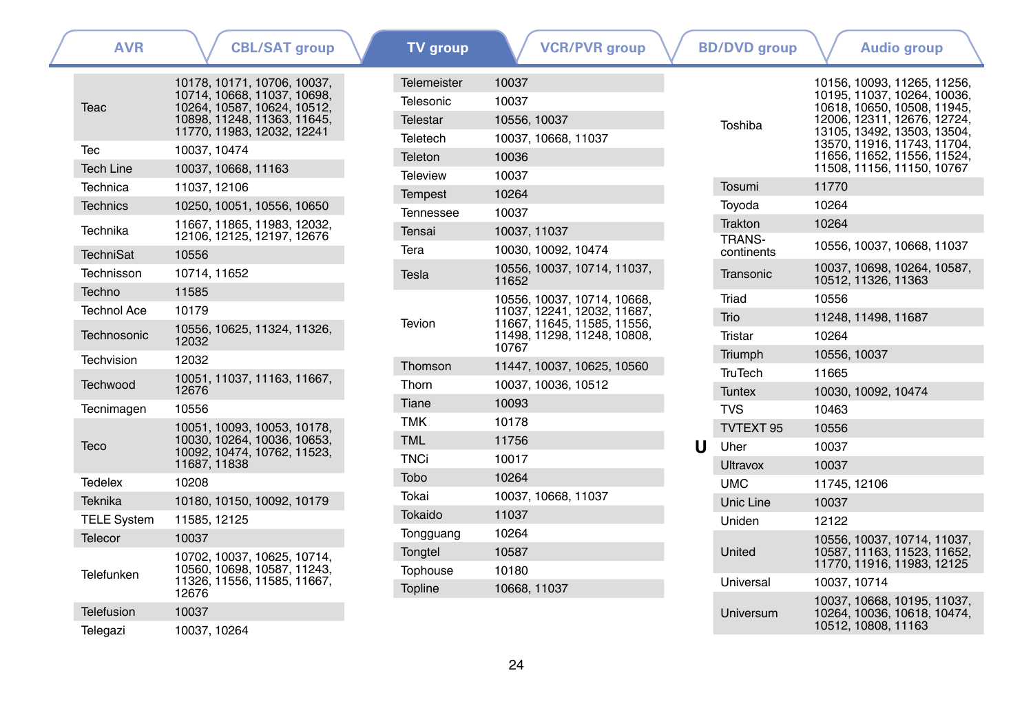| AVR | CBL/SAT group | TV group | VCR/PVR group | BD/DVD group | Audio group |
|---|---|---|---|---|---|

| Brand | Code |
|---|---|
| Teac | 10178, 10171, 10706, 10037, 10714, 10668, 11037, 10698, 10264, 10587, 10624, 10512, 10898, 11248, 11363, 11645, 11770, 11983, 12032, 12241 |
| Tec | 10037, 10474 |
| Tech Line | 10037, 10668, 11163 |
| Technica | 11037, 12106 |
| Technics | 10250, 10051, 10556, 10650 |
| Technika | 11667, 11865, 11983, 12032, 12106, 12125, 12197, 12676 |
| TechniSat | 10556 |
| Technisson | 10714, 11652 |
| Techno | 11585 |
| Technol Ace | 10179 |
| Technosonic | 10556, 10625, 11324, 11326, 12032 |
| Techvision | 12032 |
| Techwood | 10051, 11037, 11163, 11667, 12676 |
| Tecnimagen | 10556 |
| Teco | 10051, 10093, 10053, 10178, 10030, 10264, 10036, 10653, 10092, 10474, 10762, 11523, 11687, 11838 |
| Tedelex | 10208 |
| Teknika | 10180, 10150, 10092, 10179 |
| TELE System | 11585, 12125 |
| Telecor | 10037 |
| Telefunken | 10702, 10037, 10625, 10714, 10560, 10698, 10587, 11243, 11326, 11556, 11585, 11667, 12676 |
| Telefusion | 10037 |
| Telegazi | 10037, 10264 |
| Telemeister | 10037 |
| Telesonic | 10037 |
| Telestar | 10556, 10037 |
| Teletech | 10037, 10668, 11037 |
| Teleton | 10036 |
| Teleview | 10037 |
| Tempest | 10264 |
| Tennessee | 10037 |
| Tensai | 10037, 11037 |
| Tera | 10030, 10092, 10474 |
| Tesla | 10556, 10037, 10714, 11037, 11652 |
| Tevion | 10556, 10037, 10714, 10668, 11037, 12241, 12032, 11687, 11667, 11645, 11585, 11556, 11498, 11298, 11248, 10808, 10767 |
| Thomson | 11447, 10037, 10625, 10560 |
| Thorn | 10037, 10036, 10512 |
| Tiane | 10093 |
| TMK | 10178 |
| TML | 11756 |
| TNCi | 10017 |
| Tobo | 10264 |
| Tokai | 10037, 10668, 11037 |
| Tokaido | 11037 |
| Tongguang | 10264 |
| Tongtel | 10587 |
| Tophouse | 10180 |
| Topline | 10668, 11037 |
| Toshiba | 10156, 10093, 11265, 11256, 10195, 11037, 10264, 10036, 10618, 10650, 10508, 11945, 12006, 12311, 12676, 12724, 13105, 13492, 13503, 13504, 13570, 11916, 11743, 11704, 11656, 11652, 11556, 11524, 11508, 11156, 11150, 10767 |
| Tosumi | 11770 |
| Toyoda | 10264 |
| Trakton | 10264 |
| TRANS-continents | 10556, 10037, 10668, 11037 |
| Transonic | 10037, 10698, 10264, 10587, 10512, 11326, 11363 |
| Triad | 10556 |
| Trio | 11248, 11498, 11687 |
| Tristar | 10264 |
| Triumph | 10556, 10037 |
| TruTech | 11665 |
| Tuntex | 10030, 10092, 10474 |
| TVS | 10463 |
| TVTEXT 95 | 10556 |
| **U** | |
| Uher | 10037 |
| Ultravox | 10037 |
| UMC | 11745, 12106 |
| Unic Line | 10037 |
| Uniden | 12122 |
| United | 10556, 10037, 10714, 11037, 10587, 11163, 11523, 11652, 11770, 11916, 11983, 12125 |
| Universal | 10037, 10714 |
| Universum | 10037, 10668, 10195, 11037, 10264, 10036, 10618, 10474, 10512, 10808, 11163 |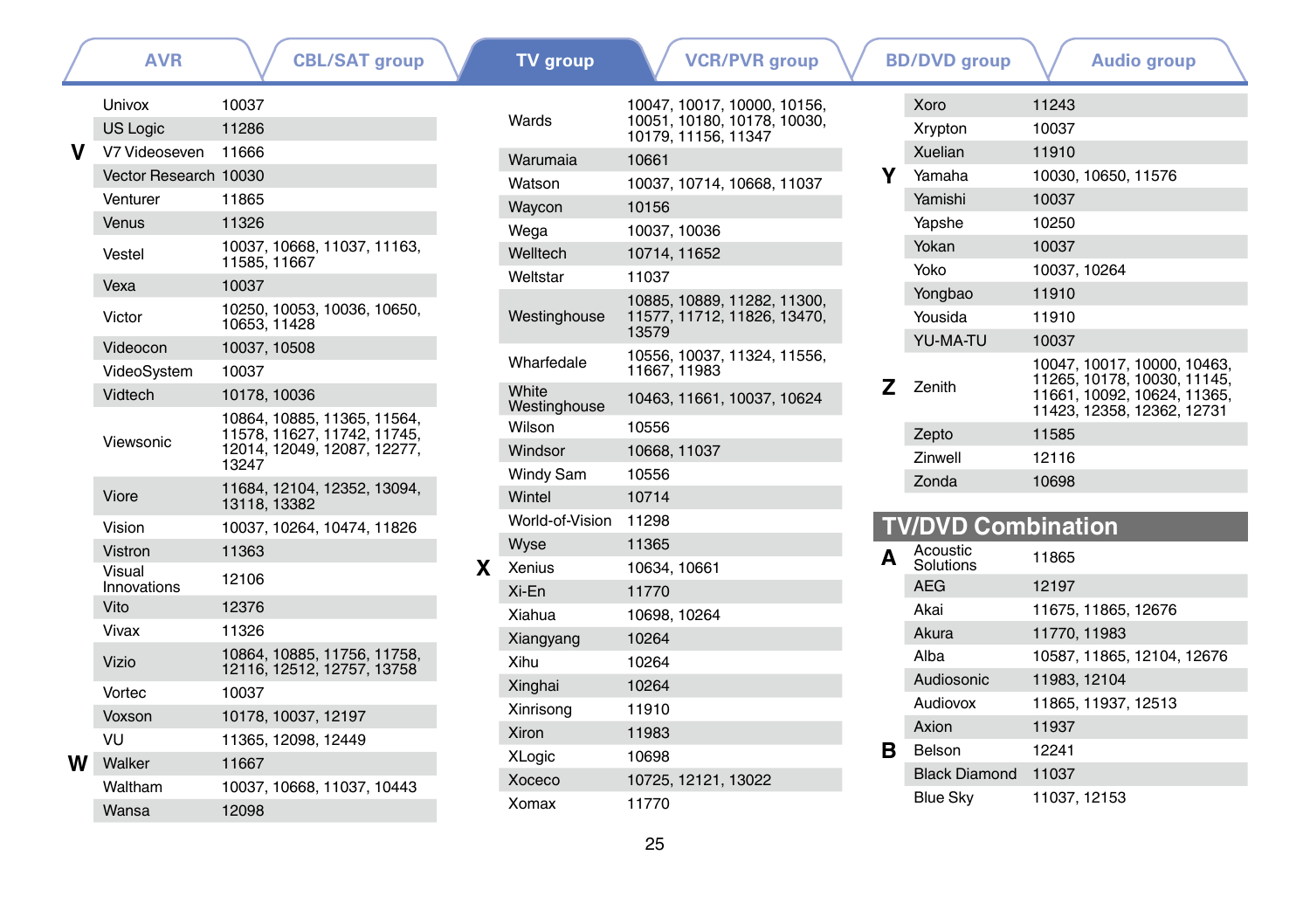| AVR | CBL/SAT group | TV group | VCR/PVR group | BD/DVD group | Audio group |
|---|---|---|---|---|---|

| | Brand | Code |
|---|---|---|
| | Univox | 10037 |
| | US Logic | 11286 |
| V | V7 Videoseven | 11666 |
| | Vector Research | 10030 |
| | Venturer | 11865 |
| | Venus | 11326 |
| | Vestel | 10037, 10668, 11037, 11163, 11585, 11667 |
| | Vexa | 10037 |
| | Victor | 10250, 10053, 10036, 10650, 10653, 11428 |
| | Videocon | 10037, 10508 |
| | VideoSystem | 10037 |
| | Vidtech | 10178, 10036 |
| | Viewsonic | 10864, 10885, 11365, 11564, 11578, 11627, 11742, 11745, 12014, 12049, 12087, 12277, 13247 |
| | Viore | 11684, 12104, 12352, 13094, 13118, 13382 |
| | Vision | 10037, 10264, 10474, 11826 |
| | Vistron | 11363 |
| | Visual Innovations | 12106 |
| | Vito | 12376 |
| | Vivax | 11326 |
| | Vizio | 10864, 10885, 11756, 11758, 12116, 12512, 12757, 13758 |
| | Vortec | 10037 |
| | Voxson | 10178, 10037, 12197 |
| | VU | 11365, 12098, 12449 |
| W | Walker | 11667 |
| | Waltham | 10037, 10668, 11037, 10443 |
| | Wansa | 12098 |
| | Wards | 10047, 10017, 10000, 10156, 10051, 10180, 10178, 10030, 10179, 11156, 11347 |
| | Warumaia | 10661 |
| | Watson | 10037, 10714, 10668, 11037 |
| | Waycon | 10156 |
| | Wega | 10037, 10036 |
| | Welltech | 10714, 11652 |
| | Weltstar | 11037 |
| | Westinghouse | 10885, 10889, 11282, 11300, 11577, 11712, 11826, 13470, 13579 |
| | Wharfedale | 10556, 10037, 11324, 11556, 11667, 11983 |
| | White Westinghouse | 10463, 11661, 10037, 10624 |
| | Wilson | 10556 |
| | Windsor | 10668, 11037 |
| | Windy Sam | 10556 |
| | Wintel | 10714 |
| | World-of-Vision | 11298 |
| | Wyse | 11365 |
| X | Xenius | 10634, 10661 |
| | Xi-En | 11770 |
| | Xiahua | 10698, 10264 |
| | Xiangyang | 10264 |
| | Xihu | 10264 |
| | Xinghai | 10264 |
| | Xinrisong | 11910 |
| | Xiron | 11983 |
| | XLogic | 10698 |
| | Xoceco | 10725, 12121, 13022 |
| | Xomax | 11770 |
| | Xoro | 11243 |
| | Xrypton | 10037 |
| | Xuelian | 11910 |
| Y | Yamaha | 10030, 10650, 11576 |
| | Yamishi | 10037 |
| | Yapshe | 10250 |
| | Yokan | 10037 |
| | Yoko | 10037, 10264 |
| | Yongbao | 11910 |
| | Yousida | 11910 |
| | YU-MA-TU | 10037 |
| Z | Zenith | 10047, 10017, 10000, 10463, 11265, 10178, 10030, 11145, 11661, 10092, 10624, 11365, 11423, 12358, 12362, 12731 |
| | Zepto | 11585 |
| | Zinwell | 12116 |
| | Zonda | 10698 |

## TV/DVD Combination

| | Brand | Code |
|---|---|---|
| A | Acoustic Solutions | 11865 |
| | AEG | 12197 |
| | Akai | 11675, 11865, 12676 |
| | Akura | 11770, 11983 |
| | Alba | 10587, 11865, 12104, 12676 |
| | Audiosonic | 11983, 12104 |
| | Audiovox | 11865, 11937, 12513 |
| | Axion | 11937 |
| B | Belson | 12241 |
| | Black Diamond | 11037 |
| | Blue Sky | 11037, 12153 |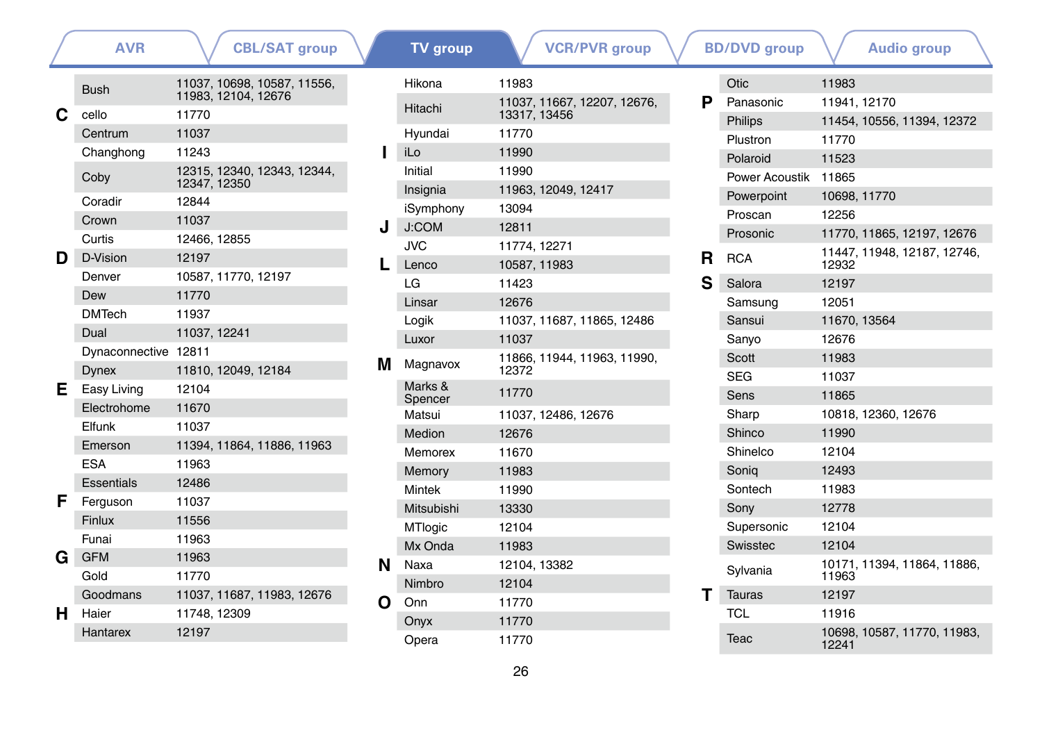AVR | CBL/SAT group | **TV group** | VCR/PVR group | BD/DVD group | Audio group

| | Brand | Code |
|---|---|---|
| | Bush | 11037, 10698, 10587, 11556, 11983, 12104, 12676 |
| C | cello | 11770 |
| | Centrum | 11037 |
| | Changhong | 11243 |
| | Coby | 12315, 12340, 12343, 12344, 12347, 12350 |
| | Coradir | 12844 |
| | Crown | 11037 |
| | Curtis | 12466, 12855 |
| D | D-Vision | 12197 |
| | Denver | 10587, 11770, 12197 |
| | Dew | 11770 |
| | DMTech | 11937 |
| | Dual | 11037, 12241 |
| | Dynaconnective | 12811 |
| | Dynex | 11810, 12049, 12184 |
| E | Easy Living | 12104 |
| | Electrohome | 11670 |
| | Elfunk | 11037 |
| | Emerson | 11394, 11864, 11886, 11963 |
| | ESA | 11963 |
| | Essentials | 12486 |
| F | Ferguson | 11037 |
| | Finlux | 11556 |
| | Funai | 11963 |
| G | GFM | 11963 |
| | Gold | 11770 |
| | Goodmans | 11037, 11687, 11983, 12676 |
| H | Haier | 11748, 12309 |
| | Hantarex | 12197 |
| | Hikona | 11983 |
| | Hitachi | 11037, 11667, 12207, 12676, 13317, 13456 |
| | Hyundai | 11770 |
| I | iLo | 11990 |
| | Initial | 11990 |
| | Insignia | 11963, 12049, 12417 |
| | iSymphony | 13094 |
| J | J:COM | 12811 |
| | JVC | 11774, 12271 |
| L | Lenco | 10587, 11983 |
| | LG | 11423 |
| | Linsar | 12676 |
| | Logik | 11037, 11687, 11865, 12486 |
| | Luxor | 11037 |
| M | Magnavox | 11866, 11944, 11963, 11990, 12372 |
| | Marks & Spencer | 11770 |
| | Matsui | 11037, 12486, 12676 |
| | Medion | 12676 |
| | Memorex | 11670 |
| | Memory | 11983 |
| | Mintek | 11990 |
| | Mitsubishi | 13330 |
| | MTlogic | 12104 |
| | Mx Onda | 11983 |
| N | Naxa | 12104, 13382 |
| | Nimbro | 12104 |
| O | Onn | 11770 |
| | Onyx | 11770 |
| | Opera | 11770 |
| | Otic | 11983 |
| P | Panasonic | 11941, 12170 |
| | Philips | 11454, 10556, 11394, 12372 |
| | Plustron | 11770 |
| | Polaroid | 11523 |
| | Power Acoustik | 11865 |
| | Powerpoint | 10698, 11770 |
| | Proscan | 12256 |
| | Prosonic | 11770, 11865, 12197, 12676 |
| R | RCA | 11447, 11948, 12187, 12746, 12932 |
| S | Salora | 12197 |
| | Samsung | 12051 |
| | Sansui | 11670, 13564 |
| | Sanyo | 12676 |
| | Scott | 11983 |
| | SEG | 11037 |
| | Sens | 11865 |
| | Sharp | 10818, 12360, 12676 |
| | Shinco | 11990 |
| | Shinelco | 12104 |
| | Soniq | 12493 |
| | Sontech | 11983 |
| | Sony | 12778 |
| | Supersonic | 12104 |
| | Swisstec | 12104 |
| | Sylvania | 10171, 11394, 11864, 11886, 11963 |
| T | Tauras | 12197 |
| | TCL | 11916 |
| | Teac | 10698, 10587, 11770, 11983, 12241 |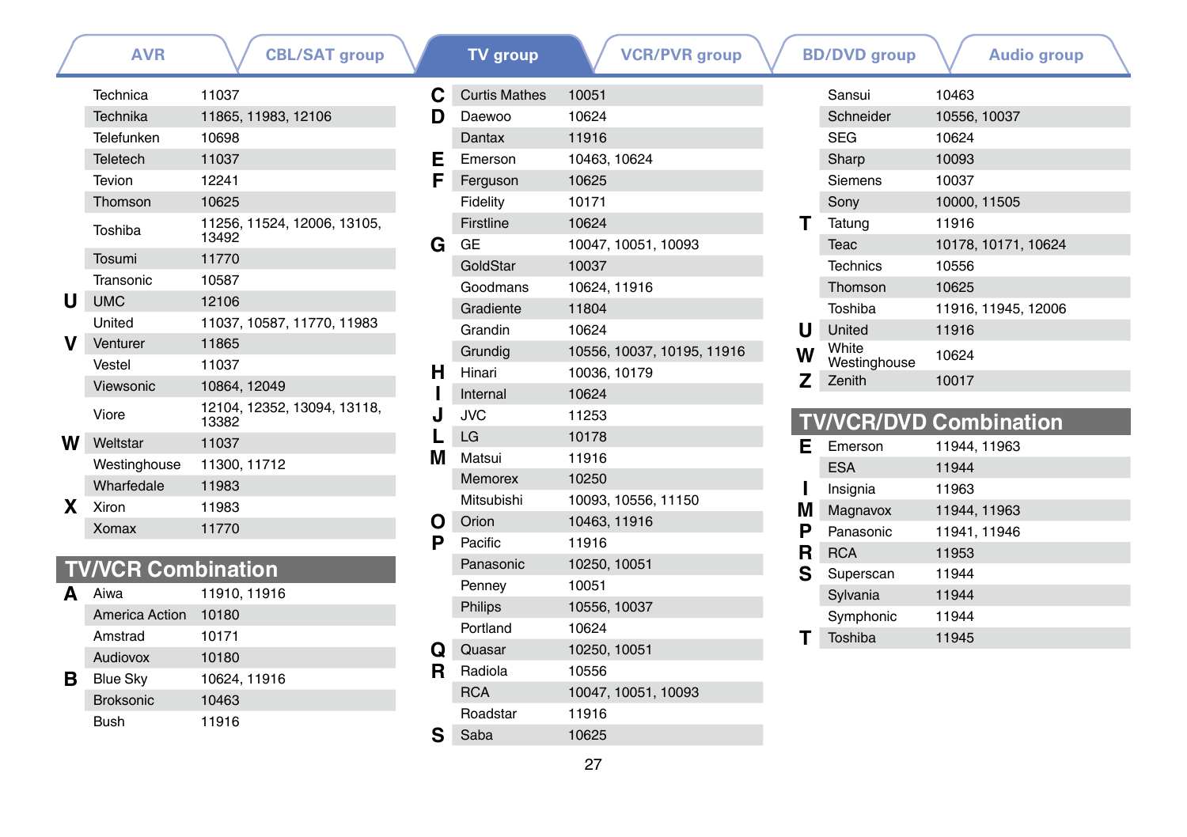AVR | CBL/SAT group | **TV group** | VCR/PVR group | BD/DVD group | Audio group

| | Brand | Code |
|---|---|---|
| | Technica | 11037 |
| | Technika | 11865, 11983, 12106 |
| | Telefunken | 10698 |
| | Teletech | 11037 |
| | Tevion | 12241 |
| | Thomson | 10625 |
| | Toshiba | 11256, 11524, 12006, 13105, 13492 |
| | Tosumi | 11770 |
| | Transonic | 10587 |
| **U** | UMC | 12106 |
| | United | 11037, 10587, 11770, 11983 |
| **V** | Venturer | 11865 |
| | Vestel | 11037 |
| | Viewsonic | 10864, 12049 |
| | Viore | 12104, 12352, 13094, 13118, 13382 |
| **W** | Weltstar | 11037 |
| | Westinghouse | 11300, 11712 |
| | Wharfedale | 11983 |
| **X** | Xiron | 11983 |
| | Xomax | 11770 |

## TV/VCR Combination

| | Brand | Code |
|---|---|---|
| **A** | Aiwa | 11910, 11916 |
| | America Action | 10180 |
| | Amstrad | 10171 |
| | Audiovox | 10180 |
| **B** | Blue Sky | 10624, 11916 |
| | Broksonic | 10463 |
| | Bush | 11916 |
| **C** | Curtis Mathes | 10051 |
| **D** | Daewoo | 10624 |
| | Dantax | 11916 |
| **E** | Emerson | 10463, 10624 |
| **F** | Ferguson | 10625 |
| | Fidelity | 10171 |
| | Firstline | 10624 |
| **G** | GE | 10047, 10051, 10093 |
| | GoldStar | 10037 |
| | Goodmans | 10624, 11916 |
| | Gradiente | 11804 |
| | Grandin | 10624 |
| | Grundig | 10556, 10037, 10195, 11916 |
| **H** | Hinari | 10036, 10179 |
| **I** | Internal | 10624 |
| **J** | JVC | 11253 |
| **L** | LG | 10178 |
| **M** | Matsui | 11916 |
| | Memorex | 10250 |
| | Mitsubishi | 10093, 10556, 11150 |
| **O** | Orion | 10463, 11916 |
| **P** | Pacific | 11916 |
| | Panasonic | 10250, 10051 |
| | Penney | 10051 |
| | Philips | 10556, 10037 |
| | Portland | 10624 |
| **Q** | Quasar | 10250, 10051 |
| **R** | Radiola | 10556 |
| | RCA | 10047, 10051, 10093 |
| | Roadstar | 11916 |
| **S** | Saba | 10625 |
| | Sansui | 10463 |
| | Schneider | 10556, 10037 |
| | SEG | 10624 |
| | Sharp | 10093 |
| | Siemens | 10037 |
| | Sony | 10000, 11505 |
| **T** | Tatung | 11916 |
| | Teac | 10178, 10171, 10624 |
| | Technics | 10556 |
| | Thomson | 10625 |
| | Toshiba | 11916, 11945, 12006 |
| **U** | United | 11916 |
| **W** | White Westinghouse | 10624 |
| **Z** | Zenith | 10017 |

## TV/VCR/DVD Combination

| | Brand | Code |
|---|---|---|
| **E** | Emerson | 11944, 11963 |
| | ESA | 11944 |
| **I** | Insignia | 11963 |
| **M** | Magnavox | 11944, 11963 |
| **P** | Panasonic | 11941, 11946 |
| **R** | RCA | 11953 |
| **S** | Superscan | 11944 |
| | Sylvania | 11944 |
| | Symphonic | 11944 |
| **T** | Toshiba | 11945 |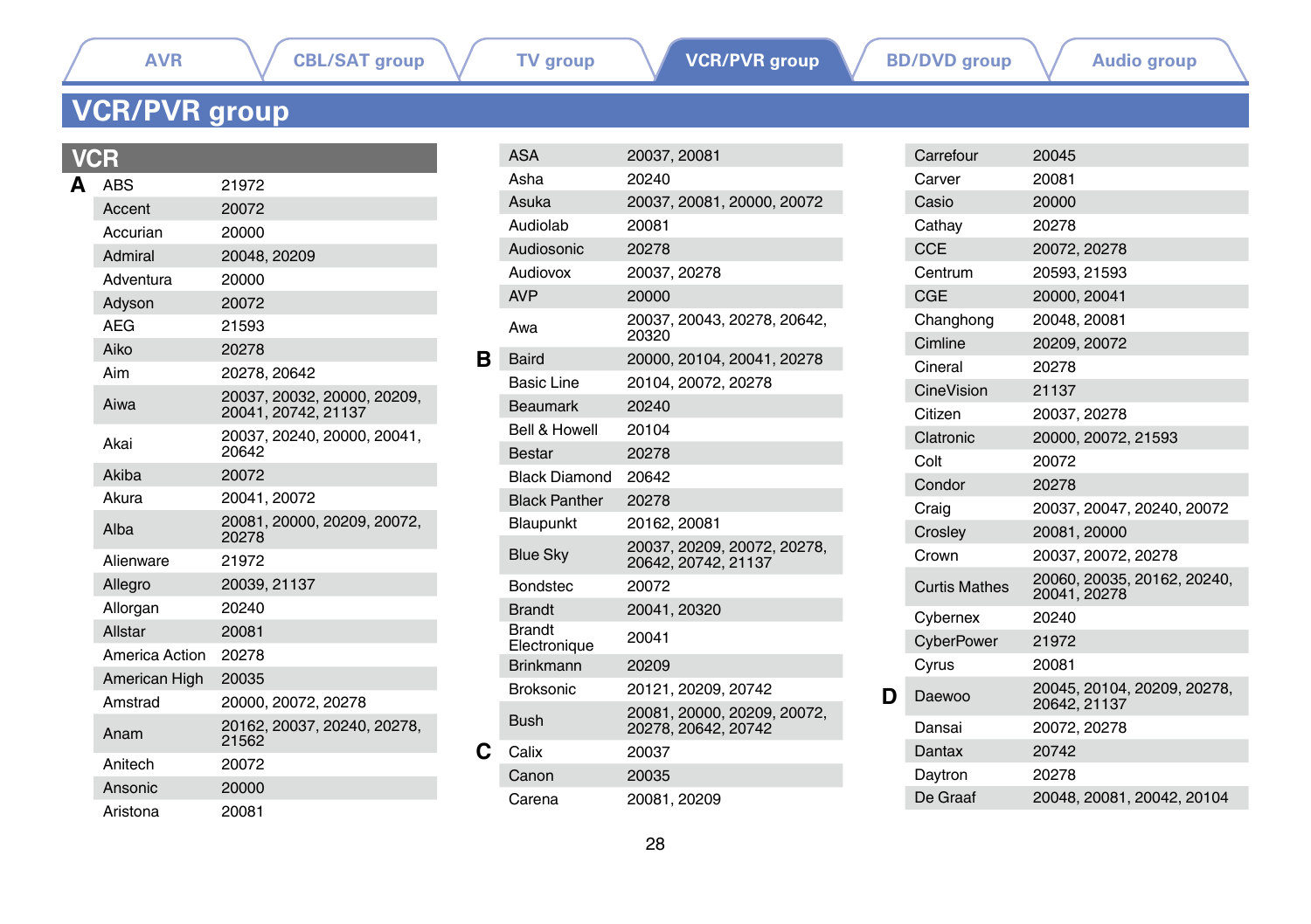AVR | CBL/SAT group | TV group | VCR/PVR group | BD/DVD group | Audio group

# VCR/PVR group

## VCR

| | Brand | Code |
|---|---|---|
| A | ABS | 21972 |
| | Accent | 20072 |
| | Accurian | 20000 |
| | Admiral | 20048, 20209 |
| | Adventura | 20000 |
| | Adyson | 20072 |
| | AEG | 21593 |
| | Aiko | 20278 |
| | Aim | 20278, 20642 |
| | Aiwa | 20037, 20032, 20000, 20209, 20041, 20742, 21137 |
| | Akai | 20037, 20240, 20000, 20041, 20642 |
| | Akiba | 20072 |
| | Akura | 20041, 20072 |
| | Alba | 20081, 20000, 20209, 20072, 20278 |
| | Alienware | 21972 |
| | Allegro | 20039, 21137 |
| | Allorgan | 20240 |
| | Allstar | 20081 |
| | America Action | 20278 |
| | American High | 20035 |
| | Amstrad | 20000, 20072, 20278 |
| | Anam | 20162, 20037, 20240, 20278, 21562 |
| | Anitech | 20072 |
| | Ansonic | 20000 |
| | Aristona | 20081 |
| | ASA | 20037, 20081 |
| | Asha | 20240 |
| | Asuka | 20037, 20081, 20000, 20072 |
| | Audiolab | 20081 |
| | Audiosonic | 20278 |
| | Audiovox | 20037, 20278 |
| | AVP | 20000 |
| | Awa | 20037, 20043, 20278, 20642, 20320 |
| B | Baird | 20000, 20104, 20041, 20278 |
| | Basic Line | 20104, 20072, 20278 |
| | Beaumark | 20240 |
| | Bell & Howell | 20104 |
| | Bestar | 20278 |
| | Black Diamond | 20642 |
| | Black Panther | 20278 |
| | Blaupunkt | 20162, 20081 |
| | Blue Sky | 20037, 20209, 20072, 20278, 20642, 20742, 21137 |
| | Bondstec | 20072 |
| | Brandt | 20041, 20320 |
| | Brandt Electronique | 20041 |
| | Brinkmann | 20209 |
| | Broksonic | 20121, 20209, 20742 |
| | Bush | 20081, 20000, 20209, 20072, 20278, 20642, 20742 |
| C | Calix | 20037 |
| | Canon | 20035 |
| | Carena | 20081, 20209 |
| | Carrefour | 20045 |
| | Carver | 20081 |
| | Casio | 20000 |
| | Cathay | 20278 |
| | CCE | 20072, 20278 |
| | Centrum | 20593, 21593 |
| | CGE | 20000, 20041 |
| | Changhong | 20048, 20081 |
| | Cimline | 20209, 20072 |
| | Cineral | 20278 |
| | CineVision | 21137 |
| | Citizen | 20037, 20278 |
| | Clatronic | 20000, 20072, 21593 |
| | Colt | 20072 |
| | Condor | 20278 |
| | Craig | 20037, 20047, 20240, 20072 |
| | Crosley | 20081, 20000 |
| | Crown | 20037, 20072, 20278 |
| | Curtis Mathes | 20060, 20035, 20162, 20240, 20041, 20278 |
| | Cybernex | 20240 |
| | CyberPower | 21972 |
| | Cyrus | 20081 |
| D | Daewoo | 20045, 20104, 20209, 20278, 20642, 21137 |
| | Dansai | 20072, 20278 |
| | Dantax | 20742 |
| | Daytron | 20278 |
| | De Graaf | 20048, 20081, 20042, 20104 |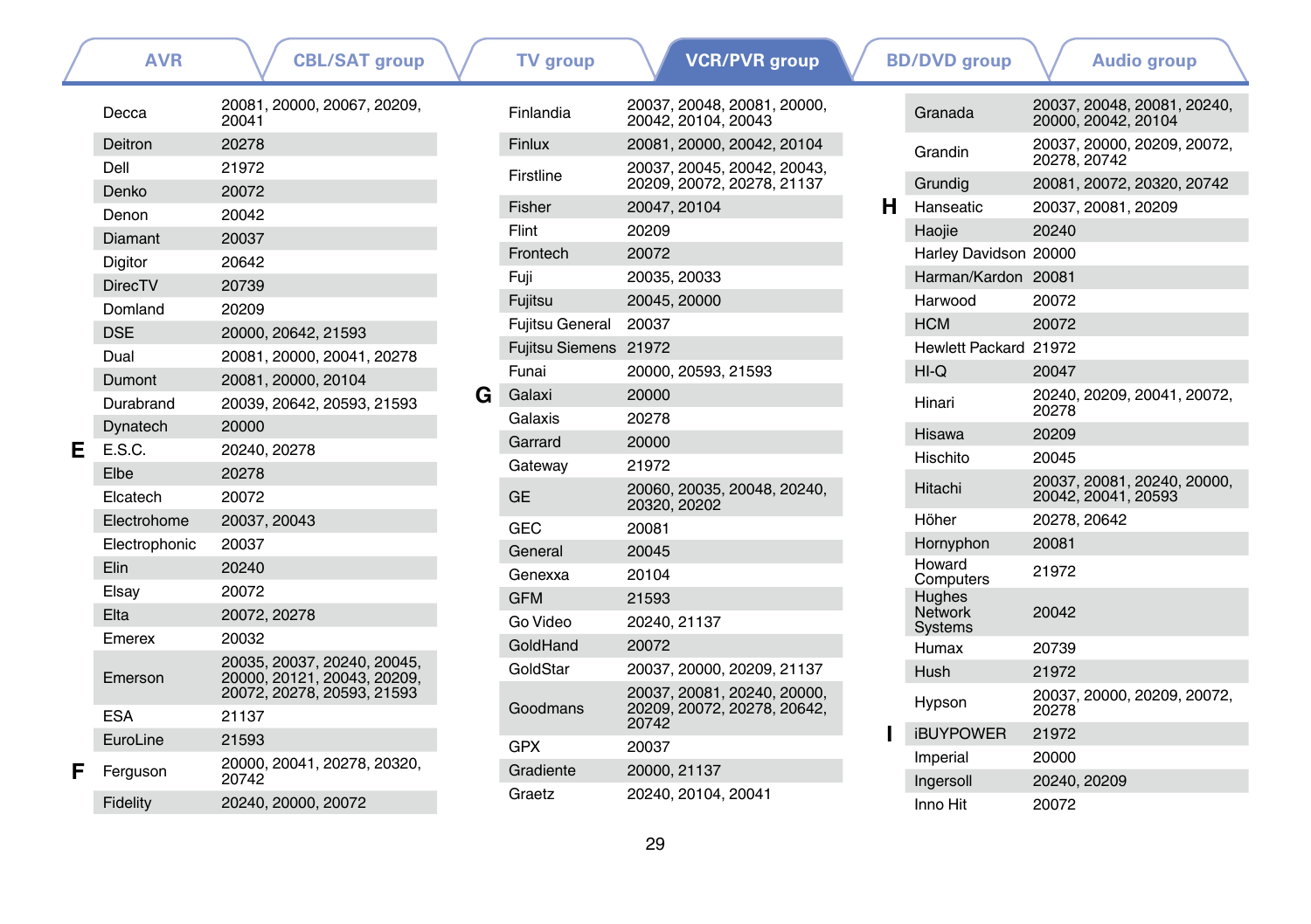| AVR | CBL/SAT group | TV group | **VCR/PVR group** | BD/DVD group | Audio group |
|---|---|---|---|---|---|

| | Brand | Code |
|---|---|---|
| | Decca | 20081, 20000, 20067, 20209, 20041 |
| | Deitron | 20278 |
| | Dell | 21972 |
| | Denko | 20072 |
| | Denon | 20042 |
| | Diamant | 20037 |
| | Digitor | 20642 |
| | DirecTV | 20739 |
| | Domland | 20209 |
| | DSE | 20000, 20642, 21593 |
| | Dual | 20081, 20000, 20041, 20278 |
| | Dumont | 20081, 20000, 20104 |
| | Durabrand | 20039, 20642, 20593, 21593 |
| | Dynatech | 20000 |
| **E** | E.S.C. | 20240, 20278 |
| | Elbe | 20278 |
| | Elcatech | 20072 |
| | Electrohome | 20037, 20043 |
| | Electrophonic | 20037 |
| | Elin | 20240 |
| | Elsay | 20072 |
| | Elta | 20072, 20278 |
| | Emerex | 20032 |
| | Emerson | 20035, 20037, 20240, 20045, 20000, 20121, 20043, 20209, 20072, 20278, 20593, 21593 |
| | ESA | 21137 |
| | EuroLine | 21593 |
| **F** | Ferguson | 20000, 20041, 20278, 20320, 20742 |
| | Fidelity | 20240, 20000, 20072 |
| | Finlandia | 20037, 20048, 20081, 20000, 20042, 20104, 20043 |
| | Finlux | 20081, 20000, 20042, 20104 |
| | Firstline | 20037, 20045, 20042, 20043, 20209, 20072, 20278, 21137 |
| | Fisher | 20047, 20104 |
| | Flint | 20209 |
| | Frontech | 20072 |
| | Fuji | 20035, 20033 |
| | Fujitsu | 20045, 20000 |
| | Fujitsu General | 20037 |
| | Fujitsu Siemens | 21972 |
| | Funai | 20000, 20593, 21593 |
| **G** | Galaxi | 20000 |
| | Galaxis | 20278 |
| | Garrard | 20000 |
| | Gateway | 21972 |
| | GE | 20060, 20035, 20048, 20240, 20320, 20202 |
| | GEC | 20081 |
| | General | 20045 |
| | Genexxa | 20104 |
| | GFM | 21593 |
| | Go Video | 20240, 21137 |
| | GoldHand | 20072 |
| | GoldStar | 20037, 20000, 20209, 21137 |
| | Goodmans | 20037, 20081, 20240, 20000, 20209, 20072, 20278, 20642, 20742 |
| | GPX | 20037 |
| | Gradiente | 20000, 21137 |
| | Graetz | 20240, 20104, 20041 |
| | Granada | 20037, 20048, 20081, 20240, 20000, 20042, 20104 |
| | Grandin | 20037, 20000, 20209, 20072, 20278, 20742 |
| | Grundig | 20081, 20072, 20320, 20742 |
| **H** | Hanseatic | 20037, 20081, 20209 |
| | Haojie | 20240 |
| | Harley Davidson | 20000 |
| | Harman/Kardon | 20081 |
| | Harwood | 20072 |
| | HCM | 20072 |
| | Hewlett Packard | 21972 |
| | HI-Q | 20047 |
| | Hinari | 20240, 20209, 20041, 20072, 20278 |
| | Hisawa | 20209 |
| | Hischito | 20045 |
| | Hitachi | 20037, 20081, 20240, 20000, 20042, 20041, 20593 |
| | Höher | 20278, 20642 |
| | Hornyphon | 20081 |
| | Howard Computers | 21972 |
| | Hughes Network Systems | 20042 |
| | Humax | 20739 |
| | Hush | 21972 |
| | Hypson | 20037, 20000, 20209, 20072, 20278 |
| **I** | iBUYPOWER | 21972 |
| | Imperial | 20000 |
| | Ingersoll | 20240, 20209 |
| | Inno Hit | 20072 |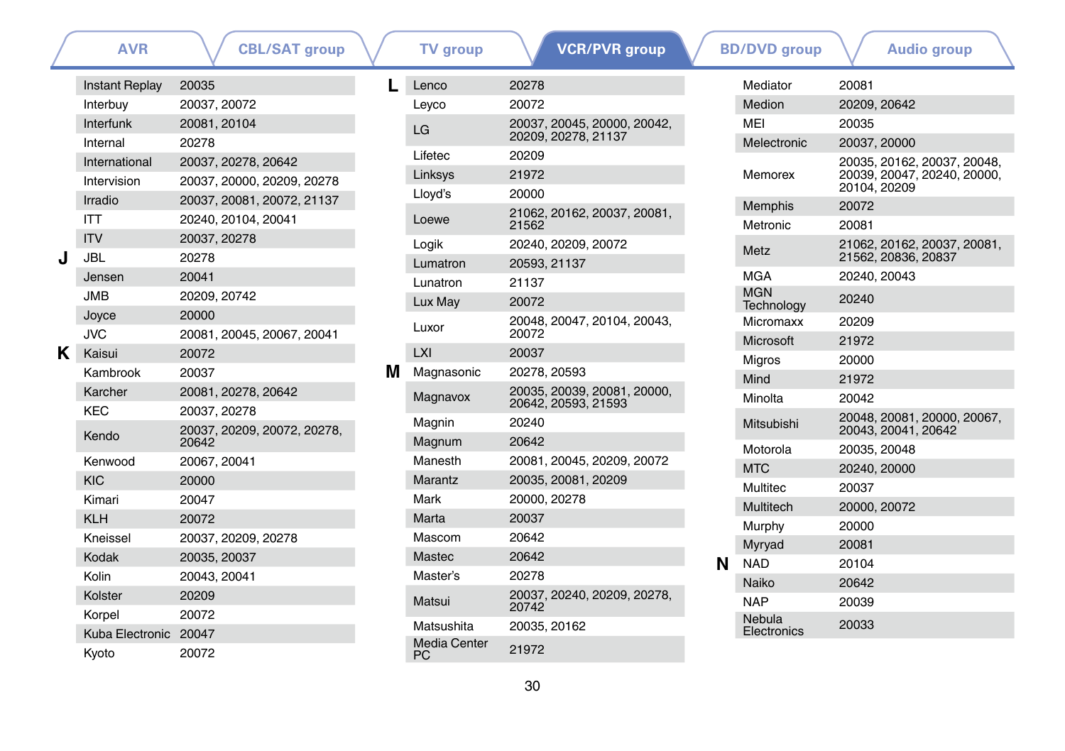AVR | CBL/SAT group | TV group | **VCR/PVR group** | BD/DVD group | Audio group

| | Brand | Code |
|---|---|---|
| | Instant Replay | 20035 |
| | Interbuy | 20037, 20072 |
| | Interfunk | 20081, 20104 |
| | Internal | 20278 |
| | International | 20037, 20278, 20642 |
| | Intervision | 20037, 20000, 20209, 20278 |
| | Irradio | 20037, 20081, 20072, 21137 |
| | ITT | 20240, 20104, 20041 |
| | ITV | 20037, 20278 |
| **J** | JBL | 20278 |
| | Jensen | 20041 |
| | JMB | 20209, 20742 |
| | Joyce | 20000 |
| | JVC | 20081, 20045, 20067, 20041 |
| **K** | Kaisui | 20072 |
| | Kambrook | 20037 |
| | Karcher | 20081, 20278, 20642 |
| | KEC | 20037, 20278 |
| | Kendo | 20037, 20209, 20072, 20278, 20642 |
| | Kenwood | 20067, 20041 |
| | KIC | 20000 |
| | Kimari | 20047 |
| | KLH | 20072 |
| | Kneissel | 20037, 20209, 20278 |
| | Kodak | 20035, 20037 |
| | Kolin | 20043, 20041 |
| | Kolster | 20209 |
| | Korpel | 20072 |
| | Kuba Electronic | 20047 |
| | Kyoto | 20072 |
| **L** | Lenco | 20278 |
| | Leyco | 20072 |
| | LG | 20037, 20045, 20000, 20042, 20209, 20278, 21137 |
| | Lifetec | 20209 |
| | Linksys | 21972 |
| | Lloyd's | 20000 |
| | Loewe | 21062, 20162, 20037, 20081, 21562 |
| | Logik | 20240, 20209, 20072 |
| | Lumatron | 20593, 21137 |
| | Lunatron | 21137 |
| | Lux May | 20072 |
| | Luxor | 20048, 20047, 20104, 20043, 20072 |
| | LXI | 20037 |
| **M** | Magnasonic | 20278, 20593 |
| | Magnavox | 20035, 20039, 20081, 20000, 20642, 20593, 21593 |
| | Magnin | 20240 |
| | Magnum | 20642 |
| | Manesth | 20081, 20045, 20209, 20072 |
| | Marantz | 20035, 20081, 20209 |
| | Mark | 20000, 20278 |
| | Marta | 20037 |
| | Mascom | 20642 |
| | Mastec | 20642 |
| | Master's | 20278 |
| | Matsui | 20037, 20240, 20209, 20278, 20742 |
| | Matsushita | 20035, 20162 |
| | Media Center PC | 21972 |
| | Mediator | 20081 |
| | Medion | 20209, 20642 |
| | MEI | 20035 |
| | Melectronic | 20037, 20000 |
| | Memorex | 20035, 20162, 20037, 20048, 20039, 20047, 20240, 20000, 20104, 20209 |
| | Memphis | 20072 |
| | Metronic | 20081 |
| | Metz | 21062, 20162, 20037, 20081, 21562, 20836, 20837 |
| | MGA | 20240, 20043 |
| | MGN Technology | 20240 |
| | Micromaxx | 20209 |
| | Microsoft | 21972 |
| | Migros | 20000 |
| | Mind | 21972 |
| | Minolta | 20042 |
| | Mitsubishi | 20048, 20081, 20000, 20067, 20043, 20041, 20642 |
| | Motorola | 20035, 20048 |
| | MTC | 20240, 20000 |
| | Multitec | 20037 |
| | Multitech | 20000, 20072 |
| | Murphy | 20000 |
| | Myryad | 20081 |
| **N** | NAD | 20104 |
| | Naiko | 20642 |
| | NAP | 20039 |
| | Nebula Electronics | 20033 |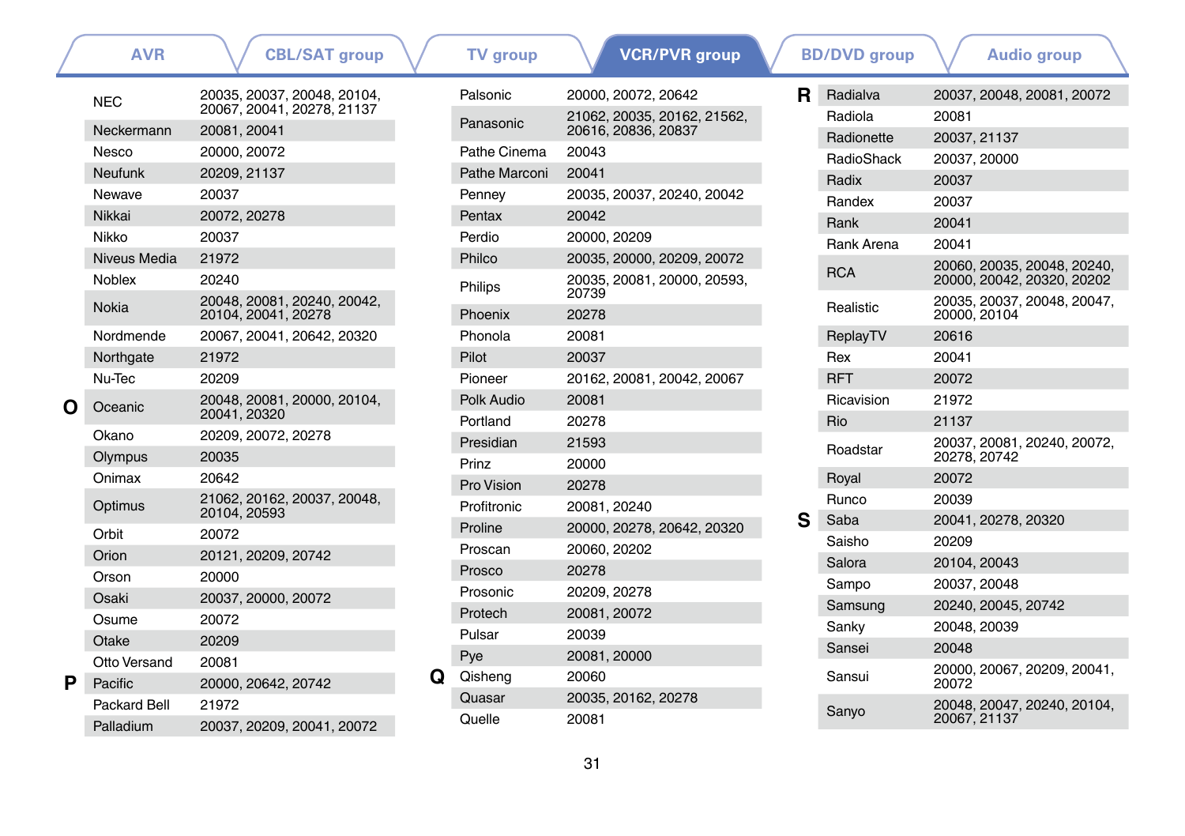AVR | CBL/SAT group | TV group | **VCR/PVR group** | BD/DVD group | Audio group

| | Brand | Code |
|---|---|---|
| | NEC | 20035, 20037, 20048, 20104, 20067, 20041, 20278, 21137 |
| | Neckermann | 20081, 20041 |
| | Nesco | 20000, 20072 |
| | Neufunk | 20209, 21137 |
| | Newave | 20037 |
| | Nikkai | 20072, 20278 |
| | Nikko | 20037 |
| | Niveus Media | 21972 |
| | Noblex | 20240 |
| | Nokia | 20048, 20081, 20240, 20042, 20104, 20041, 20278 |
| | Nordmende | 20067, 20041, 20642, 20320 |
| | Northgate | 21972 |
| | Nu-Tec | 20209 |
| **O** | Oceanic | 20048, 20081, 20000, 20104, 20041, 20320 |
| | Okano | 20209, 20072, 20278 |
| | Olympus | 20035 |
| | Onimax | 20642 |
| | Optimus | 21062, 20162, 20037, 20048, 20104, 20593 |
| | Orbit | 20072 |
| | Orion | 20121, 20209, 20742 |
| | Orson | 20000 |
| | Osaki | 20037, 20000, 20072 |
| | Osume | 20072 |
| | Otake | 20209 |
| | Otto Versand | 20081 |
| **P** | Pacific | 20000, 20642, 20742 |
| | Packard Bell | 21972 |
| | Palladium | 20037, 20209, 20041, 20072 |
| | Palsonic | 20000, 20072, 20642 |
| | Panasonic | 21062, 20035, 20162, 21562, 20616, 20836, 20837 |
| | Pathe Cinema | 20043 |
| | Pathe Marconi | 20041 |
| | Penney | 20035, 20037, 20240, 20042 |
| | Pentax | 20042 |
| | Perdio | 20000, 20209 |
| | Philco | 20035, 20000, 20209, 20072 |
| | Philips | 20035, 20081, 20000, 20593, 20739 |
| | Phoenix | 20278 |
| | Phonola | 20081 |
| | Pilot | 20037 |
| | Pioneer | 20162, 20081, 20042, 20067 |
| | Polk Audio | 20081 |
| | Portland | 20278 |
| | Presidian | 21593 |
| | Prinz | 20000 |
| | Pro Vision | 20278 |
| | Profitronic | 20081, 20240 |
| | Proline | 20000, 20278, 20642, 20320 |
| | Proscan | 20060, 20202 |
| | Prosco | 20278 |
| | Prosonic | 20209, 20278 |
| | Protech | 20081, 20072 |
| | Pulsar | 20039 |
| | Pye | 20081, 20000 |
| **Q** | Qisheng | 20060 |
| | Quasar | 20035, 20162, 20278 |
| | Quelle | 20081 |
| **R** | Radialva | 20037, 20048, 20081, 20072 |
| | Radiola | 20081 |
| | Radionette | 20037, 21137 |
| | RadioShack | 20037, 20000 |
| | Radix | 20037 |
| | Randex | 20037 |
| | Rank | 20041 |
| | Rank Arena | 20041 |
| | RCA | 20060, 20035, 20048, 20240, 20000, 20042, 20320, 20202 |
| | Realistic | 20035, 20037, 20048, 20047, 20000, 20104 |
| | ReplayTV | 20616 |
| | Rex | 20041 |
| | RFT | 20072 |
| | Ricavision | 21972 |
| | Rio | 21137 |
| | Roadstar | 20037, 20081, 20240, 20072, 20278, 20742 |
| | Royal | 20072 |
| | Runco | 20039 |
| **S** | Saba | 20041, 20278, 20320 |
| | Saisho | 20209 |
| | Salora | 20104, 20043 |
| | Sampo | 20037, 20048 |
| | Samsung | 20240, 20045, 20742 |
| | Sanky | 20048, 20039 |
| | Sansei | 20048 |
| | Sansui | 20000, 20067, 20209, 20041, 20072 |
| | Sanyo | 20048, 20047, 20240, 20104, 20067, 21137 |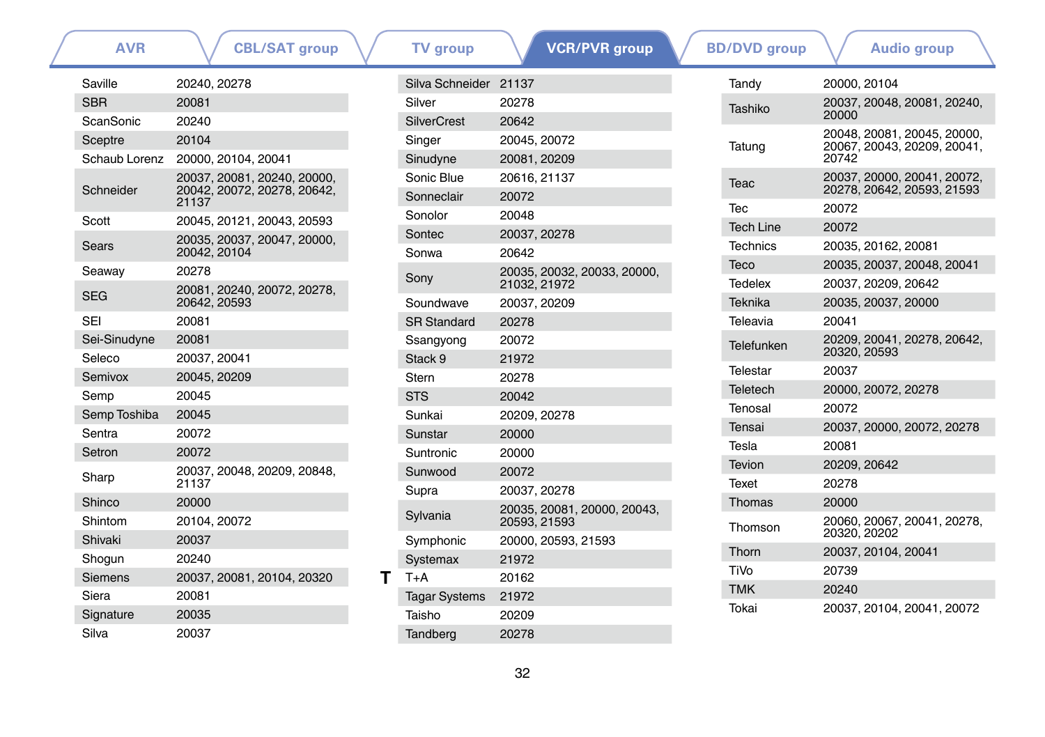AVR | CBL/SAT group | TV group | **VCR/PVR group** | BD/DVD group | Audio group

| Brand | Code |
|---|---|
| Saville | 20240, 20278 |
| SBR | 20081 |
| ScanSonic | 20240 |
| Sceptre | 20104 |
| Schaub Lorenz | 20000, 20104, 20041 |
| Schneider | 20037, 20081, 20240, 20000, 20042, 20072, 20278, 20642, 21137 |
| Scott | 20045, 20121, 20043, 20593 |
| Sears | 20035, 20037, 20047, 20000, 20042, 20104 |
| Seaway | 20278 |
| SEG | 20081, 20240, 20072, 20278, 20642, 20593 |
| SEI | 20081 |
| Sei-Sinudyne | 20081 |
| Seleco | 20037, 20041 |
| Semivox | 20045, 20209 |
| Semp | 20045 |
| Semp Toshiba | 20045 |
| Sentra | 20072 |
| Setron | 20072 |
| Sharp | 20037, 20048, 20209, 20848, 21137 |
| Shinco | 20000 |
| Shintom | 20104, 20072 |
| Shivaki | 20037 |
| Shogun | 20240 |
| Siemens | 20037, 20081, 20104, 20320 |
| Siera | 20081 |
| Signature | 20035 |
| Silva | 20037 |
| Silva Schneider | 21137 |
| Silver | 20278 |
| SilverCrest | 20642 |
| Singer | 20045, 20072 |
| Sinudyne | 20081, 20209 |
| Sonic Blue | 20616, 21137 |
| Sonneclair | 20072 |
| Sonolor | 20048 |
| Sontec | 20037, 20278 |
| Sonwa | 20642 |
| Sony | 20035, 20032, 20033, 20000, 21032, 21972 |
| Soundwave | 20037, 20209 |
| SR Standard | 20278 |
| Ssangyong | 20072 |
| Stack 9 | 21972 |
| Stern | 20278 |
| STS | 20042 |
| Sunkai | 20209, 20278 |
| Sunstar | 20000 |
| Suntronic | 20000 |
| Sunwood | 20072 |
| Supra | 20037, 20278 |
| Sylvania | 20035, 20081, 20000, 20043, 20593, 21593 |
| Symphonic | 20000, 20593, 21593 |
| Systemax | 21972 |

**T**

| Brand | Code |
|---|---|
| T+A | 20162 |
| Tagar Systems | 21972 |
| Taisho | 20209 |
| Tandberg | 20278 |
| Tandy | 20000, 20104 |
| Tashiko | 20037, 20048, 20081, 20240, 20000 |
| Tatung | 20048, 20081, 20045, 20000, 20067, 20043, 20209, 20041, 20742 |
| Teac | 20037, 20000, 20041, 20072, 20278, 20642, 20593, 21593 |
| Tec | 20072 |
| Tech Line | 20072 |
| Technics | 20035, 20162, 20081 |
| Teco | 20035, 20037, 20048, 20041 |
| Tedelex | 20037, 20209, 20642 |
| Teknika | 20035, 20037, 20000 |
| Teleavia | 20041 |
| Telefunken | 20209, 20041, 20278, 20642, 20320, 20593 |
| Telestar | 20037 |
| Teletech | 20000, 20072, 20278 |
| Tenosal | 20072 |
| Tensai | 20037, 20000, 20072, 20278 |
| Tesla | 20081 |
| Tevion | 20209, 20642 |
| Texet | 20278 |
| Thomas | 20000 |
| Thomson | 20060, 20067, 20041, 20278, 20320, 20202 |
| Thorn | 20037, 20104, 20041 |
| TiVo | 20739 |
| TMK | 20240 |
| Tokai | 20037, 20104, 20041, 20072 |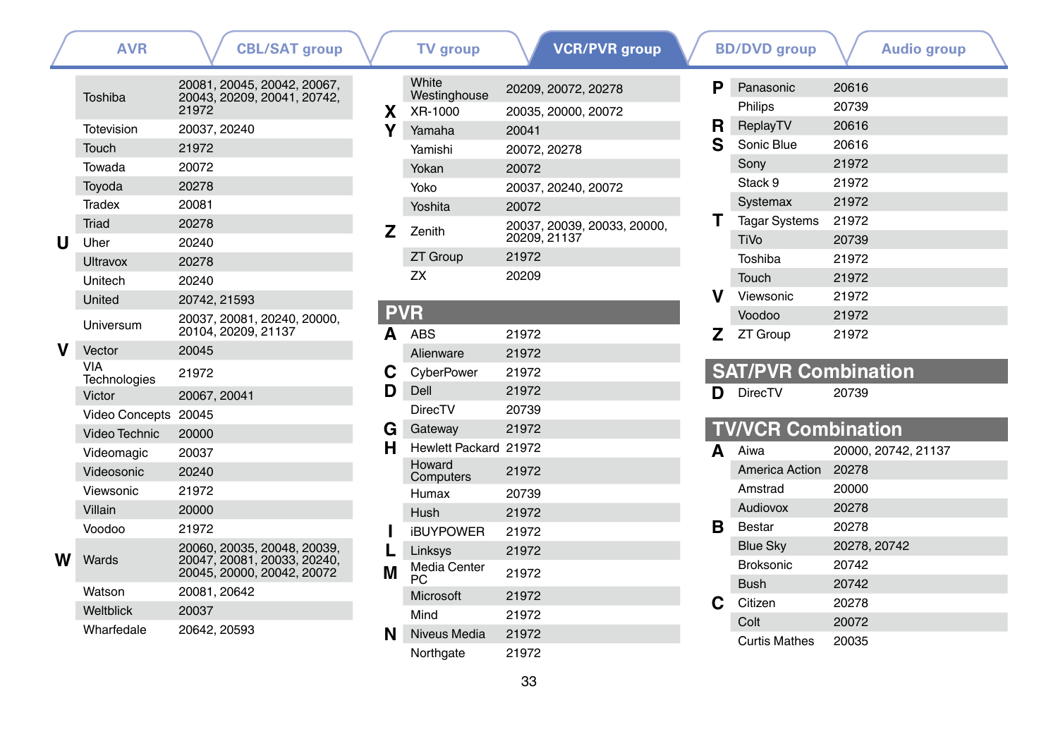AVR | CBL/SAT group | TV group | **VCR/PVR group** | BD/DVD group | Audio group

| | Brand | Code |
|---|---|---|
| | Toshiba | 20081, 20045, 20042, 20067, 20043, 20209, 20041, 20742, 21972 |
| | Totevision | 20037, 20240 |
| | Touch | 21972 |
| | Towada | 20072 |
| | Toyoda | 20278 |
| | Tradex | 20081 |
| | Triad | 20278 |
| U | Uher | 20240 |
| | Ultravox | 20278 |
| | Unitech | 20240 |
| | United | 20742, 21593 |
| | Universum | 20037, 20081, 20240, 20000, 20104, 20209, 21137 |
| V | Vector | 20045 |
| | VIA Technologies | 21972 |
| | Victor | 20067, 20041 |
| | Video Concepts | 20045 |
| | Video Technic | 20000 |
| | Videomagic | 20037 |
| | Videosonic | 20240 |
| | Viewsonic | 21972 |
| | Villain | 20000 |
| | Voodoo | 21972 |
| W | Wards | 20060, 20035, 20048, 20039, 20047, 20081, 20033, 20240, 20045, 20000, 20042, 20072 |
| | Watson | 20081, 20642 |
| | Weltblick | 20037 |
| | Wharfedale | 20642, 20593 |
| | White Westinghouse | 20209, 20072, 20278 |
| X | XR-1000 | 20035, 20000, 20072 |
| Y | Yamaha | 20041 |
| | Yamishi | 20072, 20278 |
| | Yokan | 20072 |
| | Yoko | 20037, 20240, 20072 |
| | Yoshita | 20072 |
| Z | Zenith | 20037, 20039, 20033, 20000, 20209, 21137 |
| | ZT Group | 21972 |
| | ZX | 20209 |

## PVR

| | Brand | Code |
|---|---|---|
| A | ABS | 21972 |
| | Alienware | 21972 |
| C | CyberPower | 21972 |
| D | Dell | 21972 |
| | DirecTV | 20739 |
| G | Gateway | 21972 |
| H | Hewlett Packard | 21972 |
| | Howard Computers | 21972 |
| | Humax | 20739 |
| | Hush | 21972 |
| I | iBUYPOWER | 21972 |
| L | Linksys | 21972 |
| M | Media Center PC | 21972 |
| | Microsoft | 21972 |
| | Mind | 21972 |
| N | Niveus Media | 21972 |
| | Northgate | 21972 |
| P | Panasonic | 20616 |
| | Philips | 20739 |
| R | ReplayTV | 20616 |
| S | Sonic Blue | 20616 |
| | Sony | 21972 |
| | Stack 9 | 21972 |
| | Systemax | 21972 |
| T | Tagar Systems | 21972 |
| | TiVo | 20739 |
| | Toshiba | 21972 |
| | Touch | 21972 |
| V | Viewsonic | 21972 |
| | Voodoo | 21972 |
| Z | ZT Group | 21972 |

## SAT/PVR Combination

| | Brand | Code |
|---|---|---|
| D | DirecTV | 20739 |

## TV/VCR Combination

| | Brand | Code |
|---|---|---|
| A | Aiwa | 20000, 20742, 21137 |
| | America Action | 20278 |
| | Amstrad | 20000 |
| | Audiovox | 20278 |
| B | Bestar | 20278 |
| | Blue Sky | 20278, 20742 |
| | Broksonic | 20742 |
| | Bush | 20742 |
| C | Citizen | 20278 |
| | Colt | 20072 |
| | Curtis Mathes | 20035 |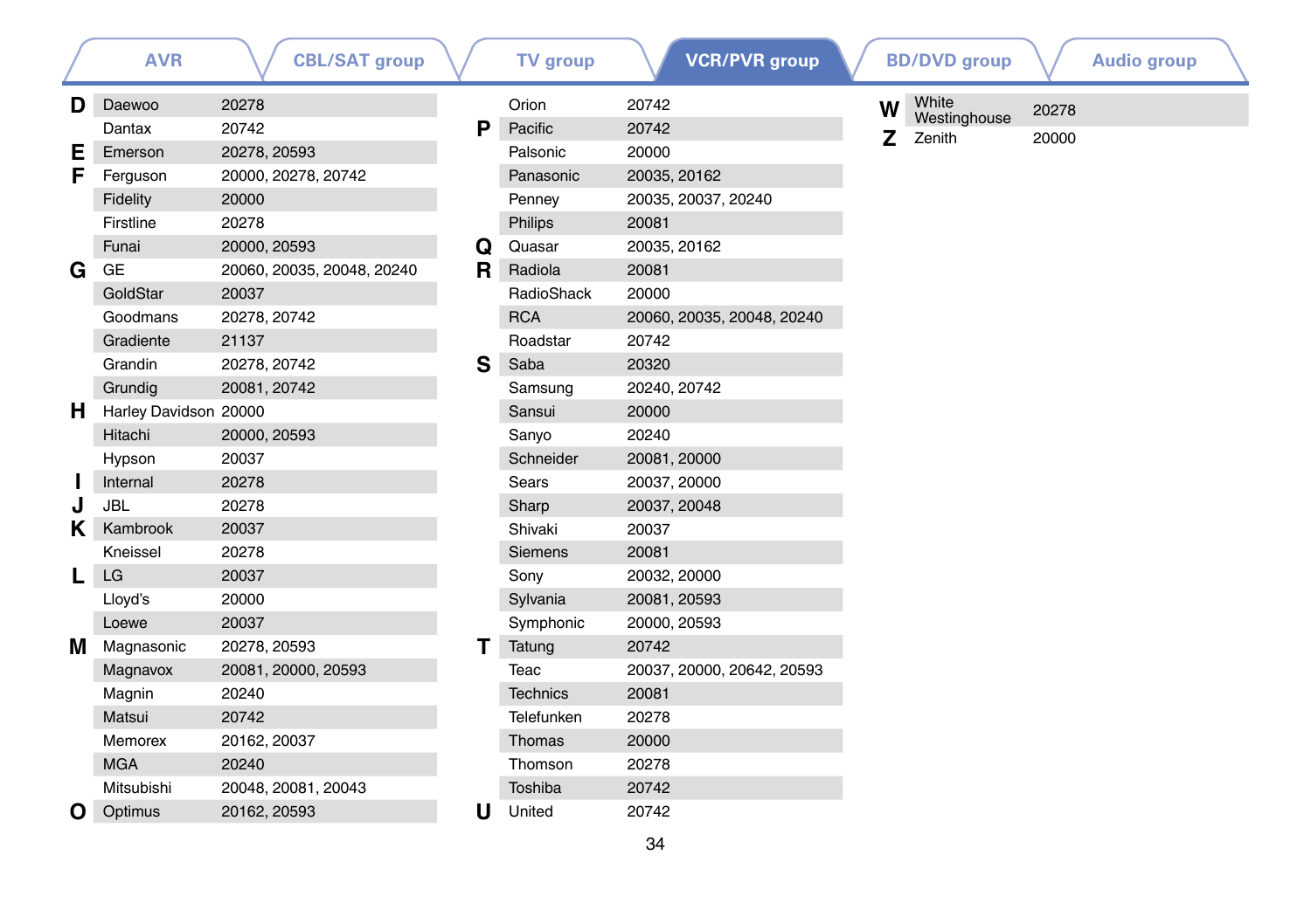AVR | CBL/SAT group | TV group | **VCR/PVR group** | BD/DVD group | Audio group

| | Brand | Code |
|---|---|---|
| D | Daewoo | 20278 |
| | Dantax | 20742 |
| E | Emerson | 20278, 20593 |
| F | Ferguson | 20000, 20278, 20742 |
| | Fidelity | 20000 |
| | Firstline | 20278 |
| | Funai | 20000, 20593 |
| G | GE | 20060, 20035, 20048, 20240 |
| | GoldStar | 20037 |
| | Goodmans | 20278, 20742 |
| | Gradiente | 21137 |
| | Grandin | 20278, 20742 |
| | Grundig | 20081, 20742 |
| H | Harley Davidson | 20000 |
| | Hitachi | 20000, 20593 |
| | Hypson | 20037 |
| I | Internal | 20278 |
| J | JBL | 20278 |
| K | Kambrook | 20037 |
| | Kneissel | 20278 |
| L | LG | 20037 |
| | Lloyd's | 20000 |
| | Loewe | 20037 |
| M | Magnasonic | 20278, 20593 |
| | Magnavox | 20081, 20000, 20593 |
| | Magnin | 20240 |
| | Matsui | 20742 |
| | Memorex | 20162, 20037 |
| | MGA | 20240 |
| | Mitsubishi | 20048, 20081, 20043 |
| O | Optimus | 20162, 20593 |
| | Orion | 20742 |
| P | Pacific | 20742 |
| | Palsonic | 20000 |
| | Panasonic | 20035, 20162 |
| | Penney | 20035, 20037, 20240 |
| | Philips | 20081 |
| Q | Quasar | 20035, 20162 |
| R | Radiola | 20081 |
| | RadioShack | 20000 |
| | RCA | 20060, 20035, 20048, 20240 |
| | Roadstar | 20742 |
| S | Saba | 20320 |
| | Samsung | 20240, 20742 |
| | Sansui | 20000 |
| | Sanyo | 20240 |
| | Schneider | 20081, 20000 |
| | Sears | 20037, 20000 |
| | Sharp | 20037, 20048 |
| | Shivaki | 20037 |
| | Siemens | 20081 |
| | Sony | 20032, 20000 |
| | Sylvania | 20081, 20593 |
| | Symphonic | 20000, 20593 |
| T | Tatung | 20742 |
| | Teac | 20037, 20000, 20642, 20593 |
| | Technics | 20081 |
| | Telefunken | 20278 |
| | Thomas | 20000 |
| | Thomson | 20278 |
| | Toshiba | 20742 |
| U | United | 20742 |
| W | White Westinghouse | 20278 |
| Z | Zenith | 20000 |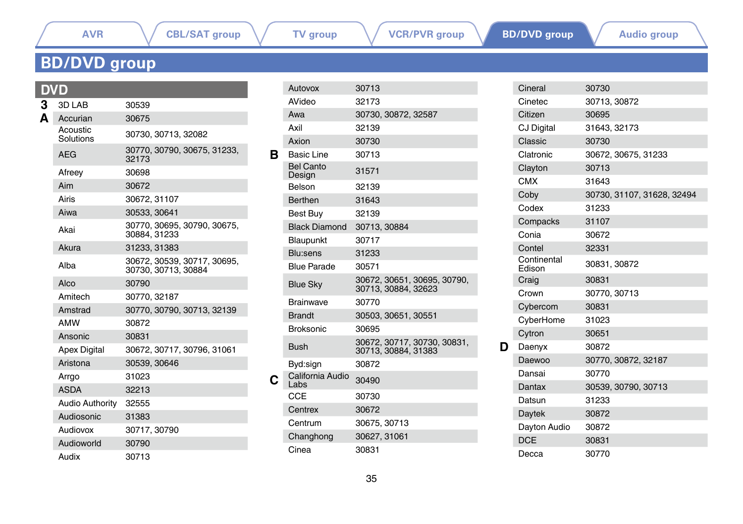AVR | CBL/SAT group | TV group | VCR/PVR group | BD/DVD group | Audio group

# BD/DVD group

## DVD

| | Brand | Code |
|---|---|---|
| 3 | 3D LAB | 30539 |
| A | Accurian | 30675 |
| | Acoustic Solutions | 30730, 30713, 32082 |
| | AEG | 30770, 30790, 30675, 31233, 32173 |
| | Afreey | 30698 |
| | Aim | 30672 |
| | Airis | 30672, 31107 |
| | Aiwa | 30533, 30641 |
| | Akai | 30770, 30695, 30790, 30675, 30884, 31233 |
| | Akura | 31233, 31383 |
| | Alba | 30672, 30539, 30717, 30695, 30730, 30713, 30884 |
| | Alco | 30790 |
| | Amitech | 30770, 32187 |
| | Amstrad | 30770, 30790, 30713, 32139 |
| | AMW | 30872 |
| | Ansonic | 30831 |
| | Apex Digital | 30672, 30717, 30796, 31061 |
| | Aristona | 30539, 30646 |
| | Arrgo | 31023 |
| | ASDA | 32213 |
| | Audio Authority | 32555 |
| | Audiosonic | 31383 |
| | Audiovox | 30717, 30790 |
| | Audioworld | 30790 |
| | Audix | 30713 |
| | Autovox | 30713 |
| | AVideo | 32173 |
| | Awa | 30730, 30872, 32587 |
| | Axil | 32139 |
| | Axion | 30730 |
| B | Basic Line | 30713 |
| | Bel Canto Design | 31571 |
| | Belson | 32139 |
| | Berthen | 31643 |
| | Best Buy | 32139 |
| | Black Diamond | 30713, 30884 |
| | Blaupunkt | 30717 |
| | Blu:sens | 31233 |
| | Blue Parade | 30571 |
| | Blue Sky | 30672, 30651, 30695, 30790, 30713, 30884, 32623 |
| | Brainwave | 30770 |
| | Brandt | 30503, 30651, 30551 |
| | Broksonic | 30695 |
| | Bush | 30672, 30717, 30730, 30831, 30713, 30884, 31383 |
| | Byd:sign | 30872 |
| C | California Audio Labs | 30490 |
| | CCE | 30730 |
| | Centrex | 30672 |
| | Centrum | 30675, 30713 |
| | Changhong | 30627, 31061 |
| | Cinea | 30831 |
| | Cineral | 30730 |
| | Cinetec | 30713, 30872 |
| | Citizen | 30695 |
| | CJ Digital | 31643, 32173 |
| | Classic | 30730 |
| | Clatronic | 30672, 30675, 31233 |
| | Clayton | 30713 |
| | CMX | 31643 |
| | Coby | 30730, 31107, 31628, 32494 |
| | Codex | 31233 |
| | Compacks | 31107 |
| | Conia | 30672 |
| | Contel | 32331 |
| | Continental Edison | 30831, 30872 |
| | Craig | 30831 |
| | Crown | 30770, 30713 |
| | Cybercom | 30831 |
| | CyberHome | 31023 |
| | Cytron | 30651 |
| D | Daenyx | 30872 |
| | Daewoo | 30770, 30872, 32187 |
| | Dansai | 30770 |
| | Dantax | 30539, 30790, 30713 |
| | Datsun | 31233 |
| | Daytek | 30872 |
| | Dayton Audio | 30872 |
| | DCE | 30831 |
| | Decca | 30770 |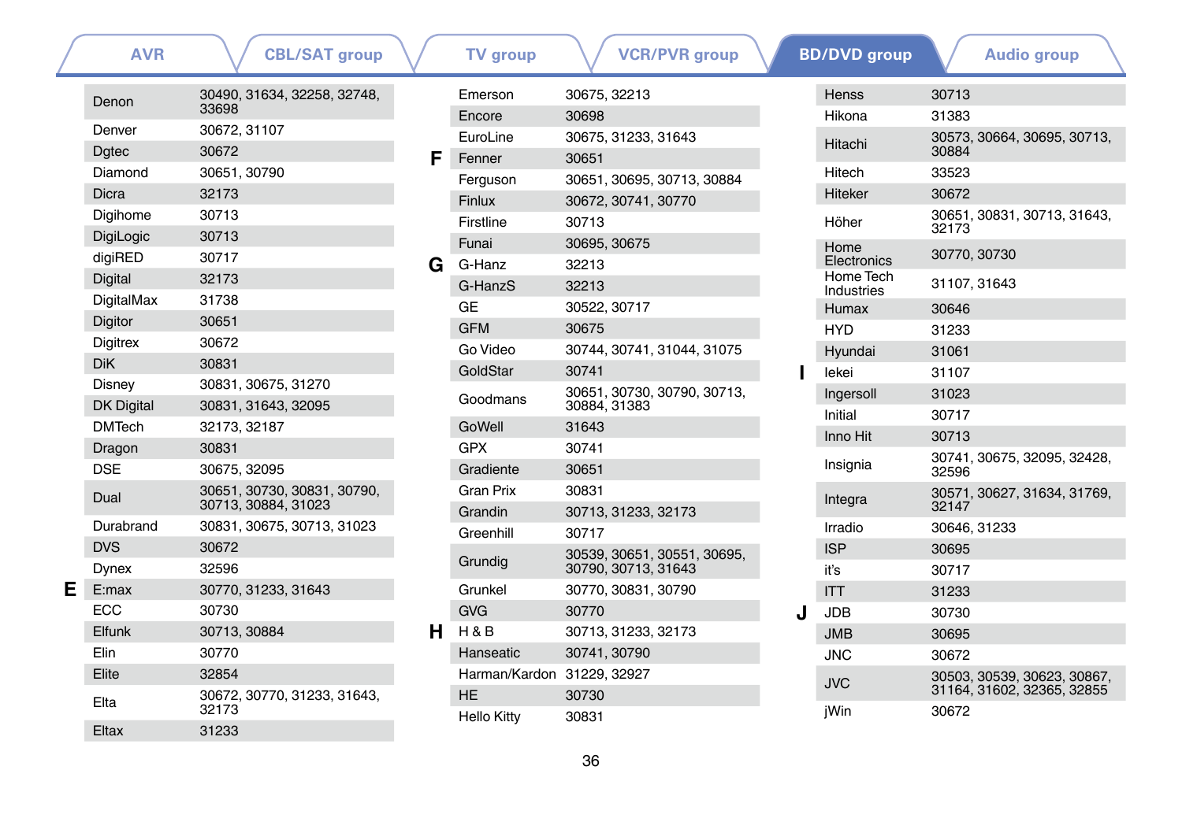AVR | CBL/SAT group | TV group | VCR/PVR group | **BD/DVD group** | Audio group

| | Brand | Code |
|---|---|---|
| | Denon | 30490, 31634, 32258, 32748, 33698 |
| | Denver | 30672, 31107 |
| | Dgtec | 30672 |
| | Diamond | 30651, 30790 |
| | Dicra | 32173 |
| | Digihome | 30713 |
| | DigiLogic | 30713 |
| | digiRED | 30717 |
| | Digital | 32173 |
| | DigitalMax | 31738 |
| | Digitor | 30651 |
| | Digitrex | 30672 |
| | DiK | 30831 |
| | Disney | 30831, 30675, 31270 |
| | DK Digital | 30831, 31643, 32095 |
| | DMTech | 32173, 32187 |
| | Dragon | 30831 |
| | DSE | 30675, 32095 |
| | Dual | 30651, 30730, 30831, 30790, 30713, 30884, 31023 |
| | Durabrand | 30831, 30675, 30713, 31023 |
| | DVS | 30672 |
| | Dynex | 32596 |
| **E** | E:max | 30770, 31233, 31643 |
| | ECC | 30730 |
| | Elfunk | 30713, 30884 |
| | Elin | 30770 |
| | Elite | 32854 |
| | Elta | 30672, 30770, 31233, 31643, 32173 |
| | Eltax | 31233 |
| | Emerson | 30675, 32213 |
| | Encore | 30698 |
| | EuroLine | 30675, 31233, 31643 |
| **F** | Fenner | 30651 |
| | Ferguson | 30651, 30695, 30713, 30884 |
| | Finlux | 30672, 30741, 30770 |
| | Firstline | 30713 |
| | Funai | 30695, 30675 |
| **G** | G-Hanz | 32213 |
| | G-HanzS | 32213 |
| | GE | 30522, 30717 |
| | GFM | 30675 |
| | Go Video | 30744, 30741, 31044, 31075 |
| | GoldStar | 30741 |
| | Goodmans | 30651, 30730, 30790, 30713, 30884, 31383 |
| | GoWell | 31643 |
| | GPX | 30741 |
| | Gradiente | 30651 |
| | Gran Prix | 30831 |
| | Grandin | 30713, 31233, 32173 |
| | Greenhill | 30717 |
| | Grundig | 30539, 30651, 30551, 30695, 30790, 30713, 31643 |
| | Grunkel | 30770, 30831, 30790 |
| | GVG | 30770 |
| **H** | H & B | 30713, 31233, 32173 |
| | Hanseatic | 30741, 30790 |
| | Harman/Kardon | 31229, 32927 |
| | HE | 30730 |
| | Hello Kitty | 30831 |
| | Henss | 30713 |
| | Hikona | 31383 |
| | Hitachi | 30573, 30664, 30695, 30713, 30884 |
| | Hitech | 33523 |
| | Hiteker | 30672 |
| | Höher | 30651, 30831, 30713, 31643, 32173 |
| | Home Electronics | 30770, 30730 |
| | Home Tech Industries | 31107, 31643 |
| | Humax | 30646 |
| | HYD | 31233 |
| | Hyundai | 31061 |
| **I** | Iekei | 31107 |
| | Ingersoll | 31023 |
| | Initial | 30717 |
| | Inno Hit | 30713 |
| | Insignia | 30741, 30675, 32095, 32428, 32596 |
| | Integra | 30571, 30627, 31634, 31769, 32147 |
| | Irradio | 30646, 31233 |
| | ISP | 30695 |
| | it's | 30717 |
| | ITT | 31233 |
| **J** | JDB | 30730 |
| | JMB | 30695 |
| | JNC | 30672 |
| | JVC | 30503, 30539, 30623, 30867, 31164, 31602, 32365, 32855 |
| | jWin | 30672 |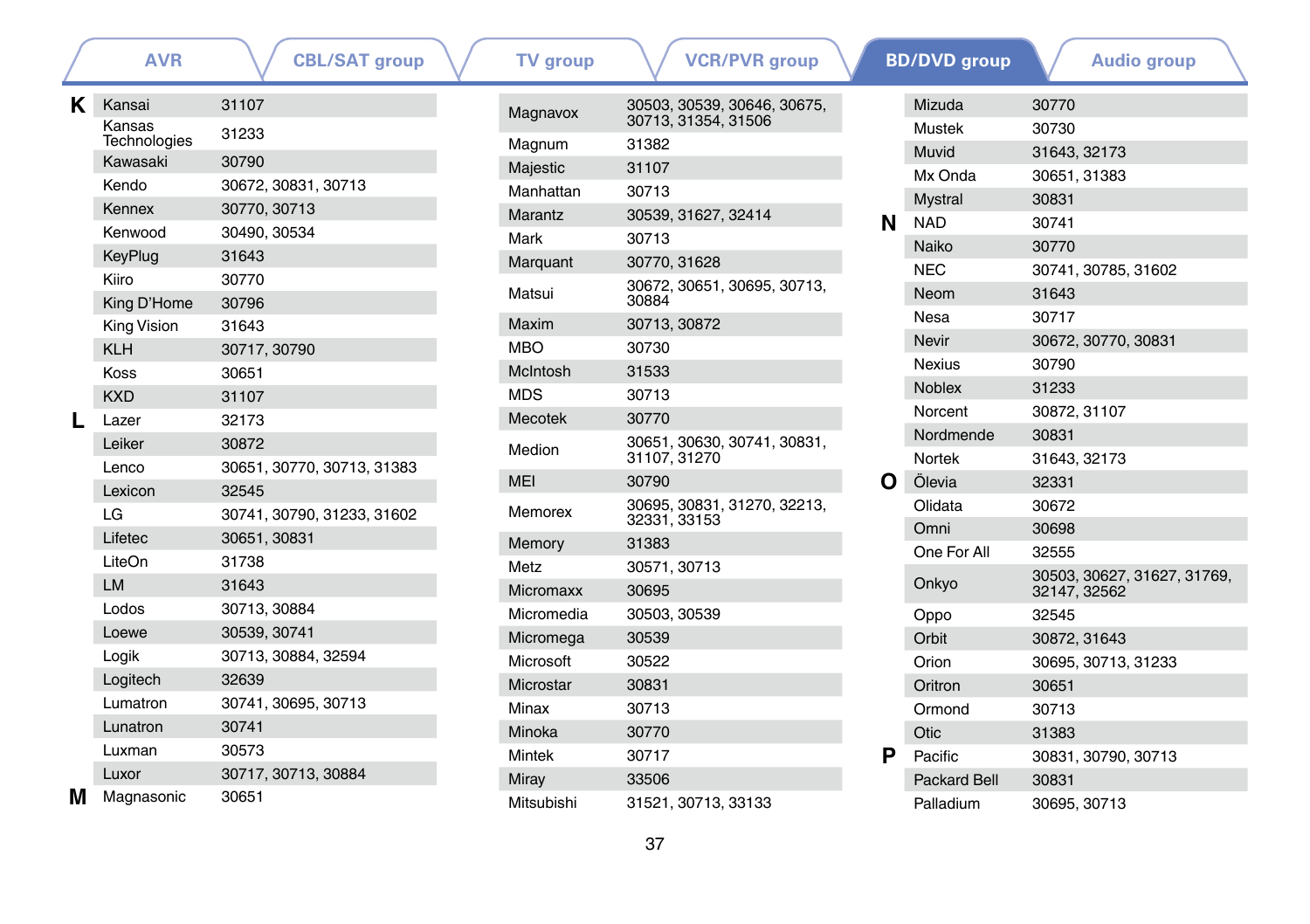AVR | CBL/SAT group | TV group | VCR/PVR group | **BD/DVD group** | Audio group

| | Brand | Code |
|---|---|---|
| **K** | Kansai | 31107 |
| | Kansas Technologies | 31233 |
| | Kawasaki | 30790 |
| | Kendo | 30672, 30831, 30713 |
| | Kennex | 30770, 30713 |
| | Kenwood | 30490, 30534 |
| | KeyPlug | 31643 |
| | Kiiro | 30770 |
| | King D'Home | 30796 |
| | King Vision | 31643 |
| | KLH | 30717, 30790 |
| | Koss | 30651 |
| | KXD | 31107 |
| **L** | Lazer | 32173 |
| | Leiker | 30872 |
| | Lenco | 30651, 30770, 30713, 31383 |
| | Lexicon | 32545 |
| | LG | 30741, 30790, 31233, 31602 |
| | Lifetec | 30651, 30831 |
| | LiteOn | 31738 |
| | LM | 31643 |
| | Lodos | 30713, 30884 |
| | Loewe | 30539, 30741 |
| | Logik | 30713, 30884, 32594 |
| | Logitech | 32639 |
| | Lumatron | 30741, 30695, 30713 |
| | Lunatron | 30741 |
| | Luxman | 30573 |
| | Luxor | 30717, 30713, 30884 |
| **M** | Magnasonic | 30651 |
| | Magnavox | 30503, 30539, 30646, 30675, 30713, 31354, 31506 |
| | Magnum | 31382 |
| | Majestic | 31107 |
| | Manhattan | 30713 |
| | Marantz | 30539, 31627, 32414 |
| | Mark | 30713 |
| | Marquant | 30770, 31628 |
| | Matsui | 30672, 30651, 30695, 30713, 30884 |
| | Maxim | 30713, 30872 |
| | MBO | 30730 |
| | McIntosh | 31533 |
| | MDS | 30713 |
| | Mecotek | 30770 |
| | Medion | 30651, 30630, 30741, 30831, 31107, 31270 |
| | MEI | 30790 |
| | Memorex | 30695, 30831, 31270, 32213, 32331, 33153 |
| | Memory | 31383 |
| | Metz | 30571, 30713 |
| | Micromaxx | 30695 |
| | Micromedia | 30503, 30539 |
| | Micromega | 30539 |
| | Microsoft | 30522 |
| | Microstar | 30831 |
| | Minax | 30713 |
| | Minoka | 30770 |
| | Mintek | 30717 |
| | Miray | 33506 |
| | Mitsubishi | 31521, 30713, 33133 |
| | Mizuda | 30770 |
| | Mustek | 30730 |
| | Muvid | 31643, 32173 |
| | Mx Onda | 30651, 31383 |
| | Mystral | 30831 |
| **N** | NAD | 30741 |
| | Naiko | 30770 |
| | NEC | 30741, 30785, 31602 |
| | Neom | 31643 |
| | Nesa | 30717 |
| | Nevir | 30672, 30770, 30831 |
| | Nexius | 30790 |
| | Noblex | 31233 |
| | Norcent | 30872, 31107 |
| | Nordmende | 30831 |
| | Nortek | 31643, 32173 |
| **O** | Ölevia | 32331 |
| | Olidata | 30672 |
| | Omni | 30698 |
| | One For All | 32555 |
| | Onkyo | 30503, 30627, 31627, 31769, 32147, 32562 |
| | Oppo | 32545 |
| | Orbit | 30872, 31643 |
| | Orion | 30695, 30713, 31233 |
| | Oritron | 30651 |
| | Ormond | 30713 |
| | Otic | 31383 |
| **P** | Pacific | 30831, 30790, 30713 |
| | Packard Bell | 30831 |
| | Palladium | 30695, 30713 |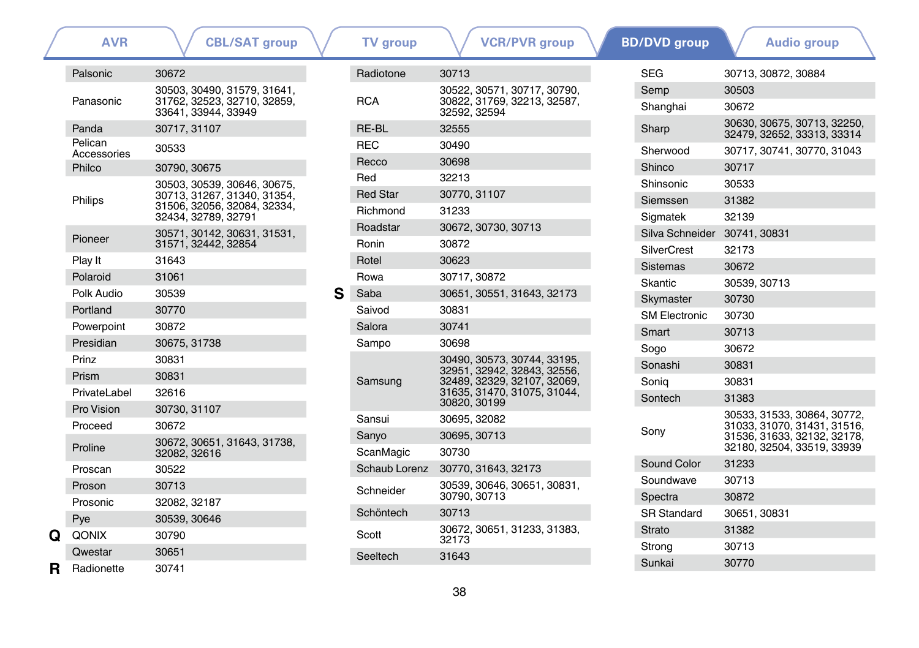AVR | CBL/SAT group | TV group | VCR/PVR group | **BD/DVD group** | Audio group

| | Brand | Code |
|---|---|---|
| | Palsonic | 30672 |
| | Panasonic | 30503, 30490, 31579, 31641, 31762, 32523, 32710, 32859, 33641, 33944, 33949 |
| | Panda | 30717, 31107 |
| | Pelican Accessories | 30533 |
| | Philco | 30790, 30675 |
| | Philips | 30503, 30539, 30646, 30675, 30713, 31267, 31340, 31354, 31506, 32056, 32084, 32334, 32434, 32789, 32791 |
| | Pioneer | 30571, 30142, 30631, 31531, 31571, 32442, 32854 |
| | Play It | 31643 |
| | Polaroid | 31061 |
| | Polk Audio | 30539 |
| | Portland | 30770 |
| | Powerpoint | 30872 |
| | Presidian | 30675, 31738 |
| | Prinz | 30831 |
| | Prism | 30831 |
| | PrivateLabel | 32616 |
| | Pro Vision | 30730, 31107 |
| | Proceed | 30672 |
| | Proline | 30672, 30651, 31643, 31738, 32082, 32616 |
| | Proscan | 30522 |
| | Proson | 30713 |
| | Prosonic | 32082, 32187 |
| | Pye | 30539, 30646 |
| **Q** | QONIX | 30790 |
| | Qwestar | 30651 |
| **R** | Radionette | 30741 |
| | Radiotone | 30713 |
| | RCA | 30522, 30571, 30717, 30790, 30822, 31769, 32213, 32587, 32592, 32594 |
| | RE-BL | 32555 |
| | REC | 30490 |
| | Recco | 30698 |
| | Red | 32213 |
| | Red Star | 30770, 31107 |
| | Richmond | 31233 |
| | Roadstar | 30672, 30730, 30713 |
| | Ronin | 30872 |
| | Rotel | 30623 |
| | Rowa | 30717, 30872 |
| **S** | Saba | 30651, 30551, 31643, 32173 |
| | Saivod | 30831 |
| | Salora | 30741 |
| | Sampo | 30698 |
| | Samsung | 30490, 30573, 30744, 33195, 32951, 32942, 32843, 32556, 32489, 32329, 32107, 32069, 31635, 31470, 31075, 31044, 30820, 30199 |
| | Sansui | 30695, 32082 |
| | Sanyo | 30695, 30713 |
| | ScanMagic | 30730 |
| | Schaub Lorenz | 30770, 31643, 32173 |
| | Schneider | 30539, 30646, 30651, 30831, 30790, 30713 |
| | Schöntech | 30713 |
| | Scott | 30672, 30651, 31233, 31383, 32173 |
| | Seeltech | 31643 |
| | SEG | 30713, 30872, 30884 |
| | Semp | 30503 |
| | Shanghai | 30672 |
| | Sharp | 30630, 30675, 30713, 32250, 32479, 32652, 33313, 33314 |
| | Sherwood | 30717, 30741, 30770, 31043 |
| | Shinco | 30717 |
| | Shinsonic | 30533 |
| | Siemssen | 31382 |
| | Sigmatek | 32139 |
| | Silva Schneider | 30741, 30831 |
| | SilverCrest | 32173 |
| | Sistemas | 30672 |
| | Skantic | 30539, 30713 |
| | Skymaster | 30730 |
| | SM Electronic | 30730 |
| | Smart | 30713 |
| | Sogo | 30672 |
| | Sonashi | 30831 |
| | Soniq | 30831 |
| | Sontech | 31383 |
| | Sony | 30533, 31533, 30864, 30772, 31033, 31070, 31431, 31516, 31536, 31633, 32132, 32178, 32180, 32504, 33519, 33939 |
| | Sound Color | 31233 |
| | Soundwave | 30713 |
| | Spectra | 30872 |
| | SR Standard | 30651, 30831 |
| | Strato | 31382 |
| | Strong | 30713 |
| | Sunkai | 30770 |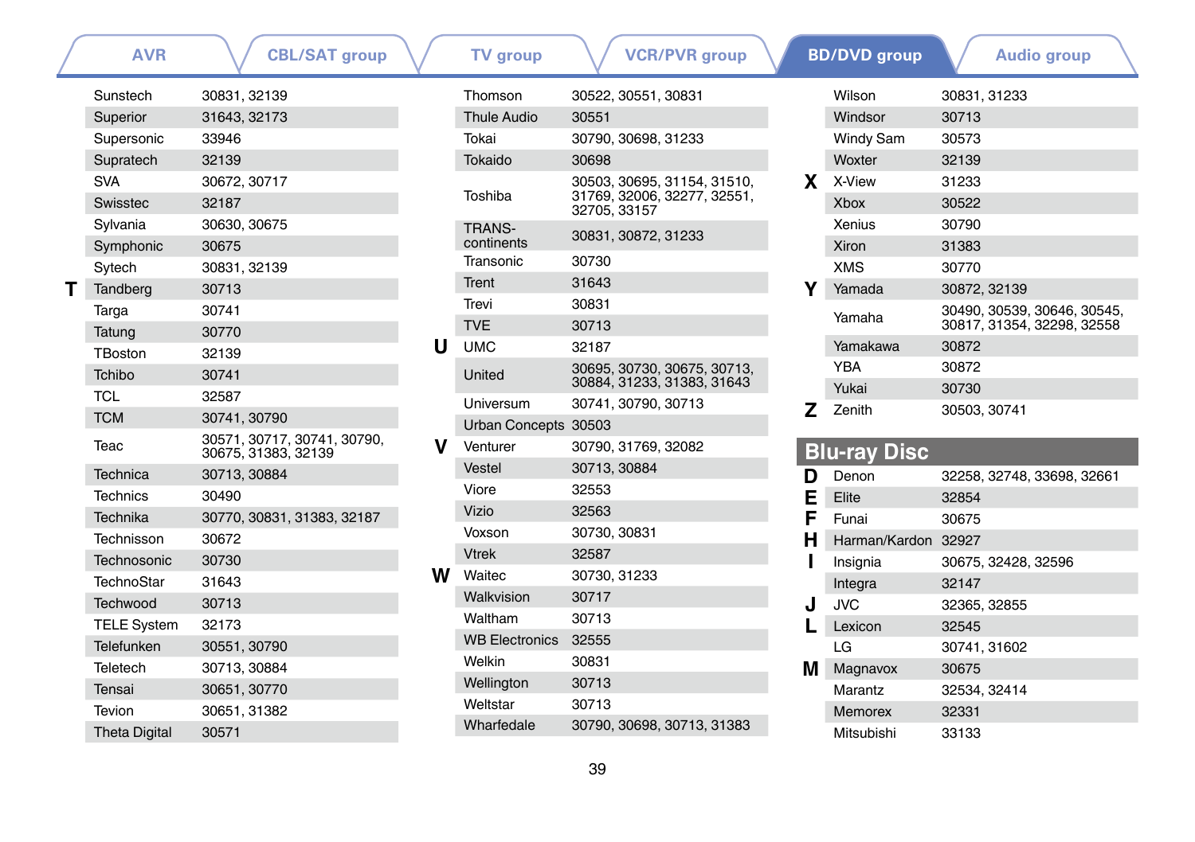AVR | CBL/SAT group | TV group | VCR/PVR group | **BD/DVD group** | Audio group

| | Brand | Code |
|---|---|---|
| | Sunstech | 30831, 32139 |
| | Superior | 31643, 32173 |
| | Supersonic | 33946 |
| | Supratech | 32139 |
| | SVA | 30672, 30717 |
| | Swisstec | 32187 |
| | Sylvania | 30630, 30675 |
| | Symphonic | 30675 |
| | Sytech | 30831, 32139 |
| **T** | Tandberg | 30713 |
| | Targa | 30741 |
| | Tatung | 30770 |
| | TBoston | 32139 |
| | Tchibo | 30741 |
| | TCL | 32587 |
| | TCM | 30741, 30790 |
| | Teac | 30571, 30717, 30741, 30790, 30675, 31383, 32139 |
| | Technica | 30713, 30884 |
| | Technics | 30490 |
| | Technika | 30770, 30831, 31383, 32187 |
| | Technisson | 30672 |
| | Technosonic | 30730 |
| | TechnoStar | 31643 |
| | Techwood | 30713 |
| | TELE System | 32173 |
| | Telefunken | 30551, 30790 |
| | Teletech | 30713, 30884 |
| | Tensai | 30651, 30770 |
| | Tevion | 30651, 31382 |
| | Theta Digital | 30571 |
| | Thomson | 30522, 30551, 30831 |
| | Thule Audio | 30551 |
| | Tokai | 30790, 30698, 31233 |
| | Tokaido | 30698 |
| | Toshiba | 30503, 30695, 31154, 31510, 31769, 32006, 32277, 32551, 32705, 33157 |
| | TRANS-continents | 30831, 30872, 31233 |
| | Transonic | 30730 |
| | Trent | 31643 |
| | Trevi | 30831 |
| | TVE | 30713 |
| **U** | UMC | 32187 |
| | United | 30695, 30730, 30675, 30713, 30884, 31233, 31383, 31643 |
| | Universum | 30741, 30790, 30713 |
| | Urban Concepts | 30503 |
| **V** | Venturer | 30790, 31769, 32082 |
| | Vestel | 30713, 30884 |
| | Viore | 32553 |
| | Vizio | 32563 |
| | Voxson | 30730, 30831 |
| | Vtrek | 32587 |
| **W** | Waitec | 30730, 31233 |
| | Walkvision | 30717 |
| | Waltham | 30713 |
| | WB Electronics | 32555 |
| | Welkin | 30831 |
| | Wellington | 30713 |
| | Weltstar | 30713 |
| | Wharfedale | 30790, 30698, 30713, 31383 |
| | Wilson | 30831, 31233 |
| | Windsor | 30713 |
| | Windy Sam | 30573 |
| | Woxter | 32139 |
| **X** | X-View | 31233 |
| | Xbox | 30522 |
| | Xenius | 30790 |
| | Xiron | 31383 |
| | XMS | 30770 |
| **Y** | Yamada | 30872, 32139 |
| | Yamaha | 30490, 30539, 30646, 30545, 30817, 31354, 32298, 32558 |
| | Yamakawa | 30872 |
| | YBA | 30872 |
| | Yukai | 30730 |
| **Z** | Zenith | 30503, 30741 |

## Blu-ray Disc

| | Brand | Code |
|---|---|---|
| **D** | Denon | 32258, 32748, 33698, 32661 |
| **E** | Elite | 32854 |
| **F** | Funai | 30675 |
| **H** | Harman/Kardon | 32927 |
| **I** | Insignia | 30675, 32428, 32596 |
| | Integra | 32147 |
| **J** | JVC | 32365, 32855 |
| **L** | Lexicon | 32545 |
| | LG | 30741, 31602 |
| **M** | Magnavox | 30675 |
| | Marantz | 32534, 32414 |
| | Memorex | 32331 |
| | Mitsubishi | 33133 |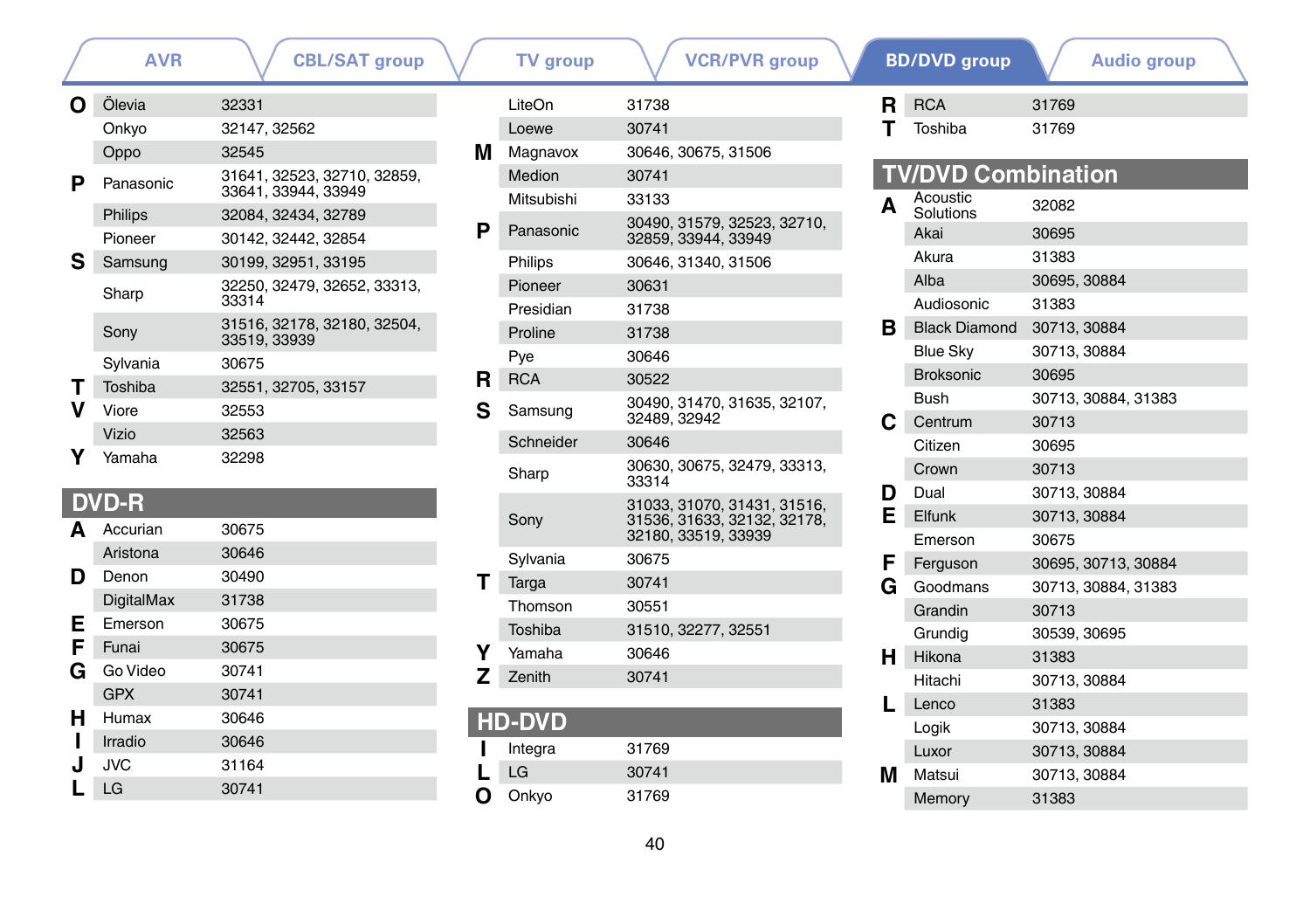AVR | CBL/SAT group | TV group | VCR/PVR group | **BD/DVD group** | Audio group

| | Brand | Code |
|---|---|---|
| **O** | Ölevia | 32331 |
| | Onkyo | 32147, 32562 |
| | Oppo | 32545 |
| **P** | Panasonic | 31641, 32523, 32710, 32859, 33641, 33944, 33949 |
| | Philips | 32084, 32434, 32789 |
| | Pioneer | 30142, 32442, 32854 |
| **S** | Samsung | 30199, 32951, 33195 |
| | Sharp | 32250, 32479, 32652, 33313, 33314 |
| | Sony | 31516, 32178, 32180, 32504, 33519, 33939 |
| | Sylvania | 30675 |
| **T** | Toshiba | 32551, 32705, 33157 |
| **V** | Viore | 32553 |
| | Vizio | 32563 |
| **Y** | Yamaha | 32298 |

## DVD-R

| | Brand | Code |
|---|---|---|
| **A** | Accurian | 30675 |
| | Aristona | 30646 |
| **D** | Denon | 30490 |
| | DigitalMax | 31738 |
| **E** | Emerson | 30675 |
| **F** | Funai | 30675 |
| **G** | Go Video | 30741 |
| | GPX | 30741 |
| **H** | Humax | 30646 |
| **I** | Irradio | 30646 |
| **J** | JVC | 31164 |
| **L** | LG | 30741 |
| | LiteOn | 31738 |
| | Loewe | 30741 |
| **M** | Magnavox | 30646, 30675, 31506 |
| | Medion | 30741 |
| | Mitsubishi | 33133 |
| **P** | Panasonic | 30490, 31579, 32523, 32710, 32859, 33944, 33949 |
| | Philips | 30646, 31340, 31506 |
| | Pioneer | 30631 |
| | Presidian | 31738 |
| | Proline | 31738 |
| | Pye | 30646 |
| **R** | RCA | 30522 |
| **S** | Samsung | 30490, 31470, 31635, 32107, 32489, 32942 |
| | Schneider | 30646 |
| | Sharp | 30630, 30675, 32479, 33313, 33314 |
| | Sony | 31033, 31070, 31431, 31516, 31536, 31633, 32132, 32178, 32180, 33519, 33939 |
| | Sylvania | 30675 |
| **T** | Targa | 30741 |
| | Thomson | 30551 |
| | Toshiba | 31510, 32277, 32551 |
| **Y** | Yamaha | 30646 |
| **Z** | Zenith | 30741 |

## HD-DVD

| | Brand | Code |
|---|---|---|
| **I** | Integra | 31769 |
| **L** | LG | 30741 |
| **O** | Onkyo | 31769 |
| **R** | RCA | 31769 |
| **T** | Toshiba | 31769 |

## TV/DVD Combination

| | Brand | Code |
|---|---|---|
| **A** | Acoustic Solutions | 32082 |
| | Akai | 30695 |
| | Akura | 31383 |
| | Alba | 30695, 30884 |
| | Audiosonic | 31383 |
| **B** | Black Diamond | 30713, 30884 |
| | Blue Sky | 30713, 30884 |
| | Broksonic | 30695 |
| | Bush | 30713, 30884, 31383 |
| **C** | Centrum | 30713 |
| | Citizen | 30695 |
| | Crown | 30713 |
| **D** | Dual | 30713, 30884 |
| **E** | Elfunk | 30713, 30884 |
| | Emerson | 30675 |
| **F** | Ferguson | 30695, 30713, 30884 |
| **G** | Goodmans | 30713, 30884, 31383 |
| | Grandin | 30713 |
| | Grundig | 30539, 30695 |
| **H** | Hikona | 31383 |
| | Hitachi | 30713, 30884 |
| **L** | Lenco | 31383 |
| | Logik | 30713, 30884 |
| | Luxor | 30713, 30884 |
| **M** | Matsui | 30713, 30884 |
| | Memory | 31383 |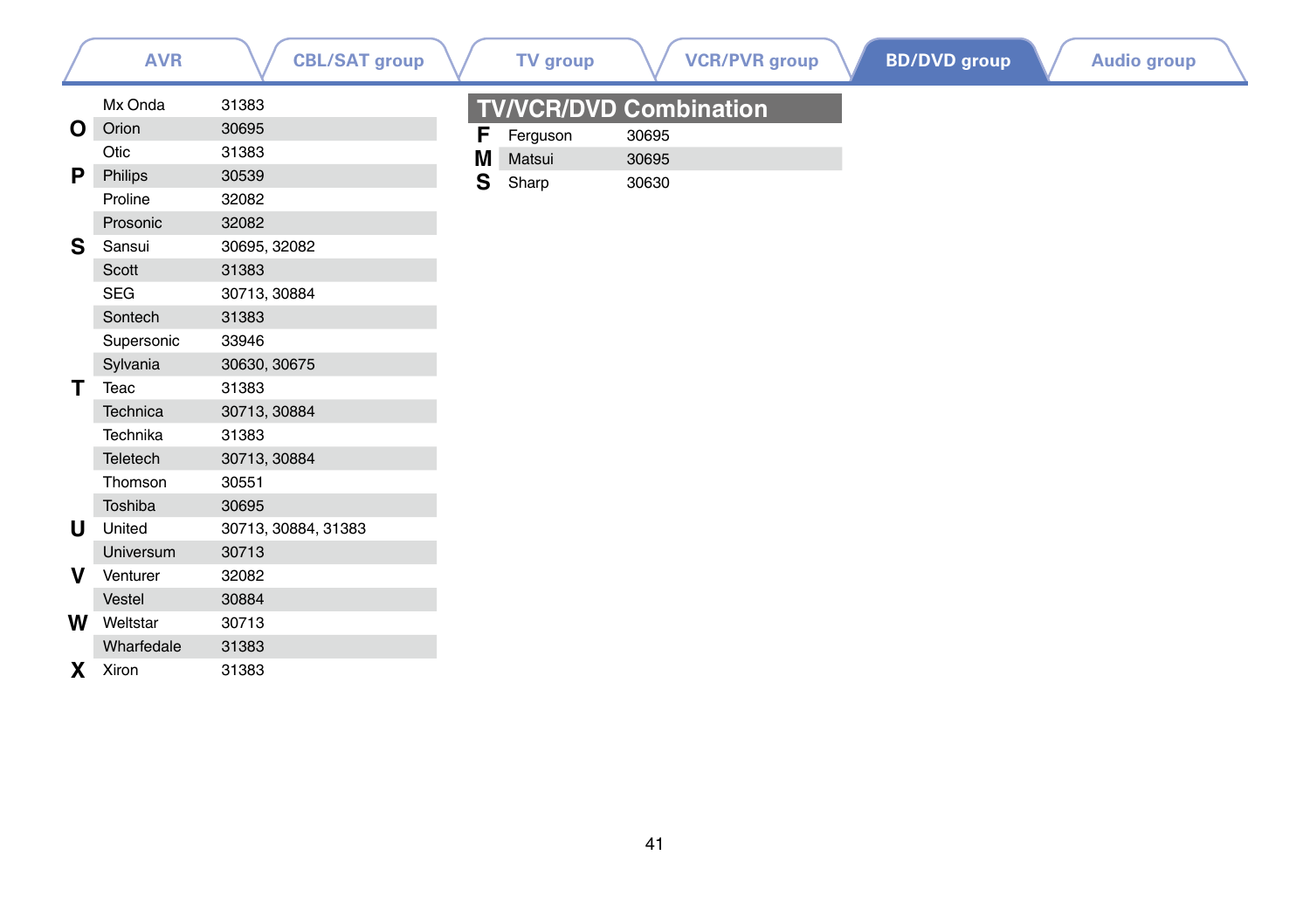AVR | CBL/SAT group | TV group | VCR/PVR group | **BD/DVD group** | Audio group

| | Brand | Code |
|---|---|---|
| | Mx Onda | 31383 |
| **O** | Orion | 30695 |
| | Otic | 31383 |
| **P** | Philips | 30539 |
| | Proline | 32082 |
| | Prosonic | 32082 |
| **S** | Sansui | 30695, 32082 |
| | Scott | 31383 |
| | SEG | 30713, 30884 |
| | Sontech | 31383 |
| | Supersonic | 33946 |
| | Sylvania | 30630, 30675 |
| **T** | Teac | 31383 |
| | Technica | 30713, 30884 |
| | Technika | 31383 |
| | Teletech | 30713, 30884 |
| | Thomson | 30551 |
| | Toshiba | 30695 |
| **U** | United | 30713, 30884, 31383 |
| | Universum | 30713 |
| **V** | Venturer | 32082 |
| | Vestel | 30884 |
| **W** | Weltstar | 30713 |
| | Wharfedale | 31383 |
| **X** | Xiron | 31383 |

## TV/VCR/DVD Combination

| | Brand | Code |
|---|---|---|
| **F** | Ferguson | 30695 |
| **M** | Matsui | 30695 |
| **S** | Sharp | 30630 |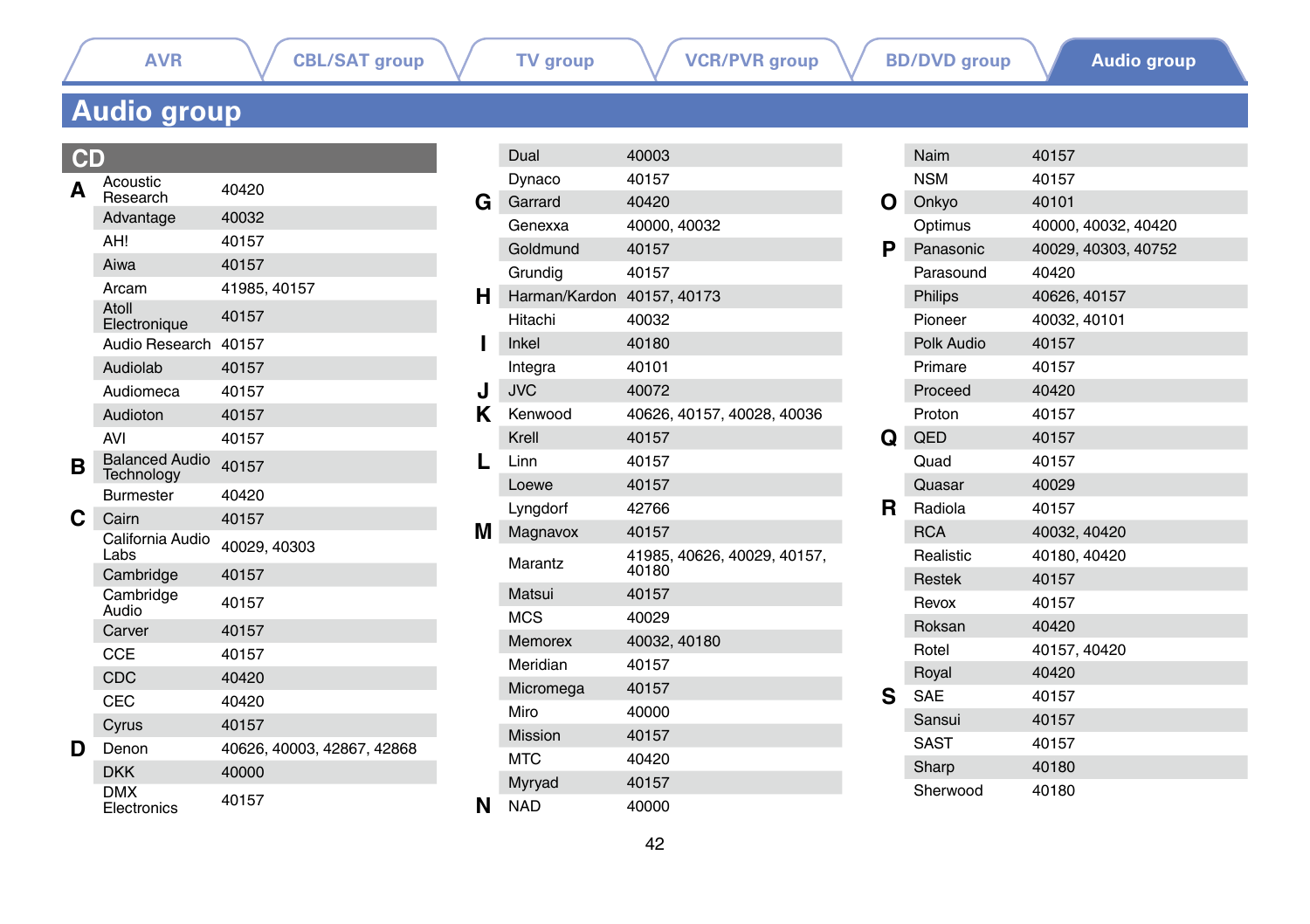AVR | CBL/SAT group | TV group | VCR/PVR group | BD/DVD group | Audio group

# Audio group

## CD

| | Brand | Code |
|---|---|---|
| A | Acoustic Research | 40420 |
| | Advantage | 40032 |
| | AH! | 40157 |
| | Aiwa | 40157 |
| | Arcam | 41985, 40157 |
| | Atoll Electronique | 40157 |
| | Audio Research | 40157 |
| | Audiolab | 40157 |
| | Audiomeca | 40157 |
| | Audioton | 40157 |
| | AVI | 40157 |
| B | Balanced Audio Technology | 40157 |
| | Burmester | 40420 |
| C | Cairn | 40157 |
| | California Audio Labs | 40029, 40303 |
| | Cambridge | 40157 |
| | Cambridge Audio | 40157 |
| | Carver | 40157 |
| | CCE | 40157 |
| | CDC | 40420 |
| | CEC | 40420 |
| | Cyrus | 40157 |
| D | Denon | 40626, 40003, 42867, 42868 |
| | DKK | 40000 |
| | DMX Electronics | 40157 |
| | Dual | 40003 |
| | Dynaco | 40157 |
| G | Garrard | 40420 |
| | Genexxa | 40000, 40032 |
| | Goldmund | 40157 |
| | Grundig | 40157 |
| H | Harman/Kardon | 40157, 40173 |
| | Hitachi | 40032 |
| I | Inkel | 40180 |
| | Integra | 40101 |
| J | JVC | 40072 |
| K | Kenwood | 40626, 40157, 40028, 40036 |
| | Krell | 40157 |
| L | Linn | 40157 |
| | Loewe | 40157 |
| | Lyngdorf | 42766 |
| M | Magnavox | 40157 |
| | Marantz | 41985, 40626, 40029, 40157, 40180 |
| | Matsui | 40157 |
| | MCS | 40029 |
| | Memorex | 40032, 40180 |
| | Meridian | 40157 |
| | Micromega | 40157 |
| | Miro | 40000 |
| | Mission | 40157 |
| | MTC | 40420 |
| | Myryad | 40157 |
| N | NAD | 40000 |
| | Naim | 40157 |
| | NSM | 40157 |
| O | Onkyo | 40101 |
| | Optimus | 40000, 40032, 40420 |
| P | Panasonic | 40029, 40303, 40752 |
| | Parasound | 40420 |
| | Philips | 40626, 40157 |
| | Pioneer | 40032, 40101 |
| | Polk Audio | 40157 |
| | Primare | 40157 |
| | Proceed | 40420 |
| | Proton | 40157 |
| Q | QED | 40157 |
| | Quad | 40157 |
| | Quasar | 40029 |
| R | Radiola | 40157 |
| | RCA | 40032, 40420 |
| | Realistic | 40180, 40420 |
| | Restek | 40157 |
| | Revox | 40157 |
| | Roksan | 40420 |
| | Rotel | 40157, 40420 |
| | Royal | 40420 |
| S | SAE | 40157 |
| | Sansui | 40157 |
| | SAST | 40157 |
| | Sharp | 40180 |
| | Sherwood | 40180 |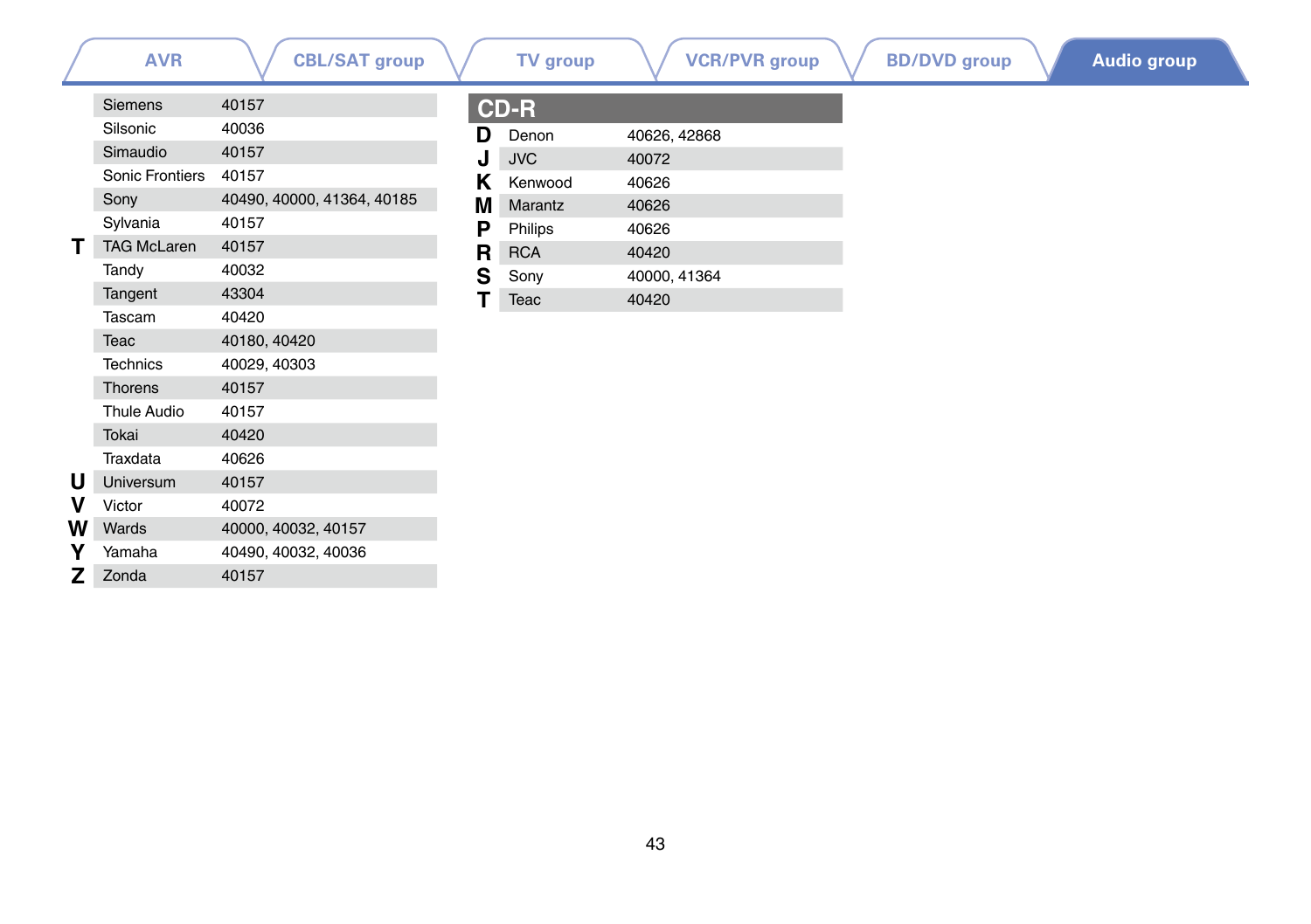AVR | CBL/SAT group | TV group | VCR/PVR group | BD/DVD group | Audio group

| | | |
|---|---|---|
| | Siemens | 40157 |
| | Silsonic | 40036 |
| | Simaudio | 40157 |
| | Sonic Frontiers | 40157 |
| | Sony | 40490, 40000, 41364, 40185 |
| | Sylvania | 40157 |
| **T** | TAG McLaren | 40157 |
| | Tandy | 40032 |
| | Tangent | 43304 |
| | Tascam | 40420 |
| | Teac | 40180, 40420 |
| | Technics | 40029, 40303 |
| | Thorens | 40157 |
| | Thule Audio | 40157 |
| | Tokai | 40420 |
| | Traxdata | 40626 |
| **U** | Universum | 40157 |
| **V** | Victor | 40072 |
| **W** | Wards | 40000, 40032, 40157 |
| **Y** | Yamaha | 40490, 40032, 40036 |
| **Z** | Zonda | 40157 |

## CD-R

| | | |
|---|---|---|
| **D** | Denon | 40626, 42868 |
| **J** | JVC | 40072 |
| **K** | Kenwood | 40626 |
| **M** | Marantz | 40626 |
| **P** | Philips | 40626 |
| **R** | RCA | 40420 |
| **S** | Sony | 40000, 41364 |
| **T** | Teac | 40420 |